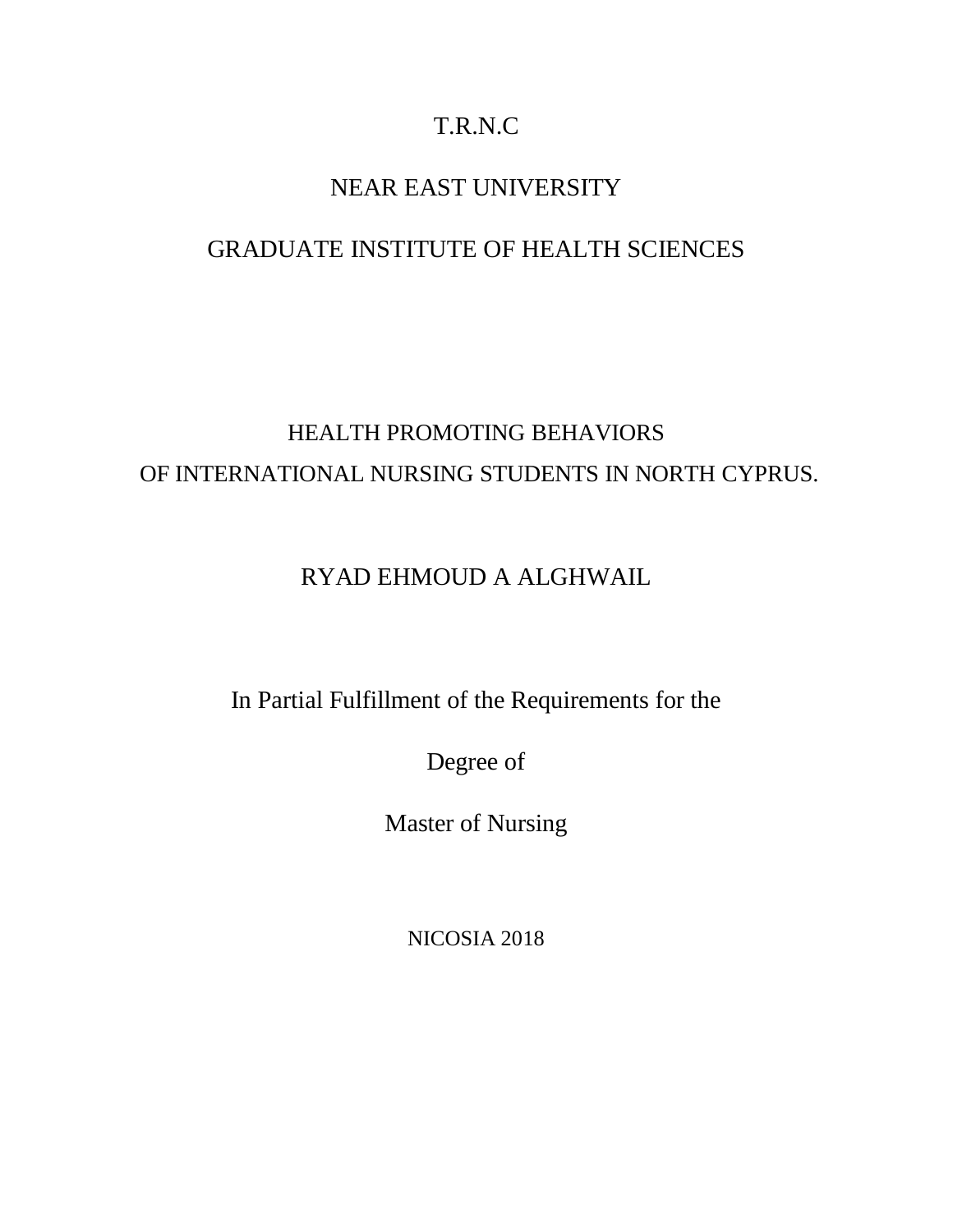T.R.N.C

NEAR EAST UNIVERSITY

GRADUATE INSTITUTE OF HEALTH SCIENCES

# HEALTH PROMOTING BEHAVIORS OF INTERNATIONAL NURSING STUDENTS IN NORTH CYPRUS.

RYAD EHMOUD A ALGHWAIL

In Partial Fulfillment of the Requirements for the

Degree of

Master of Nursing

NICOSIA 2018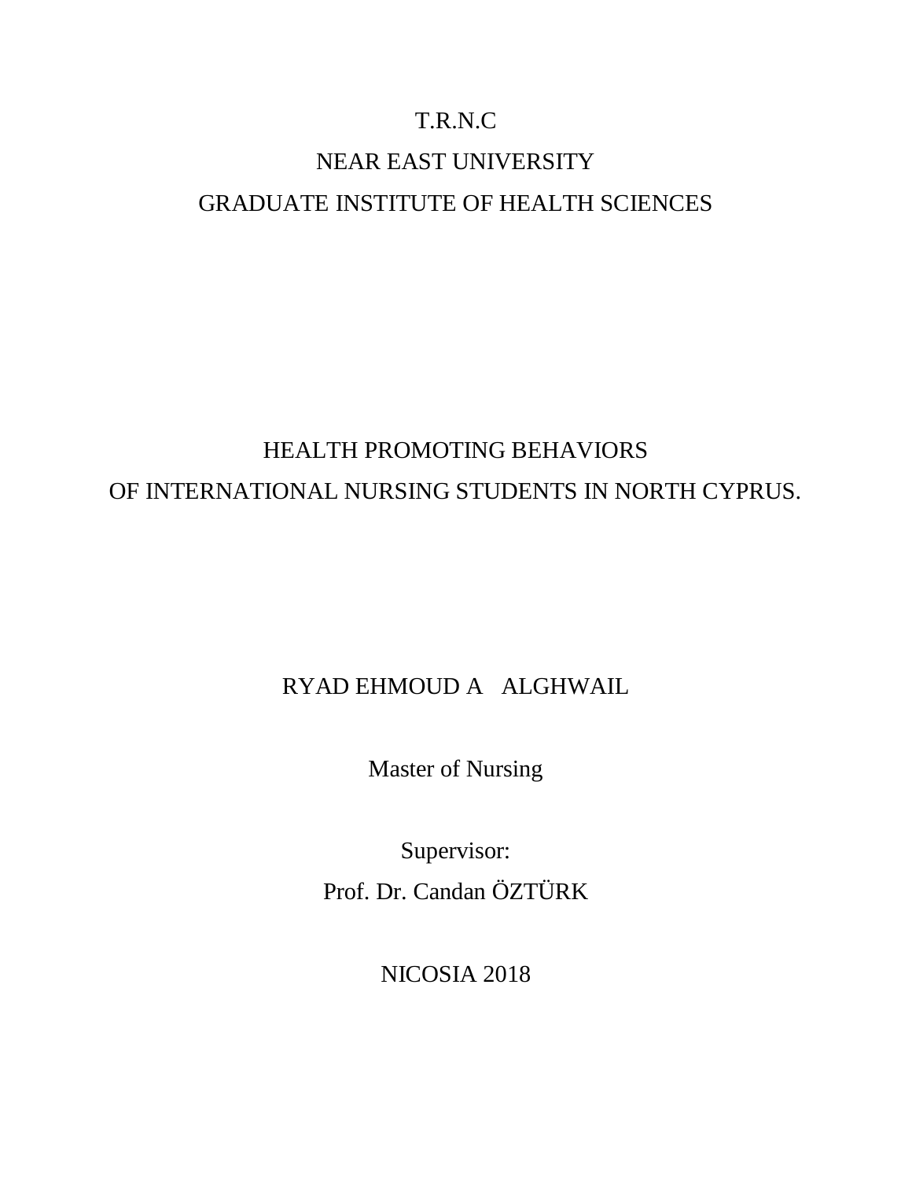T.R.N.C

NEAR EAST UNIVERSITY

GRADUATE INSTITUTE OF HEALTH SCIENCES

# HEALTH PROMOTING BEHAVIORS OF INTERNATIONAL NURSING STUDENTS IN NORTH CYPRUS.

RYAD EHMOUD A ALGHWAIL

Master of Nursing

Supervisor:

Prof. Dr. Candan ÖZTÜRK

NICOSIA 2018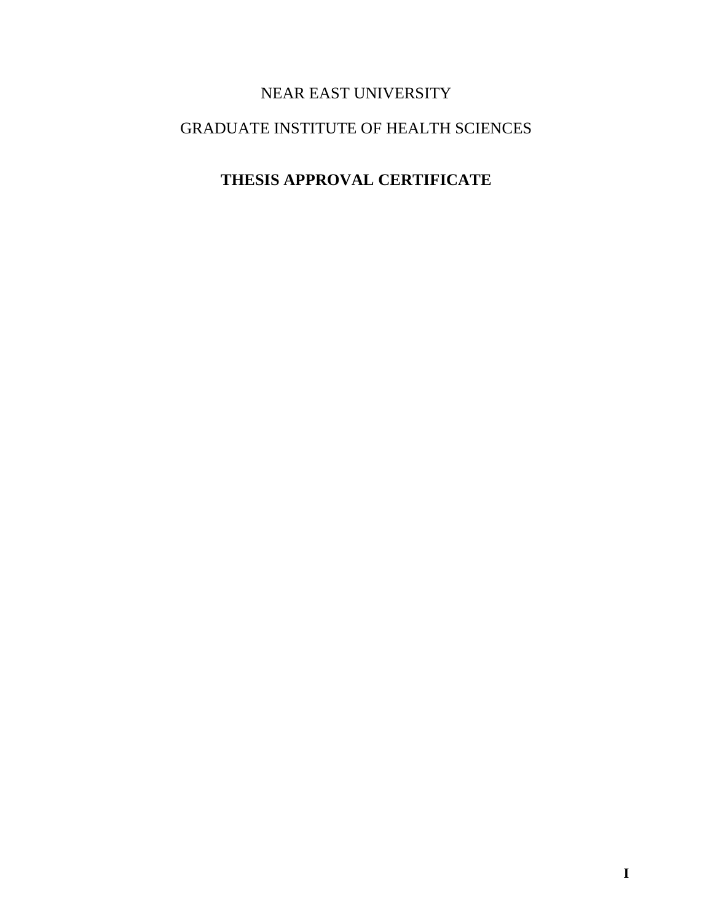NEAR EAST UNIVERSITY

GRADUATE INSTITUTE OF HEALTH SCIENCES

# THESIS APPROVAL CERTIFICATE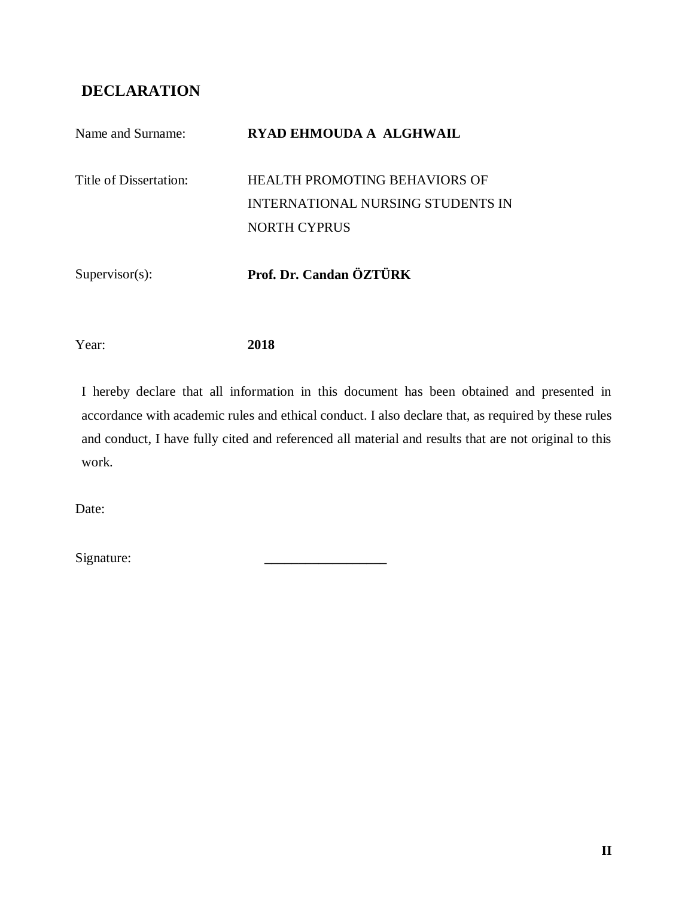## DECLARATION

Name and Surname: **RYAD EHMOUDA A ALGHWAIL**

Title of Dissertation: HEALTH PROMOTING BEHAVIORS OF INTERNATIONAL NURSING STUDENTS IN NORTH CYPRUS

Supervisor(s): **Prof. Dr. Candan ÖZTÜRK**

Year: **2018**

I hereby declare that all information in this document has been obtained and presented in accordance with academic rules and ethical conduct. I also declare that, as required by these rules and conduct, I have fully cited and referenced all material and results that are not original to this work.

Date:

Signature: __________________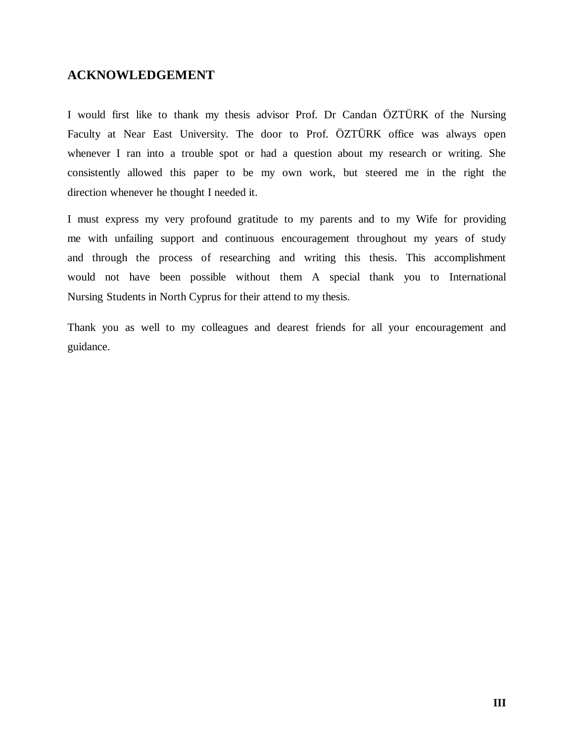## ACKNOWLEDGEMENT

I would first like to thank my thesis advisor Prof. Dr Candan ÖZTÜRK of the Nursing Faculty at Near East University. The door to Prof. ÖZTÜRK office was always open whenever I ran into a trouble spot or had a question about my research or writing. She consistently allowed this paper to be my own work, but steered me in the right the direction whenever he thought I needed it.

I must express my very profound gratitude to my parents and to my Wife for providing me with unfailing support and continuous encouragement throughout my years of study and through the process of researching and writing this thesis. This accomplishment would not have been possible without them A special thank you to International Nursing Students in North Cyprus for their attend to my thesis.

Thank you as well to my colleagues and dearest friends for all your encouragement and guidance.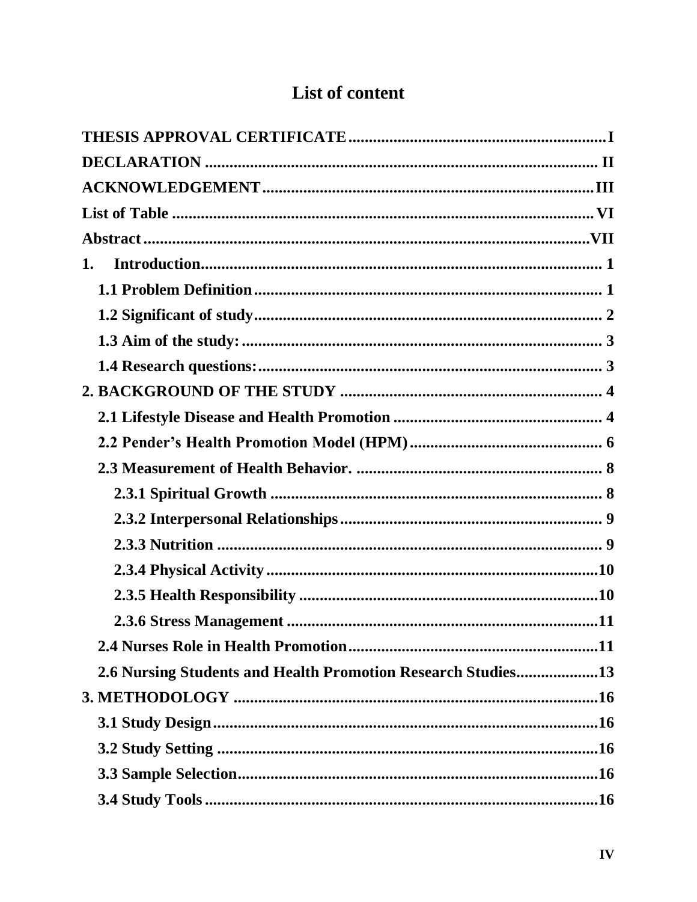# List of content

THESIS APPROVAL CERTIFICATE .......... I

DECLARATION .......... II

ACKNOWLEDGEMENT .......... III

List of Table .......... VI

Abstract .......... VII

1. Introduction .......... 1
   - 1.1 Problem Definition .......... 1
   - 1.2 Significant of study .......... 2
   - 1.3 Aim of the study: .......... 3
   - 1.4 Research questions: .......... 3

2. BACKGROUND OF THE STUDY .......... 4
   - 2.1 Lifestyle Disease and Health Promotion .......... 4
   - 2.2 Pender's Health Promotion Model (HPM) .......... 6
   - 2.3 Measurement of Health Behavior. .......... 8
     - 2.3.1 Spiritual Growth .......... 8
     - 2.3.2 Interpersonal Relationships .......... 9
     - 2.3.3 Nutrition .......... 9
     - 2.3.4 Physical Activity .......... 10
     - 2.3.5 Health Responsibility .......... 10
     - 2.3.6 Stress Management .......... 11
   - 2.4 Nurses Role in Health Promotion .......... 11
   - 2.6 Nursing Students and Health Promotion Research Studies .......... 13

3. METHODOLOGY .......... 16
   - 3.1 Study Design .......... 16
   - 3.2 Study Setting .......... 16
   - 3.3 Sample Selection .......... 16
   - 3.4 Study Tools .......... 16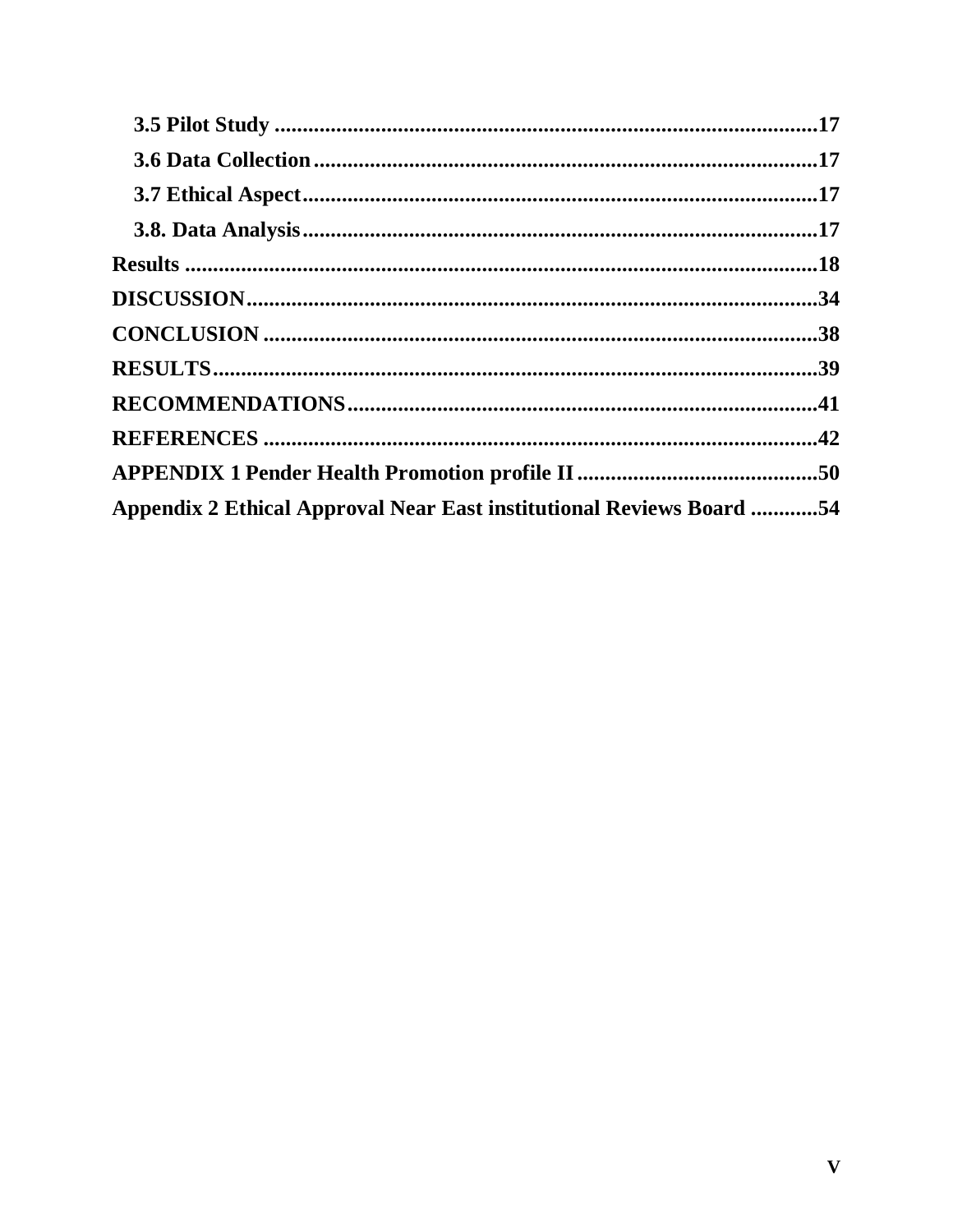**3.5 Pilot Study** ..................................................................................................17

**3.6 Data Collection** ...........................................................................................17

**3.7 Ethical Aspect** .............................................................................................17

**3.8. Data Analysis** ..............................................................................................17

**Results** .....................................................................................................................18

**DISCUSSION** ..........................................................................................................34

**CONCLUSION** ........................................................................................................38

**RESULTS** .................................................................................................................39

**RECOMMENDATIONS** .........................................................................................41

**REFERENCES** ........................................................................................................42

**APPENDIX 1 Pender Health Promotion profile II** ...........................................50

**Appendix 2 Ethical Approval Near East institutional Reviews Board** ............54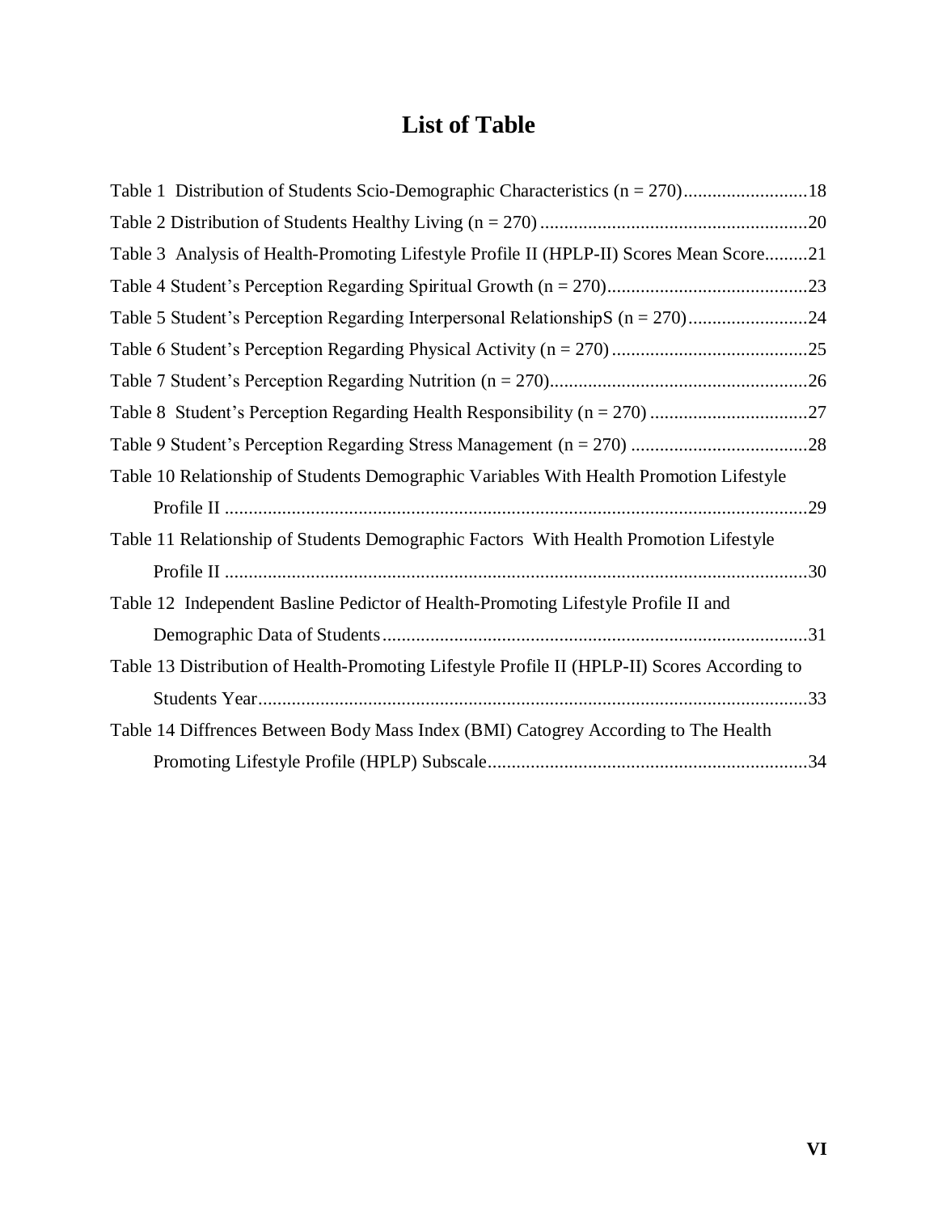# List of Table

Table 1 Distribution of Students Scio-Demographic Characteristics (n = 270)..........................18

Table 2 Distribution of Students Healthy Living (n = 270) ........................................................20

Table 3 Analysis of Health-Promoting Lifestyle Profile II (HPLP-II) Scores Mean Score.........21

Table 4 Student's Perception Regarding Spiritual Growth (n = 270)..........................................23

Table 5 Student's Perception Regarding Interpersonal RelationshipS (n = 270).........................24

Table 6 Student's Perception Regarding Physical Activity (n = 270).........................................25

Table 7 Student's Perception Regarding Nutrition (n = 270)......................................................26

Table 8 Student's Perception Regarding Health Responsibility (n = 270) .................................27

Table 9 Student's Perception Regarding Stress Management (n = 270) .....................................28

Table 10 Relationship of Students Demographic Variables With Health Promotion Lifestyle Profile II ..........................................................................................................................29

Table 11 Relationship of Students Demographic Factors With Health Promotion Lifestyle Profile II ..........................................................................................................................30

Table 12 Independent Basline Pedictor of Health-Promoting Lifestyle Profile II and Demographic Data of Students.........................................................................................31

Table 13 Distribution of Health-Promoting Lifestyle Profile II (HPLP-II) Scores According to Students Year...................................................................................................................33

Table 14 Diffrences Between Body Mass Index (BMI) Catogrey According to The Health Promoting Lifestyle Profile (HPLP) Subscale...................................................................34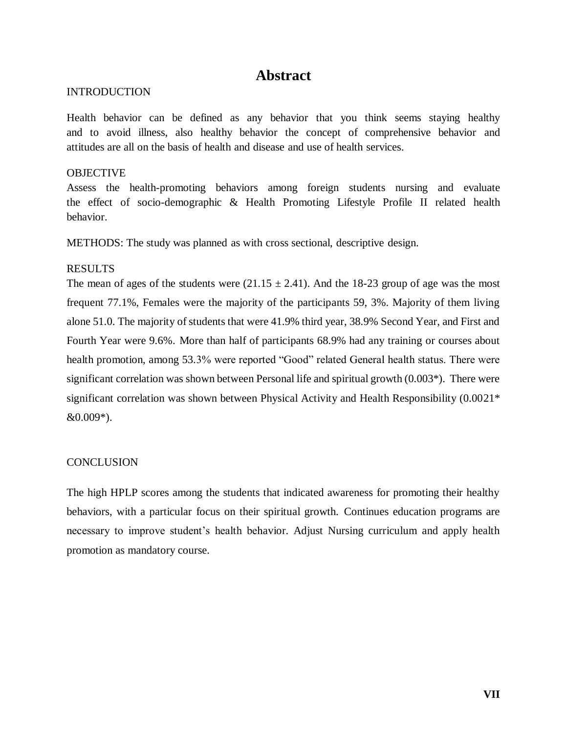# Abstract

INTRODUCTION

Health behavior can be defined as any behavior that you think seems staying healthy and to avoid illness, also healthy behavior the concept of comprehensive behavior and attitudes are all on the basis of health and disease and use of health services.

OBJECTIVE

Assess the health-promoting behaviors among foreign students nursing and evaluate the effect of socio-demographic & Health Promoting Lifestyle Profile II related health behavior.

METHODS: The study was planned as with cross sectional, descriptive design.

RESULTS

The mean of ages of the students were ($21.15 \pm 2.41$). And the 18-23 group of age was the most frequent 77.1%, Females were the majority of the participants 59, 3%. Majority of them living alone 51.0. The majority of students that were 41.9% third year, 38.9% Second Year, and First and Fourth Year were 9.6%. More than half of participants 68.9% had any training or courses about health promotion, among 53.3% were reported "Good" related General health status. There were significant correlation was shown between Personal life and spiritual growth (0.003*). There were significant correlation was shown between Physical Activity and Health Responsibility (0.0021* &0.009*).

CONCLUSION

The high HPLP scores among the students that indicated awareness for promoting their healthy behaviors, with a particular focus on their spiritual growth. Continues education programs are necessary to improve student's health behavior. Adjust Nursing curriculum and apply health promotion as mandatory course.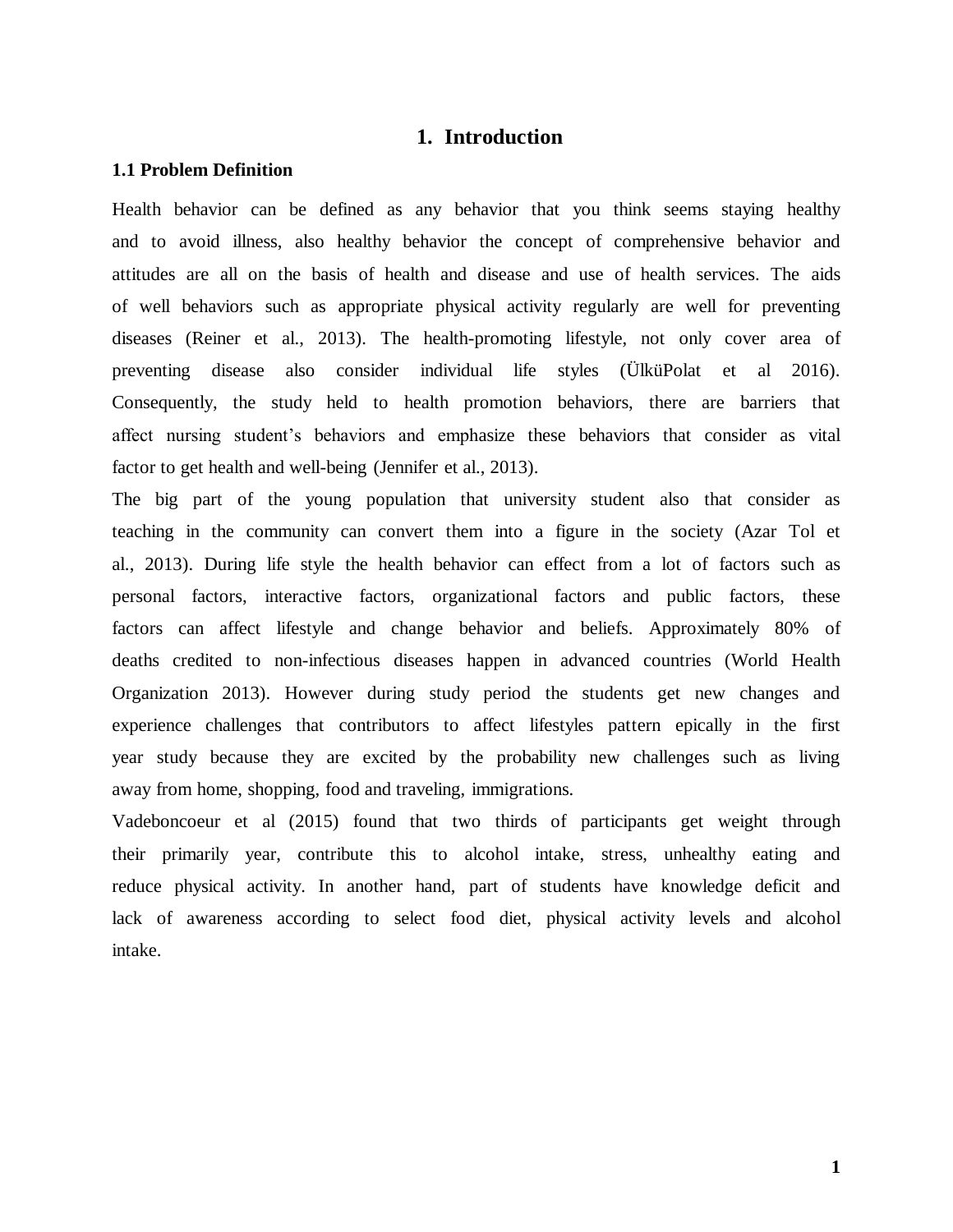# 1. Introduction

## 1.1 Problem Definition

Health behavior can be defined as any behavior that you think seems staying healthy and to avoid illness, also healthy behavior the concept of comprehensive behavior and attitudes are all on the basis of health and disease and use of health services. The aids of well behaviors such as appropriate physical activity regularly are well for preventing diseases (Reiner et al., 2013). The health-promoting lifestyle, not only cover area of preventing disease also consider individual life styles (ÜlküPolat et al 2016). Consequently, the study held to health promotion behaviors, there are barriers that affect nursing student's behaviors and emphasize these behaviors that consider as vital factor to get health and well-being (Jennifer et al., 2013).

The big part of the young population that university student also that consider as teaching in the community can convert them into a figure in the society (Azar Tol et al., 2013). During life style the health behavior can effect from a lot of factors such as personal factors, interactive factors, organizational factors and public factors, these factors can affect lifestyle and change behavior and beliefs. Approximately 80% of deaths credited to non-infectious diseases happen in advanced countries (World Health Organization 2013). However during study period the students get new changes and experience challenges that contributors to affect lifestyles pattern epically in the first year study because they are excited by the probability new challenges such as living away from home, shopping, food and traveling, immigrations.

Vadeboncoeur et al (2015) found that two thirds of participants get weight through their primarily year, contribute this to alcohol intake, stress, unhealthy eating and reduce physical activity. In another hand, part of students have knowledge deficit and lack of awareness according to select food diet, physical activity levels and alcohol intake.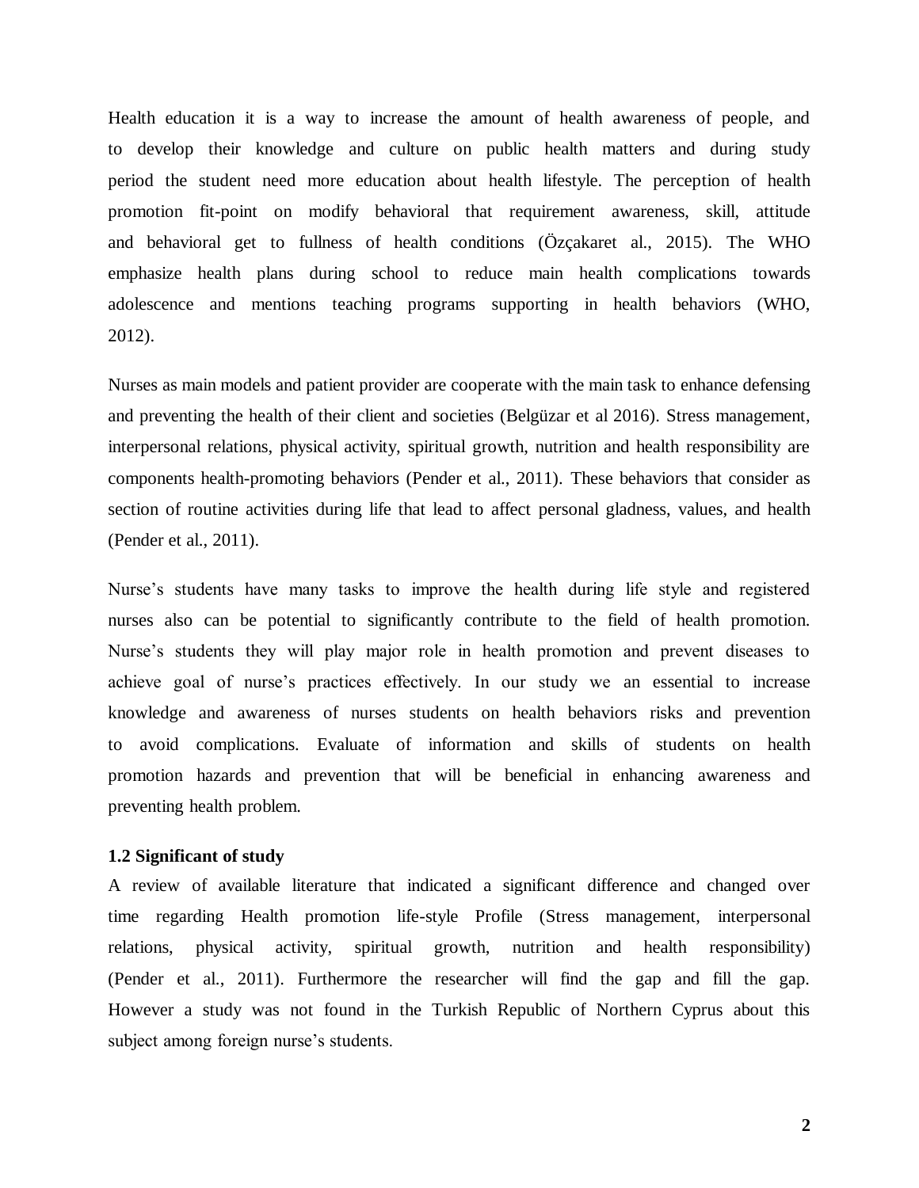Health education it is a way to increase the amount of health awareness of people, and to develop their knowledge and culture on public health matters and during study period the student need more education about health lifestyle. The perception of health promotion fit-point on modify behavioral that requirement awareness, skill, attitude and behavioral get to fullness of health conditions (Özçakaret al., 2015). The WHO emphasize health plans during school to reduce main health complications towards adolescence and mentions teaching programs supporting in health behaviors (WHO, 2012).

Nurses as main models and patient provider are cooperate with the main task to enhance defensing and preventing the health of their client and societies (Belgüzar et al 2016). Stress management, interpersonal relations, physical activity, spiritual growth, nutrition and health responsibility are components health-promoting behaviors (Pender et al., 2011). These behaviors that consider as section of routine activities during life that lead to affect personal gladness, values, and health (Pender et al., 2011).

Nurse's students have many tasks to improve the health during life style and registered nurses also can be potential to significantly contribute to the field of health promotion. Nurse's students they will play major role in health promotion and prevent diseases to achieve goal of nurse's practices effectively. In our study we an essential to increase knowledge and awareness of nurses students on health behaviors risks and prevention to avoid complications. Evaluate of information and skills of students on health promotion hazards and prevention that will be beneficial in enhancing awareness and preventing health problem.

### 1.2 Significant of study

A review of available literature that indicated a significant difference and changed over time regarding Health promotion life-style Profile (Stress management, interpersonal relations, physical activity, spiritual growth, nutrition and health responsibility) (Pender et al., 2011). Furthermore the researcher will find the gap and fill the gap. However a study was not found in the Turkish Republic of Northern Cyprus about this subject among foreign nurse's students.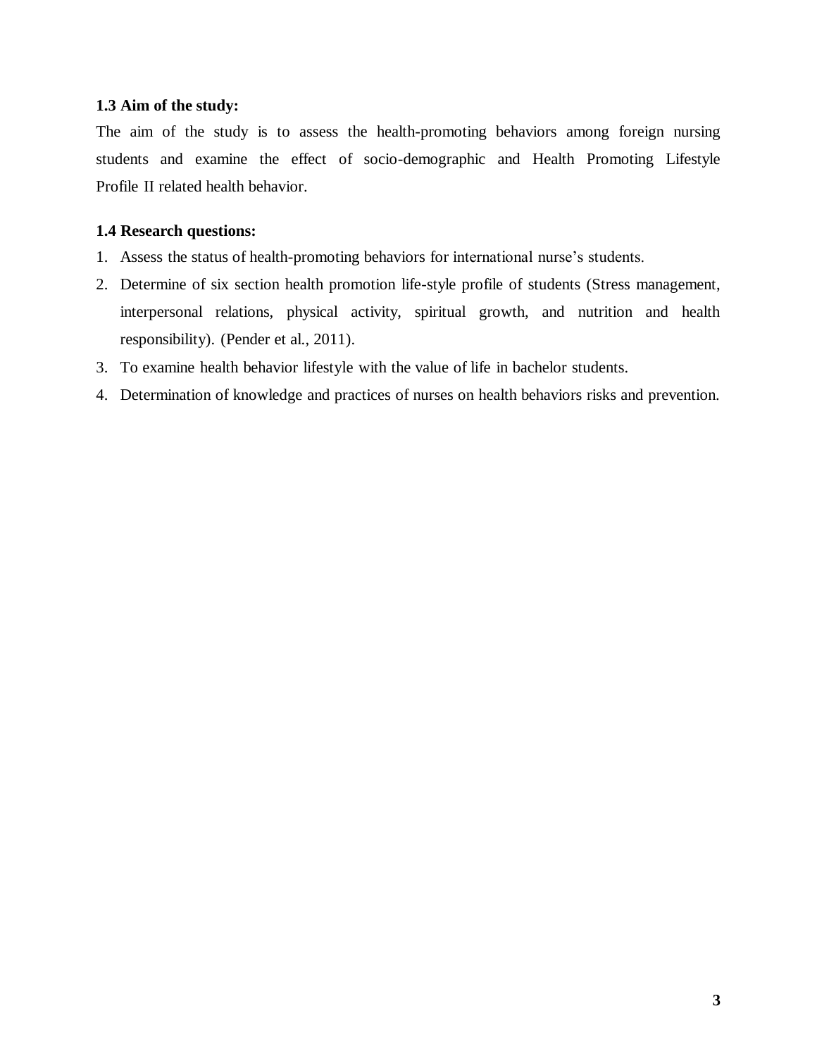### 1.3 Aim of the study:

The aim of the study is to assess the health-promoting behaviors among foreign nursing students and examine the effect of socio-demographic and Health Promoting Lifestyle Profile II related health behavior.

### 1.4 Research questions:

1. Assess the status of health-promoting behaviors for international nurse's students.
2. Determine of six section health promotion life-style profile of students (Stress management, interpersonal relations, physical activity, spiritual growth, and nutrition and health responsibility). (Pender et al., 2011).
3. To examine health behavior lifestyle with the value of life in bachelor students.
4. Determination of knowledge and practices of nurses on health behaviors risks and prevention.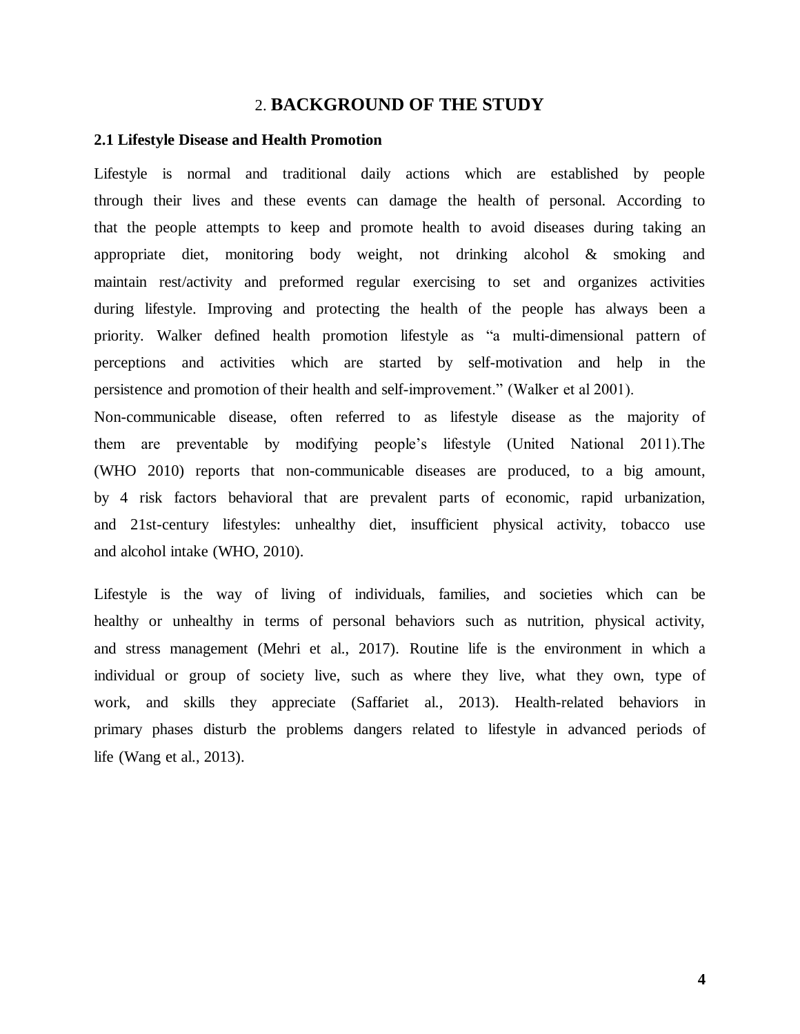# 2. BACKGROUND OF THE STUDY

## 2.1 Lifestyle Disease and Health Promotion

Lifestyle is normal and traditional daily actions which are established by people through their lives and these events can damage the health of personal. According to that the people attempts to keep and promote health to avoid diseases during taking an appropriate diet, monitoring body weight, not drinking alcohol & smoking and maintain rest/activity and preformed regular exercising to set and organizes activities during lifestyle. Improving and protecting the health of the people has always been a priority. Walker defined health promotion lifestyle as "a multi-dimensional pattern of perceptions and activities which are started by self-motivation and help in the persistence and promotion of their health and self-improvement." (Walker et al 2001).

Non-communicable disease, often referred to as lifestyle disease as the majority of them are preventable by modifying people's lifestyle (United National 2011).The (WHO 2010) reports that non-communicable diseases are produced, to a big amount, by 4 risk factors behavioral that are prevalent parts of economic, rapid urbanization, and 21st-century lifestyles: unhealthy diet, insufficient physical activity, tobacco use and alcohol intake (WHO, 2010).

Lifestyle is the way of living of individuals, families, and societies which can be healthy or unhealthy in terms of personal behaviors such as nutrition, physical activity, and stress management (Mehri et al., 2017). Routine life is the environment in which a individual or group of society live, such as where they live, what they own, type of work, and skills they appreciate (Saffariet al., 2013). Health-related behaviors in primary phases disturb the problems dangers related to lifestyle in advanced periods of life (Wang et al., 2013).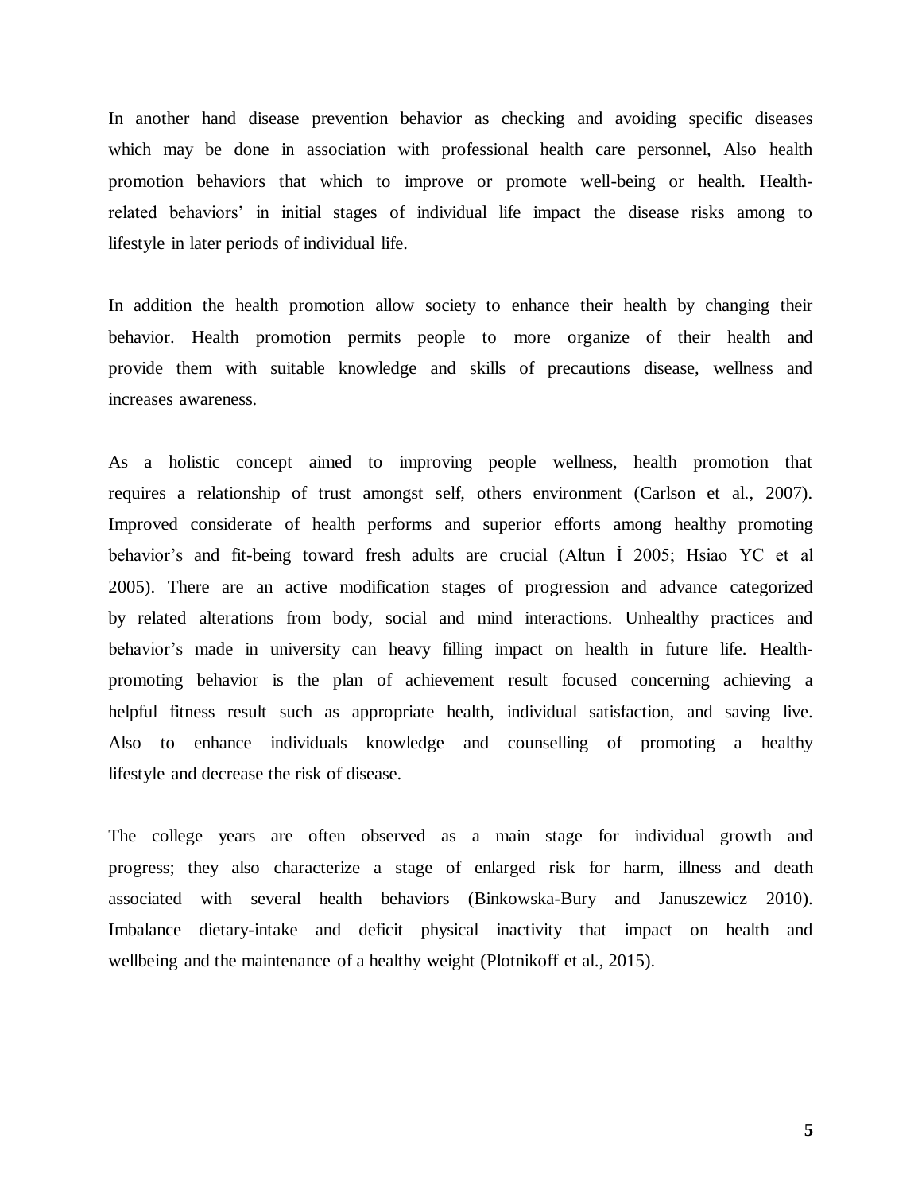In another hand disease prevention behavior as checking and avoiding specific diseases which may be done in association with professional health care personnel, Also health promotion behaviors that which to improve or promote well-being or health. Health-related behaviors' in initial stages of individual life impact the disease risks among to lifestyle in later periods of individual life.

In addition the health promotion allow society to enhance their health by changing their behavior. Health promotion permits people to more organize of their health and provide them with suitable knowledge and skills of precautions disease, wellness and increases awareness.

As a holistic concept aimed to improving people wellness, health promotion that requires a relationship of trust amongst self, others environment (Carlson et al., 2007). Improved considerate of health performs and superior efforts among healthy promoting behavior's and fit-being toward fresh adults are crucial (Altun İ 2005; Hsiao YC et al 2005). There are an active modification stages of progression and advance categorized by related alterations from body, social and mind interactions. Unhealthy practices and behavior's made in university can heavy filling impact on health in future life. Health-promoting behavior is the plan of achievement result focused concerning achieving a helpful fitness result such as appropriate health, individual satisfaction, and saving live. Also to enhance individuals knowledge and counselling of promoting a healthy lifestyle and decrease the risk of disease.

The college years are often observed as a main stage for individual growth and progress; they also characterize a stage of enlarged risk for harm, illness and death associated with several health behaviors (Binkowska-Bury and Januszewicz 2010). Imbalance dietary-intake and deficit physical inactivity that impact on health and wellbeing and the maintenance of a healthy weight (Plotnikoff et al., 2015).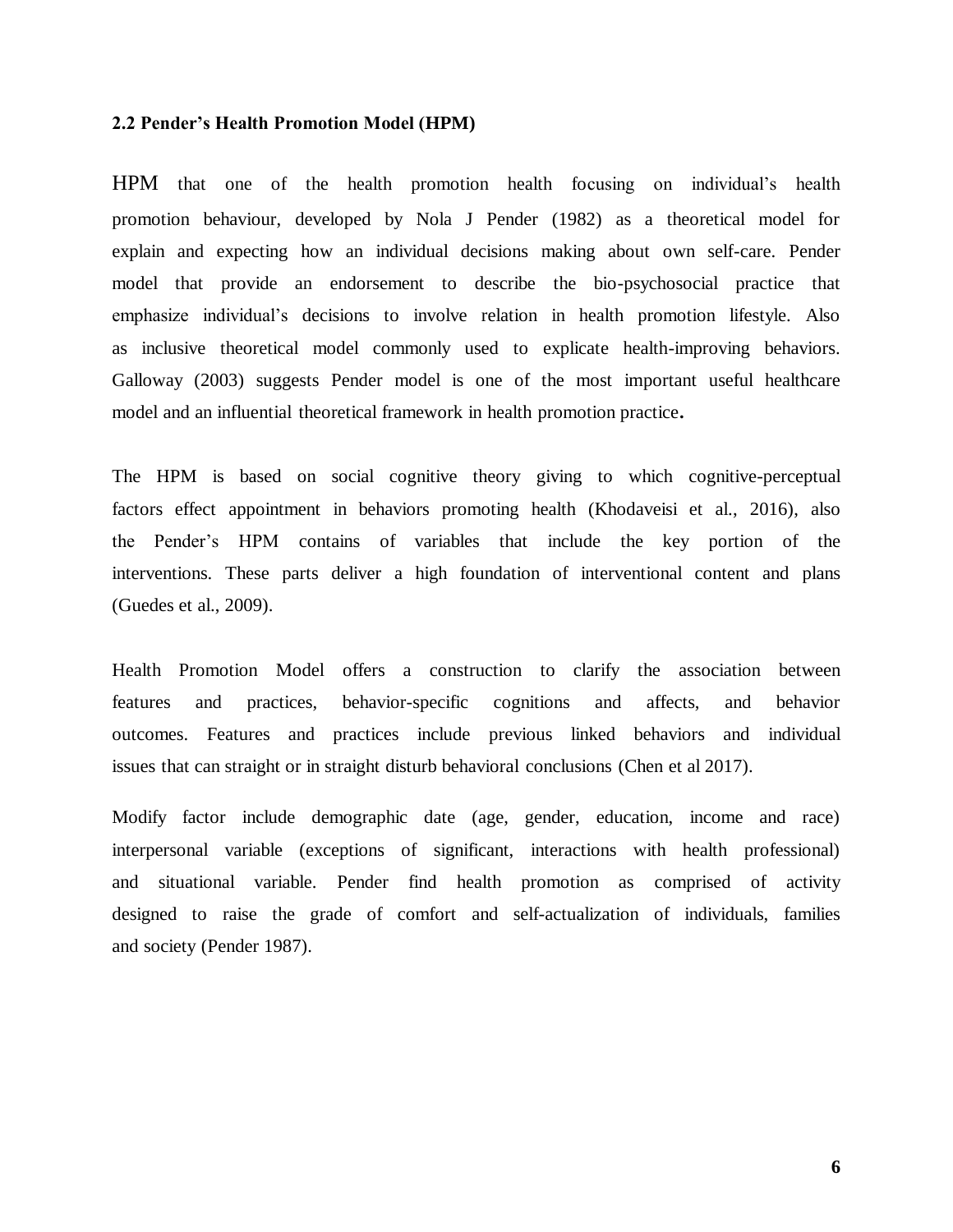## 2.2 Pender's Health Promotion Model (HPM)

HPM that one of the health promotion health focusing on individual's health promotion behaviour, developed by Nola J Pender (1982) as a theoretical model for explain and expecting how an individual decisions making about own self-care. Pender model that provide an endorsement to describe the bio-psychosocial practice that emphasize individual's decisions to involve relation in health promotion lifestyle. Also as inclusive theoretical model commonly used to explicate health-improving behaviors. Galloway (2003) suggests Pender model is one of the most important useful healthcare model and an influential theoretical framework in health promotion practice**.**

The HPM is based on social cognitive theory giving to which cognitive-perceptual factors effect appointment in behaviors promoting health (Khodaveisi et al., 2016), also the Pender's HPM contains of variables that include the key portion of the interventions. These parts deliver a high foundation of interventional content and plans (Guedes et al., 2009).

Health Promotion Model offers a construction to clarify the association between features and practices, behavior-specific cognitions and affects, and behavior outcomes. Features and practices include previous linked behaviors and individual issues that can straight or in straight disturb behavioral conclusions (Chen et al 2017).

Modify factor include demographic date (age, gender, education, income and race) interpersonal variable (exceptions of significant, interactions with health professional) and situational variable. Pender find health promotion as comprised of activity designed to raise the grade of comfort and self-actualization of individuals, families and society (Pender 1987).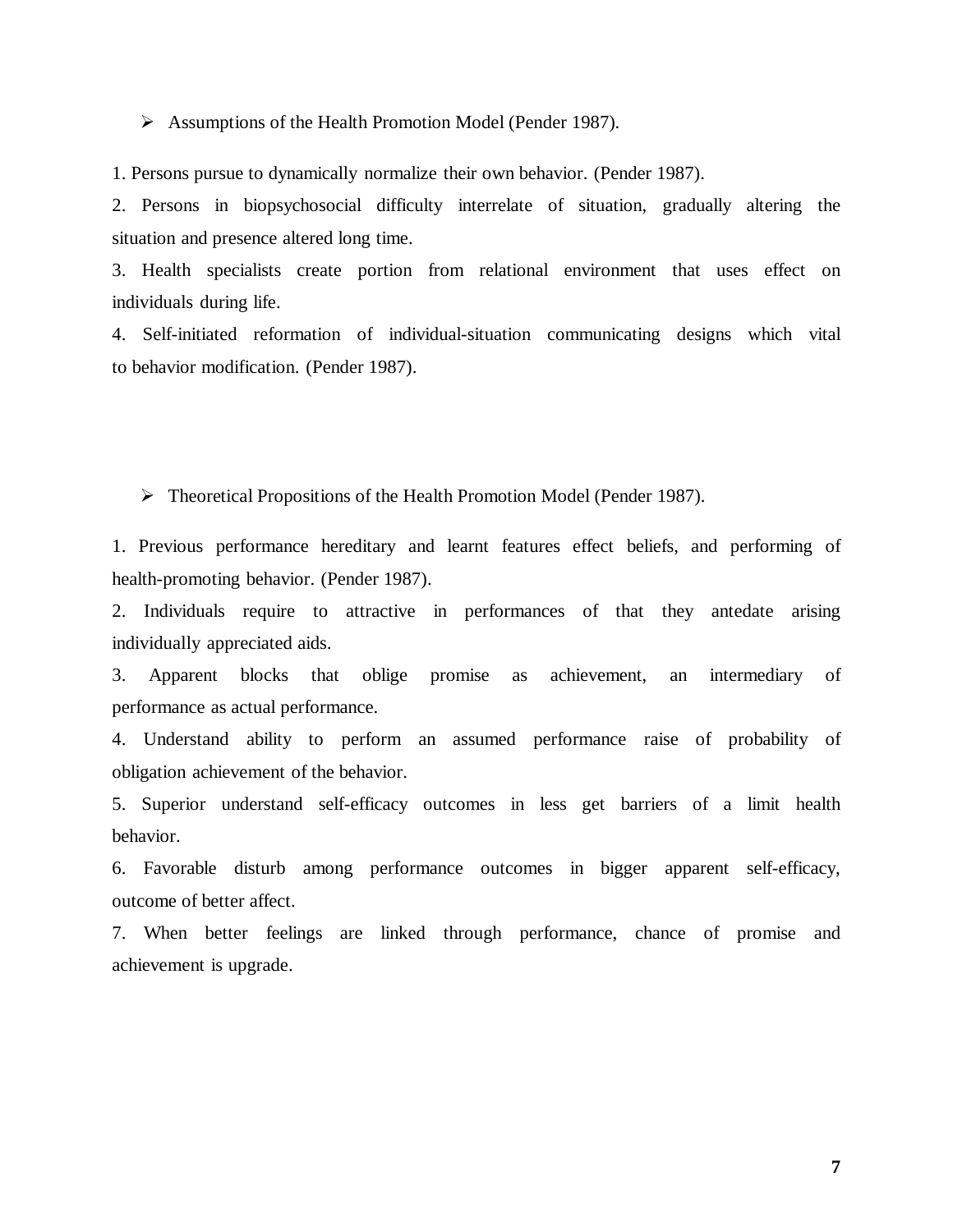- Assumptions of the Health Promotion Model (Pender 1987).

1. Persons pursue to dynamically normalize their own behavior. (Pender 1987).
2. Persons in biopsychosocial difficulty interrelate of situation, gradually altering the situation and presence altered long time.
3. Health specialists create portion from relational environment that uses effect on individuals during life.
4. Self-initiated reformation of individual-situation communicating designs which vital to behavior modification. (Pender 1987).

- Theoretical Propositions of the Health Promotion Model (Pender 1987).

1. Previous performance hereditary and learnt features effect beliefs, and performing of health-promoting behavior. (Pender 1987).
2. Individuals require to attractive in performances of that they antedate arising individually appreciated aids.
3. Apparent blocks that oblige promise as achievement, an intermediary of performance as actual performance.
4. Understand ability to perform an assumed performance raise of probability of obligation achievement of the behavior.
5. Superior understand self-efficacy outcomes in less get barriers of a limit health behavior.
6. Favorable disturb among performance outcomes in bigger apparent self-efficacy, outcome of better affect.
7. When better feelings are linked through performance, chance of promise and achievement is upgrade.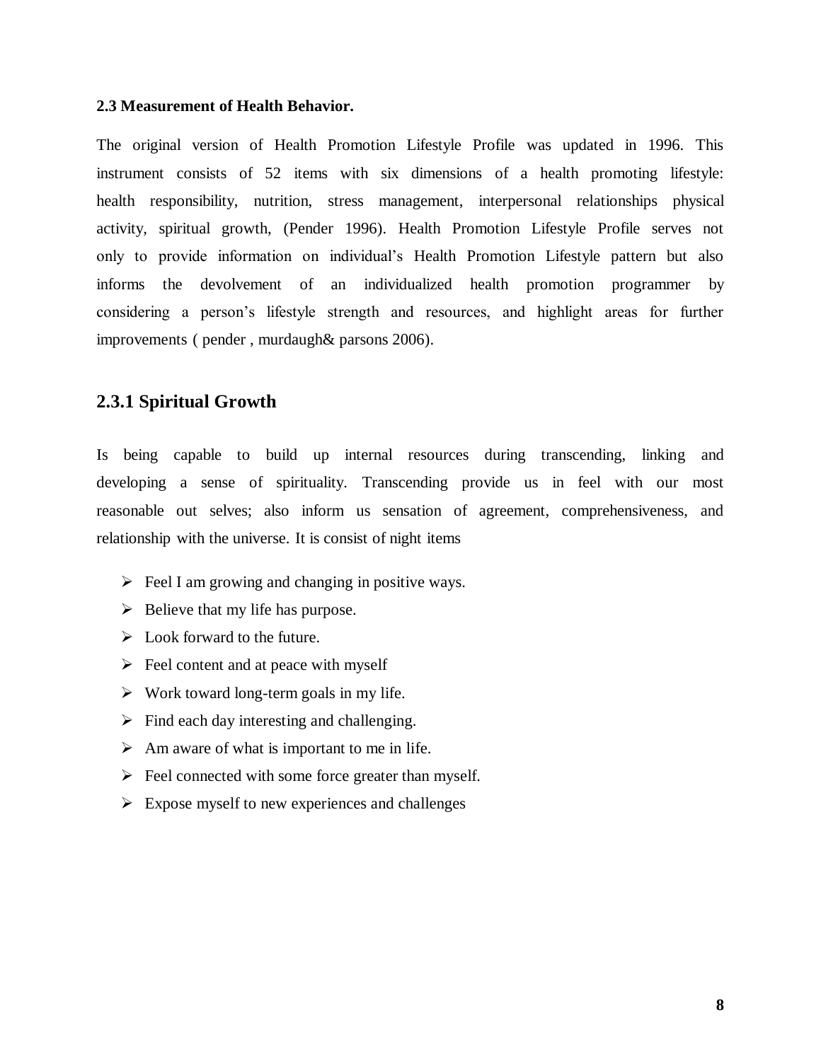**2.3 Measurement of Health Behavior.**

The original version of Health Promotion Lifestyle Profile was updated in 1996. This instrument consists of 52 items with six dimensions of a health promoting lifestyle: health responsibility, nutrition, stress management, interpersonal relationships physical activity, spiritual growth, (Pender 1996). Health Promotion Lifestyle Profile serves not only to provide information on individual's Health Promotion Lifestyle pattern but also informs the devolvement of an individualized health promotion programmer by considering a person's lifestyle strength and resources, and highlight areas for further improvements ( pender , murdaugh& parsons 2006).

## 2.3.1 Spiritual Growth

Is being capable to build up internal resources during transcending, linking and developing a sense of spirituality. Transcending provide us in feel with our most reasonable out selves; also inform us sensation of agreement, comprehensiveness, and relationship with the universe. It is consist of night items

- Feel I am growing and changing in positive ways.
- Believe that my life has purpose.
- Look forward to the future.
- Feel content and at peace with myself
- Work toward long-term goals in my life.
- Find each day interesting and challenging.
- Am aware of what is important to me in life.
- Feel connected with some force greater than myself.
- Expose myself to new experiences and challenges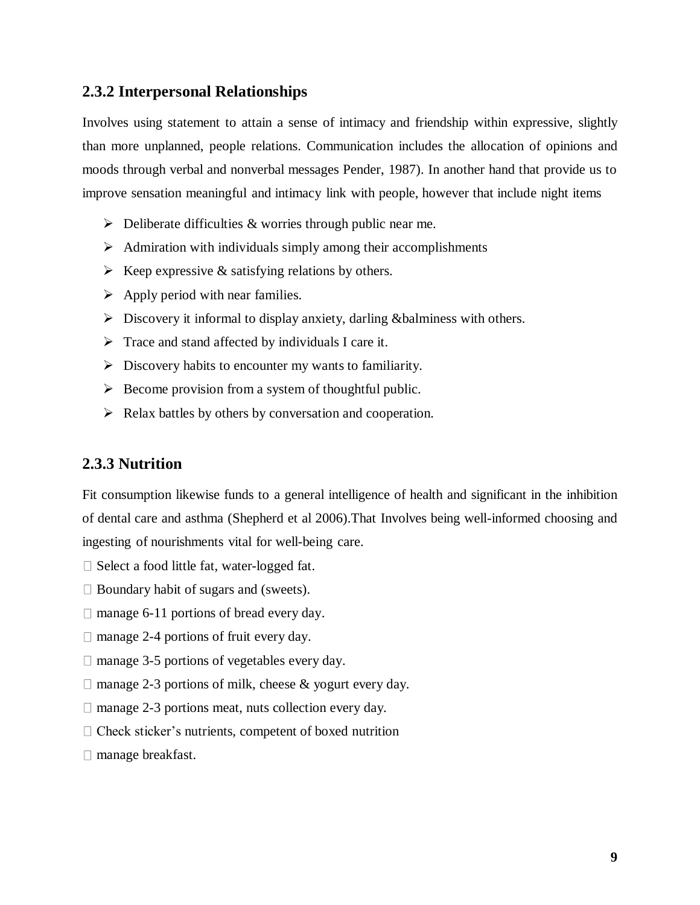### 2.3.2 Interpersonal Relationships

Involves using statement to attain a sense of intimacy and friendship within expressive, slightly than more unplanned, people relations. Communication includes the allocation of opinions and moods through verbal and nonverbal messages Pender, 1987). In another hand that provide us to improve sensation meaningful and intimacy link with people, however that include night items

- Deliberate difficulties & worries through public near me.
- Admiration with individuals simply among their accomplishments
- Keep expressive & satisfying relations by others.
- Apply period with near families.
- Discovery it informal to display anxiety, darling &balminess with others.
- Trace and stand affected by individuals I care it.
- Discovery habits to encounter my wants to familiarity.
- Become provision from a system of thoughtful public.
- Relax battles by others by conversation and cooperation.

### 2.3.3 Nutrition

Fit consumption likewise funds to a general intelligence of health and significant in the inhibition of dental care and asthma (Shepherd et al 2006).That Involves being well-informed choosing and ingesting of nourishments vital for well-being care.

- Select a food little fat, water-logged fat.
- Boundary habit of sugars and (sweets).
- manage 6-11 portions of bread every day.
- manage 2-4 portions of fruit every day.
- manage 3-5 portions of vegetables every day.
- manage 2-3 portions of milk, cheese & yogurt every day.
- manage 2-3 portions meat, nuts collection every day.
- Check sticker's nutrients, competent of boxed nutrition
- manage breakfast.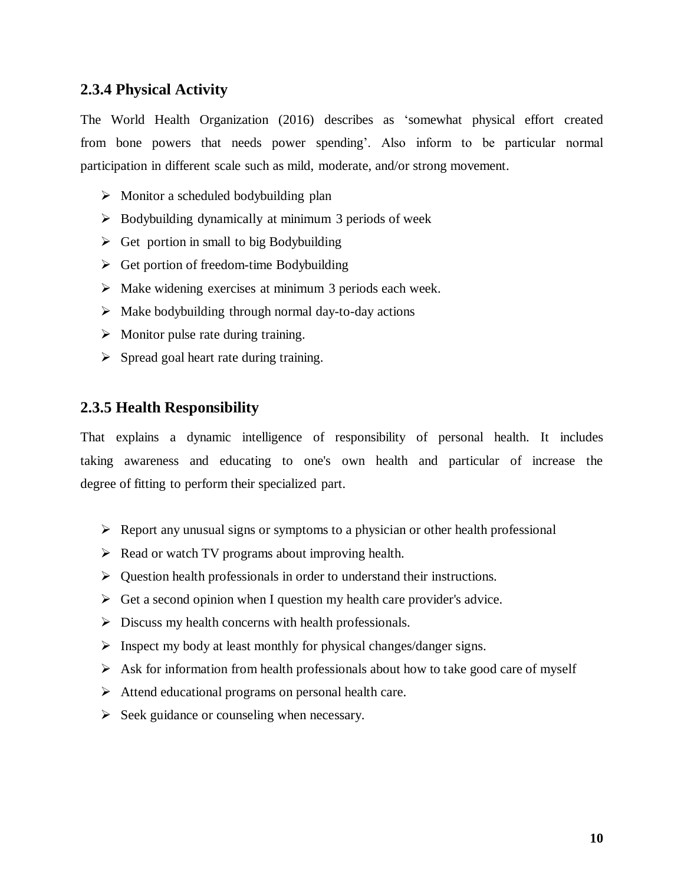### 2.3.4 Physical Activity

The World Health Organization (2016) describes as 'somewhat physical effort created from bone powers that needs power spending'. Also inform to be particular normal participation in different scale such as mild, moderate, and/or strong movement.

- Monitor a scheduled bodybuilding plan
- Bodybuilding dynamically at minimum 3 periods of week
- Get portion in small to big Bodybuilding
- Get portion of freedom-time Bodybuilding
- Make widening exercises at minimum 3 periods each week.
- Make bodybuilding through normal day-to-day actions
- Monitor pulse rate during training.
- Spread goal heart rate during training.

### 2.3.5 Health Responsibility

That explains a dynamic intelligence of responsibility of personal health. It includes taking awareness and educating to one's own health and particular of increase the degree of fitting to perform their specialized part.

- Report any unusual signs or symptoms to a physician or other health professional
- Read or watch TV programs about improving health.
- Question health professionals in order to understand their instructions.
- Get a second opinion when I question my health care provider's advice.
- Discuss my health concerns with health professionals.
- Inspect my body at least monthly for physical changes/danger signs.
- Ask for information from health professionals about how to take good care of myself
- Attend educational programs on personal health care.
- Seek guidance or counseling when necessary.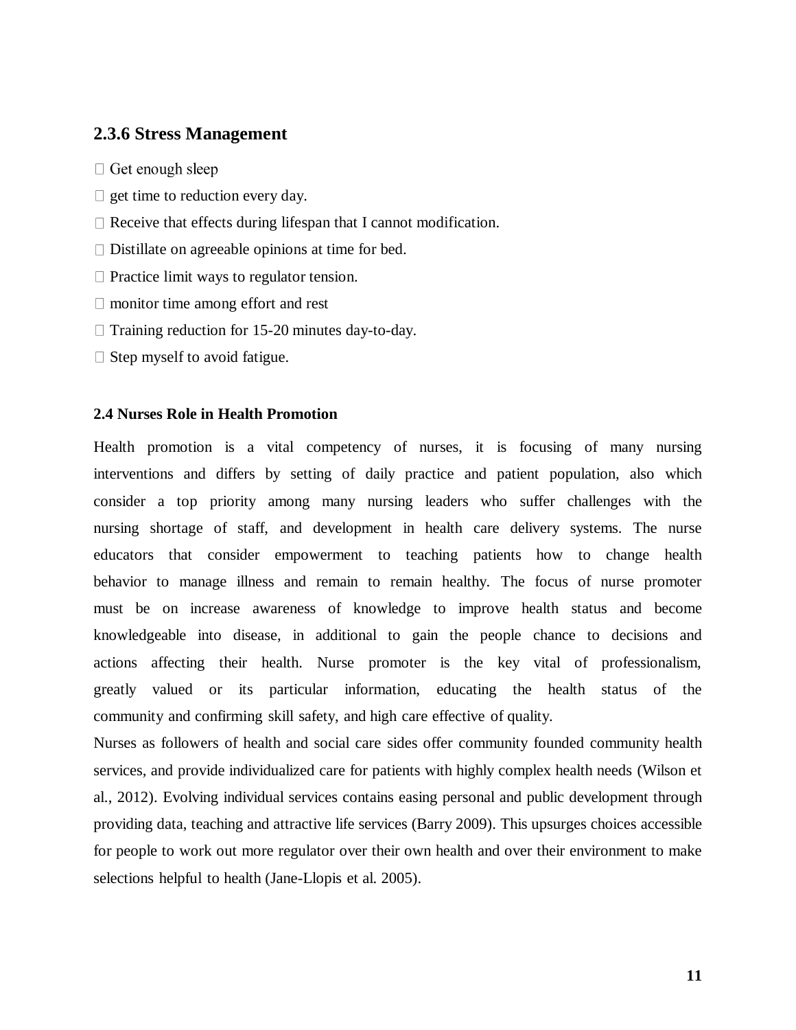### 2.3.6 Stress Management

- Get enough sleep
- get time to reduction every day.
- Receive that effects during lifespan that I cannot modification.
- Distillate on agreeable opinions at time for bed.
- Practice limit ways to regulator tension.
- monitor time among effort and rest
- Training reduction for 15-20 minutes day-to-day.
- Step myself to avoid fatigue.

### 2.4 Nurses Role in Health Promotion

Health promotion is a vital competency of nurses, it is focusing of many nursing interventions and differs by setting of daily practice and patient population, also which consider a top priority among many nursing leaders who suffer challenges with the nursing shortage of staff, and development in health care delivery systems. The nurse educators that consider empowerment to teaching patients how to change health behavior to manage illness and remain to remain healthy. The focus of nurse promoter must be on increase awareness of knowledge to improve health status and become knowledgeable into disease, in additional to gain the people chance to decisions and actions affecting their health. Nurse promoter is the key vital of professionalism, greatly valued or its particular information, educating the health status of the community and confirming skill safety, and high care effective of quality.

Nurses as followers of health and social care sides offer community founded community health services, and provide individualized care for patients with highly complex health needs (Wilson et al., 2012). Evolving individual services contains easing personal and public development through providing data, teaching and attractive life services (Barry 2009). This upsurges choices accessible for people to work out more regulator over their own health and over their environment to make selections helpful to health (Jane-Llopis et al. 2005).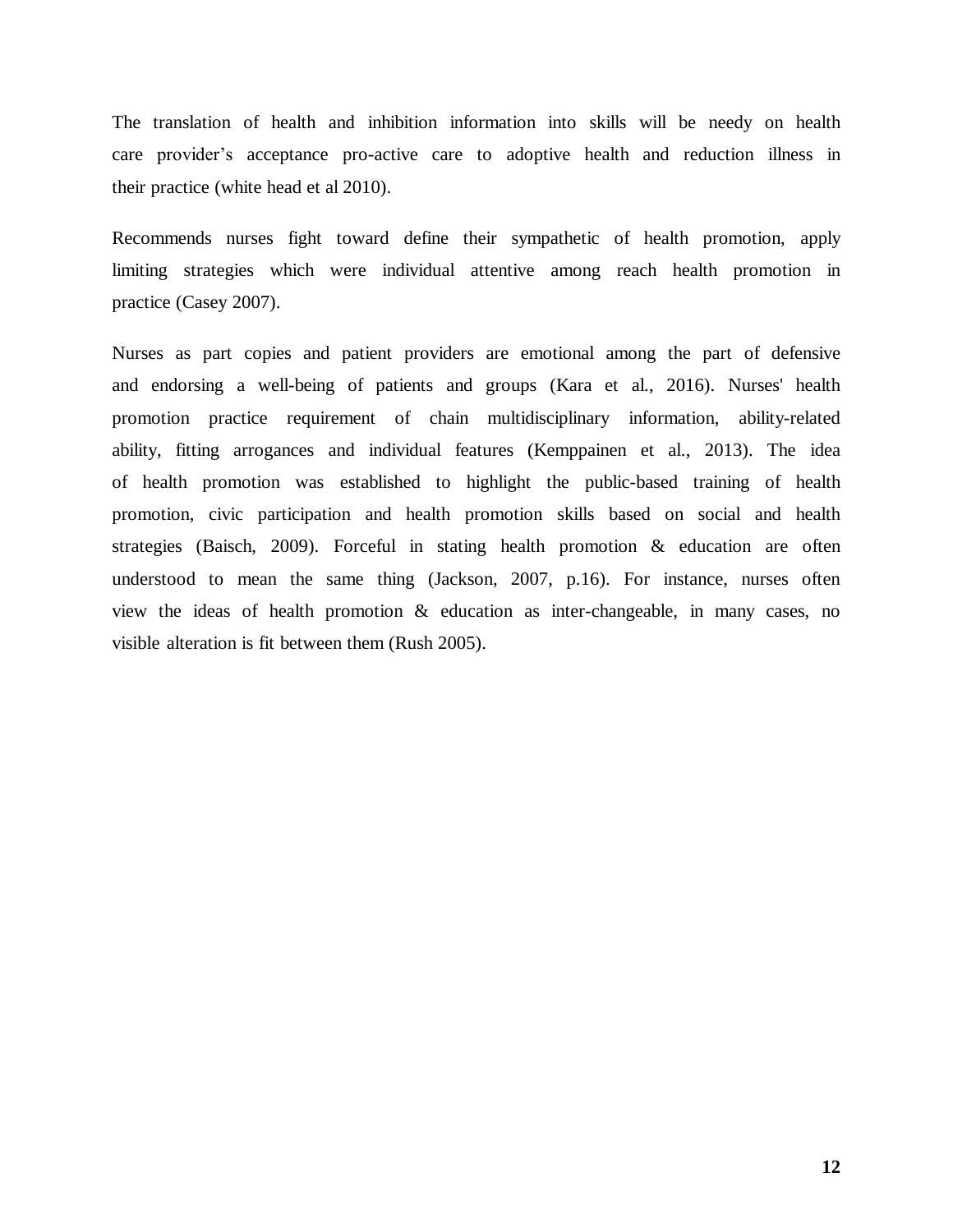The translation of health and inhibition information into skills will be needy on health care provider's acceptance pro-active care to adoptive health and reduction illness in their practice (white head et al 2010).

Recommends nurses fight toward define their sympathetic of health promotion, apply limiting strategies which were individual attentive among reach health promotion in practice (Casey 2007).

Nurses as part copies and patient providers are emotional among the part of defensive and endorsing a well-being of patients and groups (Kara et al., 2016). Nurses' health promotion practice requirement of chain multidisciplinary information, ability-related ability, fitting arrogances and individual features (Kemppainen et al., 2013). The idea of health promotion was established to highlight the public-based training of health promotion, civic participation and health promotion skills based on social and health strategies (Baisch, 2009). Forceful in stating health promotion & education are often understood to mean the same thing (Jackson, 2007, p.16). For instance, nurses often view the ideas of health promotion & education as inter-changeable, in many cases, no visible alteration is fit between them (Rush 2005).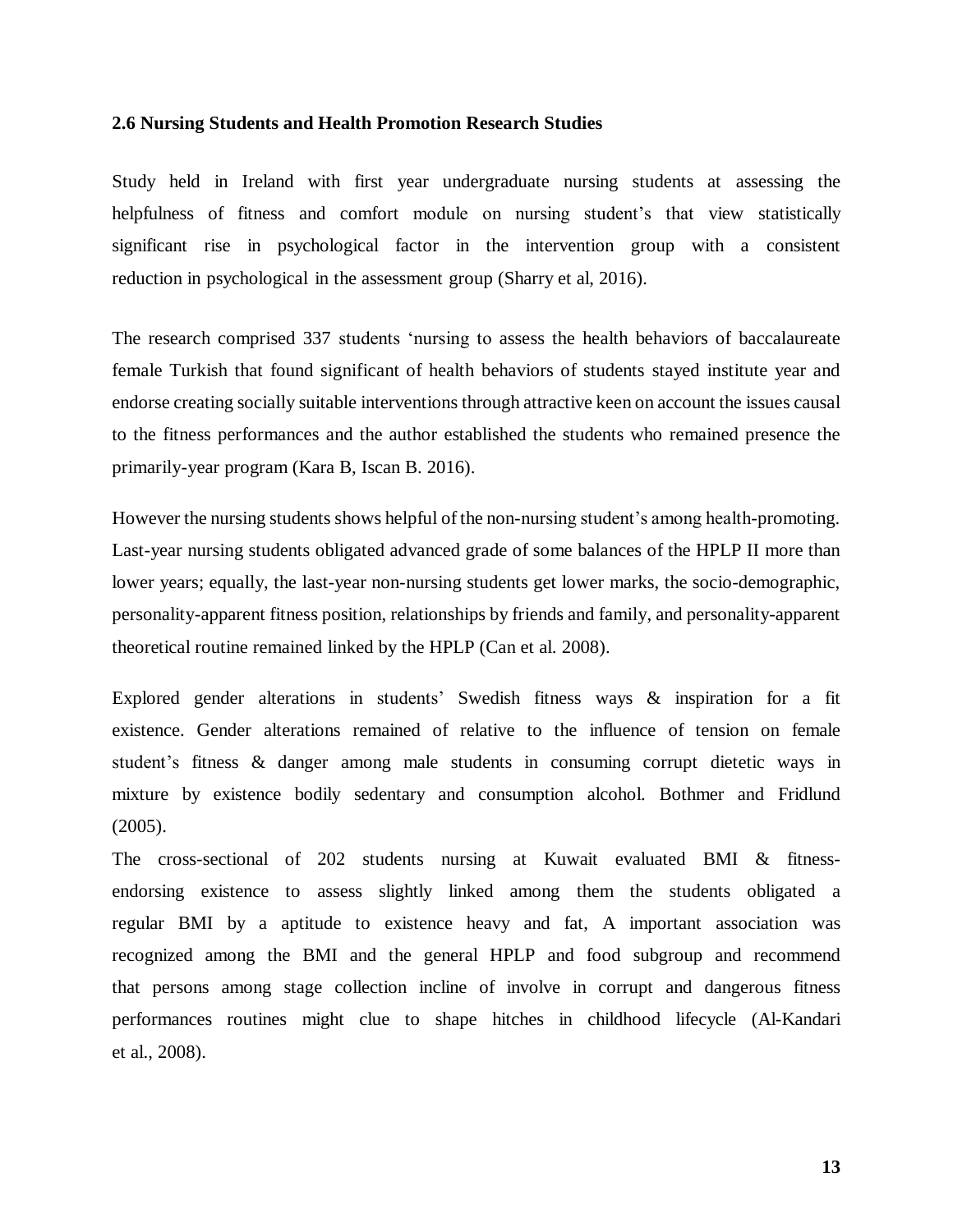### 2.6 Nursing Students and Health Promotion Research Studies

Study held in Ireland with first year undergraduate nursing students at assessing the helpfulness of fitness and comfort module on nursing student's that view statistically significant rise in psychological factor in the intervention group with a consistent reduction in psychological in the assessment group (Sharry et al, 2016).

The research comprised 337 students 'nursing to assess the health behaviors of baccalaureate female Turkish that found significant of health behaviors of students stayed institute year and endorse creating socially suitable interventions through attractive keen on account the issues causal to the fitness performances and the author established the students who remained presence the primarily-year program (Kara B, Iscan B. 2016).

However the nursing students shows helpful of the non-nursing student's among health-promoting. Last-year nursing students obligated advanced grade of some balances of the HPLP II more than lower years; equally, the last-year non-nursing students get lower marks, the socio-demographic, personality-apparent fitness position, relationships by friends and family, and personality-apparent theoretical routine remained linked by the HPLP (Can et al. 2008).

Explored gender alterations in students' Swedish fitness ways & inspiration for a fit existence. Gender alterations remained of relative to the influence of tension on female student's fitness & danger among male students in consuming corrupt dietetic ways in mixture by existence bodily sedentary and consumption alcohol. Bothmer and Fridlund (2005).

The cross-sectional of 202 students nursing at Kuwait evaluated BMI & fitness-endorsing existence to assess slightly linked among them the students obligated a regular BMI by a aptitude to existence heavy and fat, A important association was recognized among the BMI and the general HPLP and food subgroup and recommend that persons among stage collection incline of involve in corrupt and dangerous fitness performances routines might clue to shape hitches in childhood lifecycle (Al-Kandari et al., 2008).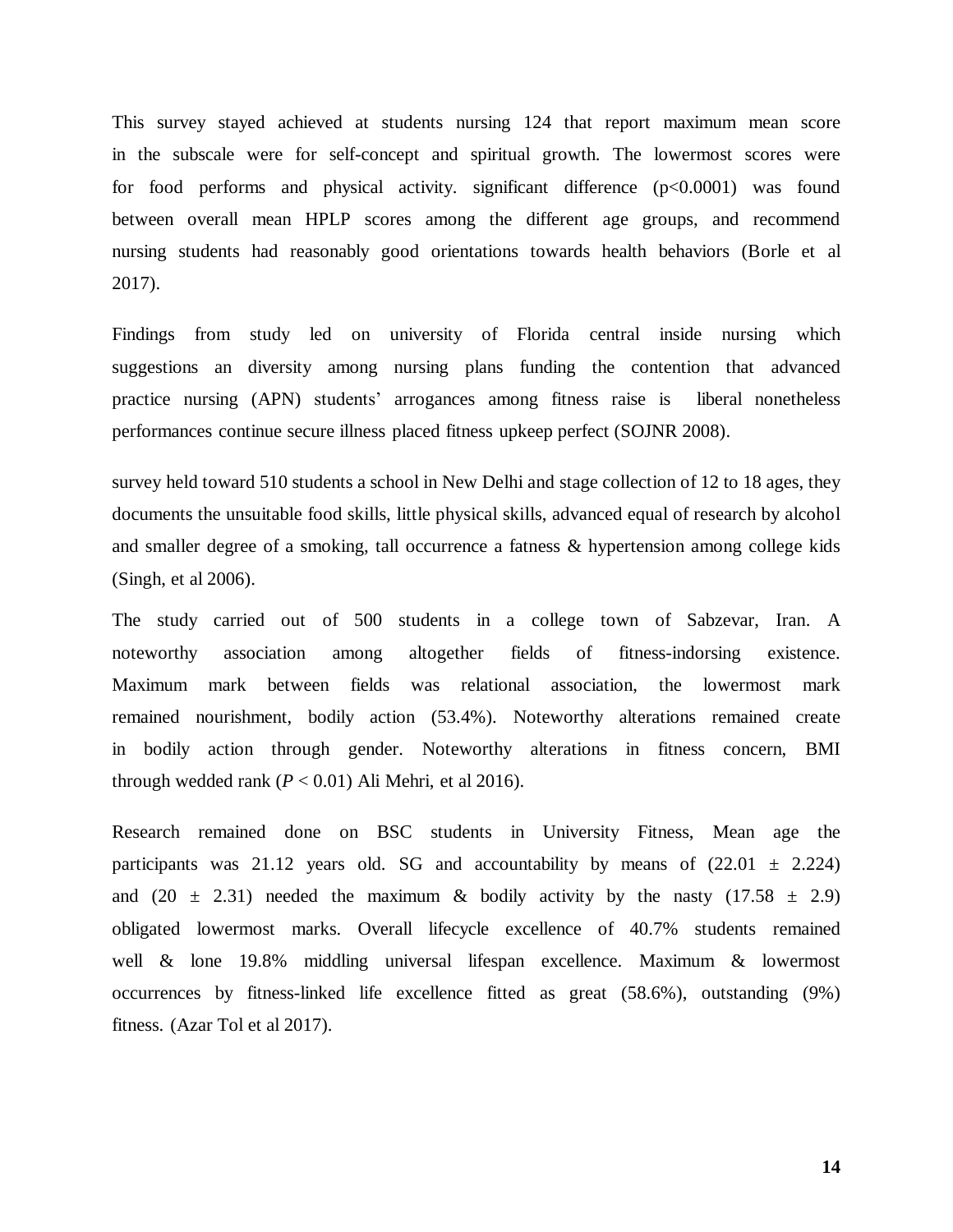This survey stayed achieved at students nursing 124 that report maximum mean score in the subscale were for self-concept and spiritual growth. The lowermost scores were for food performs and physical activity. significant difference ($p<0.0001$) was found between overall mean HPLP scores among the different age groups, and recommend nursing students had reasonably good orientations towards health behaviors (Borle et al 2017).

Findings from study led on university of Florida central inside nursing which suggestions an diversity among nursing plans funding the contention that advanced practice nursing (APN) students' arrogances among fitness raise is liberal nonetheless performances continue secure illness placed fitness upkeep perfect (SOJNR 2008).

survey held toward 510 students a school in New Delhi and stage collection of 12 to 18 ages, they documents the unsuitable food skills, little physical skills, advanced equal of research by alcohol and smaller degree of a smoking, tall occurrence a fatness & hypertension among college kids (Singh, et al 2006).

The study carried out of 500 students in a college town of Sabzevar, Iran. A noteworthy association among altogether fields of fitness-indorsing existence. Maximum mark between fields was relational association, the lowermost mark remained nourishment, bodily action (53.4%). Noteworthy alterations remained create in bodily action through gender. Noteworthy alterations in fitness concern, BMI through wedded rank ($P < 0.01$) Ali Mehri, et al 2016).

Research remained done on BSC students in University Fitness, Mean age the participants was 21.12 years old. SG and accountability by means of ($22.01 \pm 2.224$) and ($20 \pm 2.31$) needed the maximum & bodily activity by the nasty ($17.58 \pm 2.9$) obligated lowermost marks. Overall lifecycle excellence of 40.7% students remained well & lone 19.8% middling universal lifespan excellence. Maximum & lowermost occurrences by fitness-linked life excellence fitted as great (58.6%), outstanding (9%) fitness. (Azar Tol et al 2017).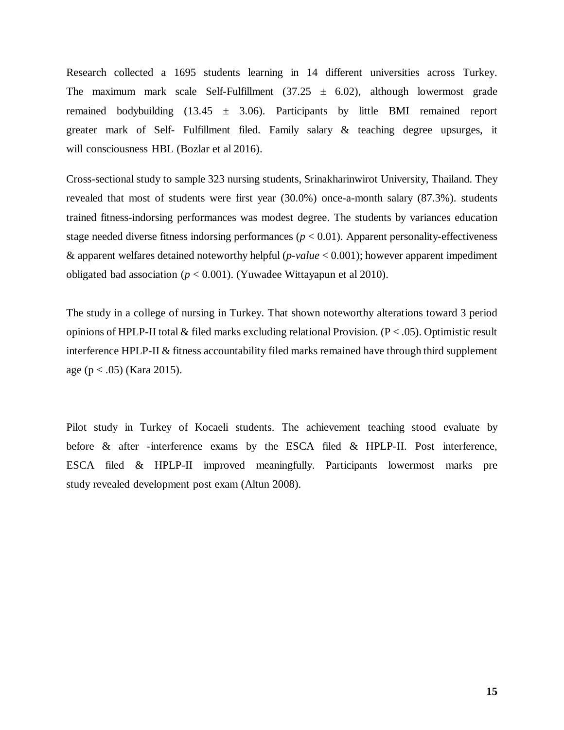Research collected a 1695 students learning in 14 different universities across Turkey. The maximum mark scale Self-Fulfillment ($37.25 \pm 6.02$), although lowermost grade remained bodybuilding ($13.45 \pm 3.06$). Participants by little BMI remained report greater mark of Self- Fulfillment filed. Family salary & teaching degree upsurges, it will consciousness HBL (Bozlar et al 2016).

Cross-sectional study to sample 323 nursing students, Srinakharinwirot University, Thailand. They revealed that most of students were first year (30.0%) once-a-month salary (87.3%). students trained fitness-indorsing performances was modest degree. The students by variances education stage needed diverse fitness indorsing performances ($p < 0.01$). Apparent personality-effectiveness & apparent welfares detained noteworthy helpful (*p-value* < 0.001); however apparent impediment obligated bad association ($p < 0.001$). (Yuwadee Wittayapun et al 2010).

The study in a college of nursing in Turkey. That shown noteworthy alterations toward 3 period opinions of HPLP-II total & filed marks excluding relational Provision. ($P < .05$). Optimistic result interference HPLP-II & fitness accountability filed marks remained have through third supplement age ($p < .05$) (Kara 2015).

Pilot study in Turkey of Kocaeli students. The achievement teaching stood evaluate by before & after -interference exams by the ESCA filed & HPLP-II. Post interference, ESCA filed & HPLP-II improved meaningfully. Participants lowermost marks pre study revealed development post exam (Altun 2008).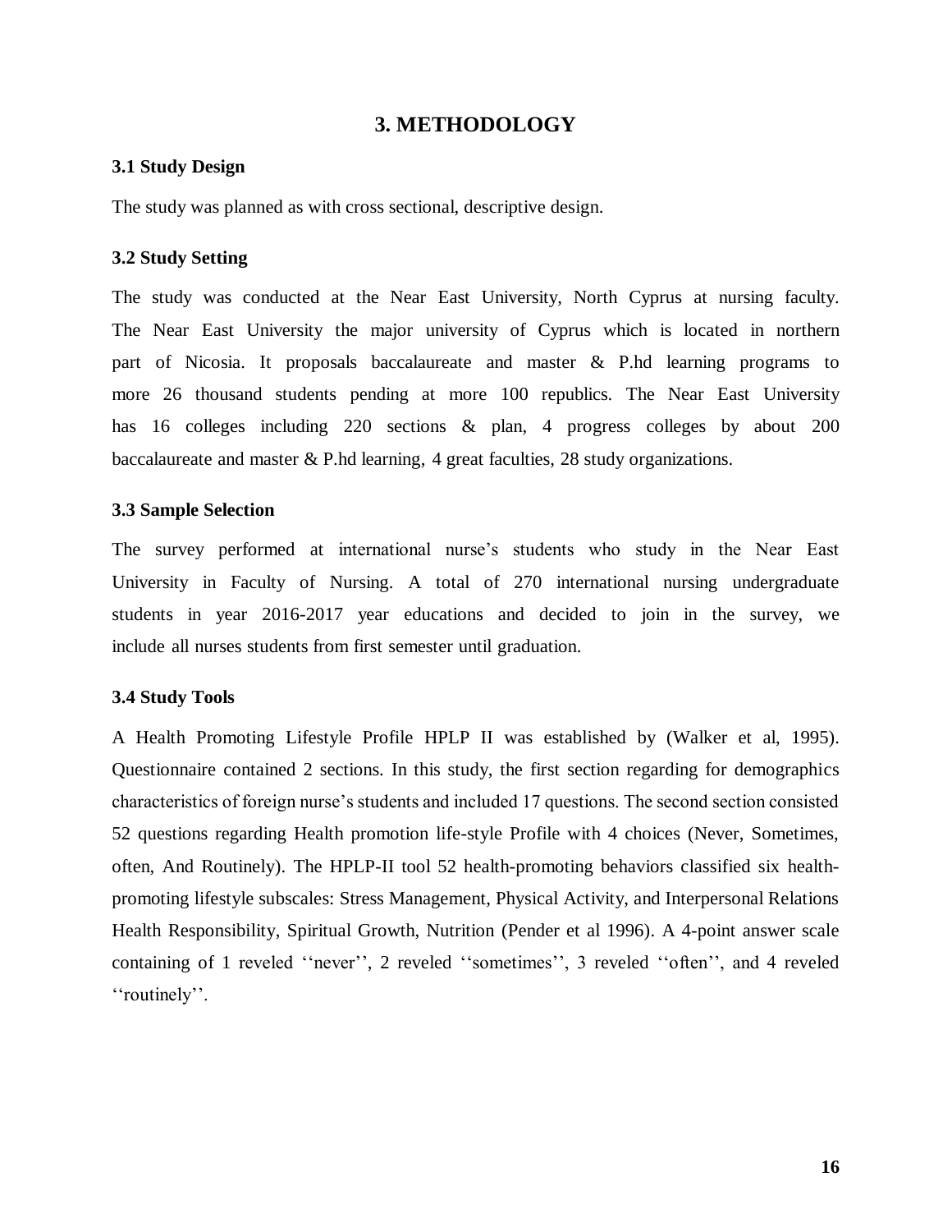# 3. METHODOLOGY

### 3.1 Study Design

The study was planned as with cross sectional, descriptive design.

### 3.2 Study Setting

The study was conducted at the Near East University, North Cyprus at nursing faculty. The Near East University the major university of Cyprus which is located in northern part of Nicosia. It proposals baccalaureate and master & P.hd learning programs to more 26 thousand students pending at more 100 republics. The Near East University has 16 colleges including 220 sections & plan, 4 progress colleges by about 200 baccalaureate and master & P.hd learning, 4 great faculties, 28 study organizations.

### 3.3 Sample Selection

The survey performed at international nurse's students who study in the Near East University in Faculty of Nursing. A total of 270 international nursing undergraduate students in year 2016-2017 year educations and decided to join in the survey, we include all nurses students from first semester until graduation.

### 3.4 Study Tools

A Health Promoting Lifestyle Profile HPLP II was established by (Walker et al, 1995). Questionnaire contained 2 sections. In this study, the first section regarding for demographics characteristics of foreign nurse's students and included 17 questions. The second section consisted 52 questions regarding Health promotion life-style Profile with 4 choices (Never, Sometimes, often, And Routinely). The HPLP-II tool 52 health-promoting behaviors classified six health-promoting lifestyle subscales: Stress Management, Physical Activity, and Interpersonal Relations Health Responsibility, Spiritual Growth, Nutrition (Pender et al 1996). A 4-point answer scale containing of 1 reveled ''never'', 2 reveled ''sometimes'', 3 reveled ''often'', and 4 reveled ''routinely''.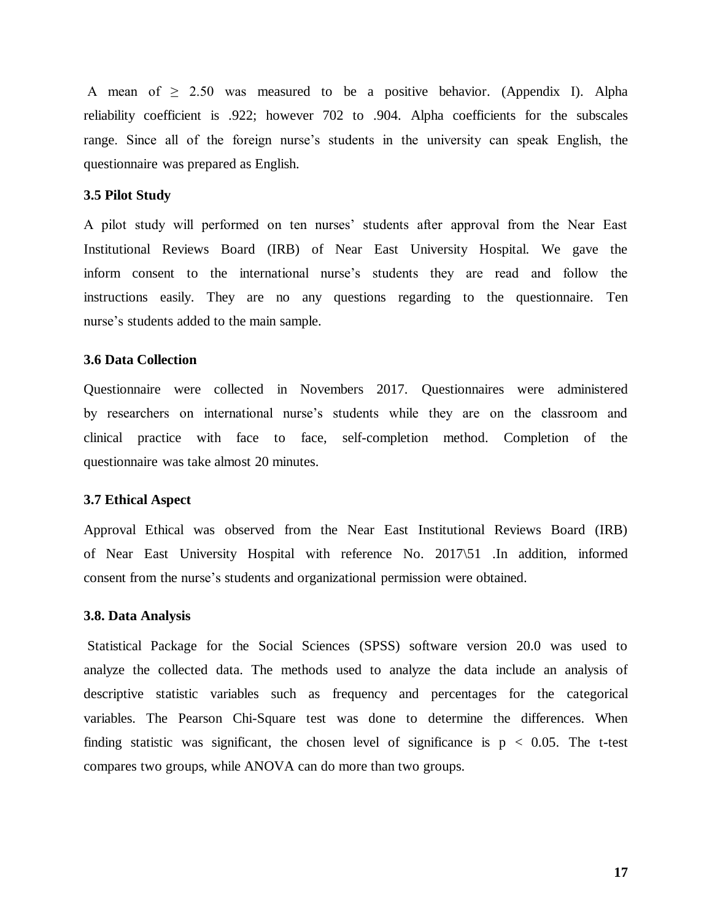A mean of $\geq$ 2.50 was measured to be a positive behavior. (Appendix I). Alpha reliability coefficient is .922; however 702 to .904. Alpha coefficients for the subscales range. Since all of the foreign nurse's students in the university can speak English, the questionnaire was prepared as English.

### 3.5 Pilot Study

A pilot study will performed on ten nurses' students after approval from the Near East Institutional Reviews Board (IRB) of Near East University Hospital. We gave the inform consent to the international nurse's students they are read and follow the instructions easily. They are no any questions regarding to the questionnaire. Ten nurse's students added to the main sample.

### 3.6 Data Collection

Questionnaire were collected in Novembers 2017. Questionnaires were administered by researchers on international nurse's students while they are on the classroom and clinical practice with face to face, self-completion method. Completion of the questionnaire was take almost 20 minutes.

### 3.7 Ethical Aspect

Approval Ethical was observed from the Near East Institutional Reviews Board (IRB) of Near East University Hospital with reference No. 2017\51 .In addition, informed consent from the nurse's students and organizational permission were obtained.

### 3.8. Data Analysis

Statistical Package for the Social Sciences (SPSS) software version 20.0 was used to analyze the collected data. The methods used to analyze the data include an analysis of descriptive statistic variables such as frequency and percentages for the categorical variables. The Pearson Chi-Square test was done to determine the differences. When finding statistic was significant, the chosen level of significance is $p < 0.05$. The t-test compares two groups, while ANOVA can do more than two groups.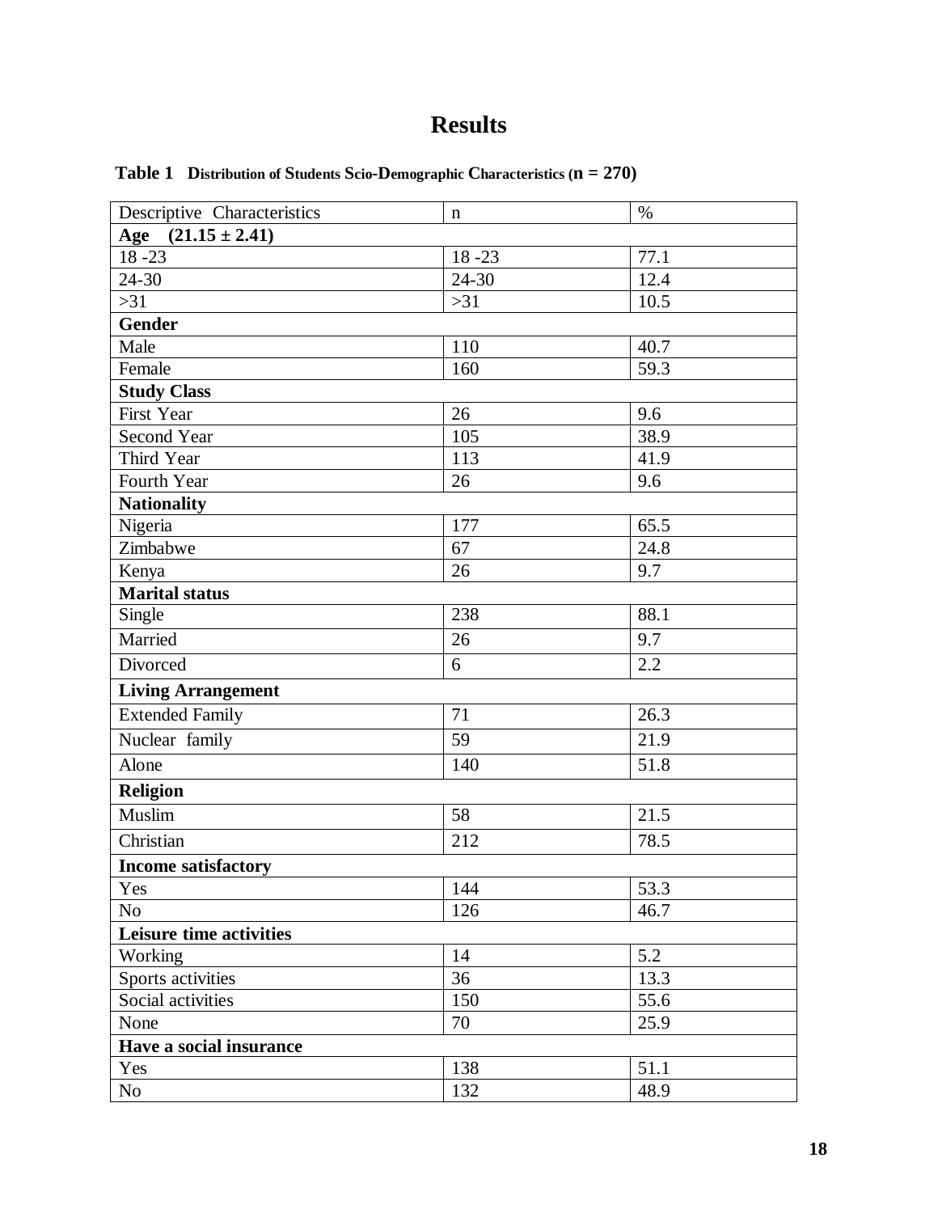# Results

**Table 1 Distribution of Students Scio-Demographic Characteristics (n = 270)**

| Descriptive Characteristics | n | % |
|---|---|---|
| **Age (21.15 ± 2.41)** | | |
| 18 -23 | 18 -23 | 77.1 |
| 24-30 | 24-30 | 12.4 |
| >31 | >31 | 10.5 |
| **Gender** | | |
| Male | 110 | 40.7 |
| Female | 160 | 59.3 |
| **Study Class** | | |
| First Year | 26 | 9.6 |
| Second Year | 105 | 38.9 |
| Third Year | 113 | 41.9 |
| Fourth Year | 26 | 9.6 |
| **Nationality** | | |
| Nigeria | 177 | 65.5 |
| Zimbabwe | 67 | 24.8 |
| Kenya | 26 | 9.7 |
| **Marital status** | | |
| Single | 238 | 88.1 |
| Married | 26 | 9.7 |
| Divorced | 6 | 2.2 |
| **Living Arrangement** | | |
| Extended Family | 71 | 26.3 |
| Nuclear family | 59 | 21.9 |
| Alone | 140 | 51.8 |
| **Religion** | | |
| Muslim | 58 | 21.5 |
| Christian | 212 | 78.5 |
| **Income satisfactory** | | |
| Yes | 144 | 53.3 |
| No | 126 | 46.7 |
| **Leisure time activities** | | |
| Working | 14 | 5.2 |
| Sports activities | 36 | 13.3 |
| Social activities | 150 | 55.6 |
| None | 70 | 25.9 |
| **Have a social insurance** | | |
| Yes | 138 | 51.1 |
| No | 132 | 48.9 |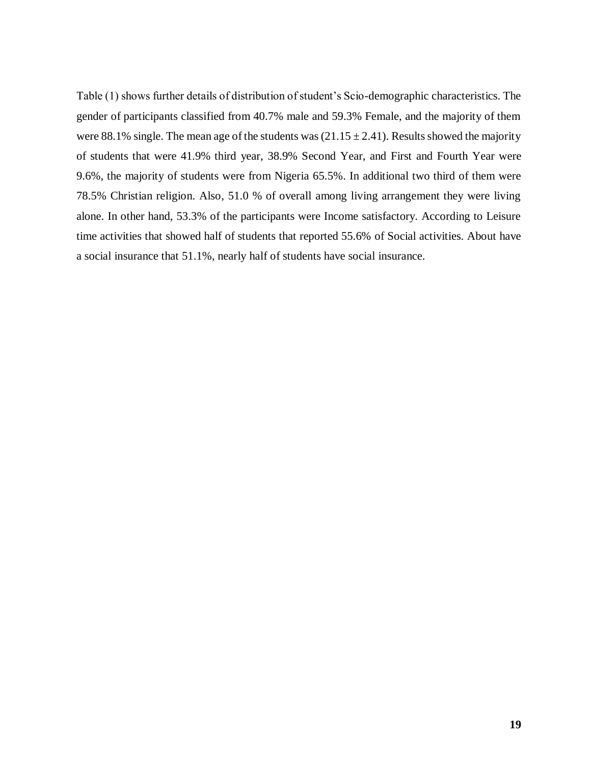Table (1) shows further details of distribution of student's Scio-demographic characteristics. The gender of participants classified from 40.7% male and 59.3% Female, and the majority of them were 88.1% single. The mean age of the students was ($21.15 \pm 2.41$). Results showed the majority of students that were 41.9% third year, 38.9% Second Year, and First and Fourth Year were 9.6%, the majority of students were from Nigeria 65.5%. In additional two third of them were 78.5% Christian religion. Also, 51.0 % of overall among living arrangement they were living alone. In other hand, 53.3% of the participants were Income satisfactory. According to Leisure time activities that showed half of students that reported 55.6% of Social activities. About have a social insurance that 51.1%, nearly half of students have social insurance.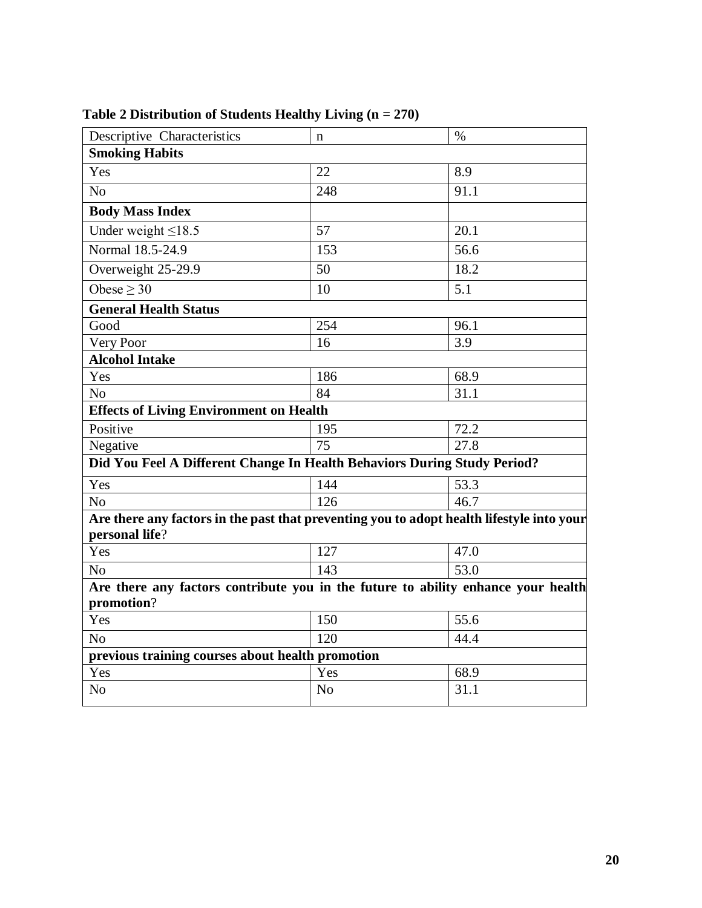**Table 2 Distribution of Students Healthy Living (n = 270)**

| Descriptive Characteristics | n | % |
|---|---|---|
| **Smoking Habits** | | |
| Yes | 22 | 8.9 |
| No | 248 | 91.1 |
| **Body Mass Index** | | |
| Under weight ≤18.5 | 57 | 20.1 |
| Normal 18.5-24.9 | 153 | 56.6 |
| Overweight 25-29.9 | 50 | 18.2 |
| Obese ≥ 30 | 10 | 5.1 |
| **General Health Status** | | |
| Good | 254 | 96.1 |
| Very Poor | 16 | 3.9 |
| **Alcohol Intake** | | |
| Yes | 186 | 68.9 |
| No | 84 | 31.1 |
| **Effects of Living Environment on Health** | | |
| Positive | 195 | 72.2 |
| Negative | 75 | 27.8 |
| **Did You Feel A Different Change In Health Behaviors During Study Period?** | | |
| Yes | 144 | 53.3 |
| No | 126 | 46.7 |
| **Are there any factors in the past that preventing you to adopt health lifestyle into your personal life**? | | |
| Yes | 127 | 47.0 |
| No | 143 | 53.0 |
| **Are there any factors contribute you in the future to ability enhance your health promotion**? | | |
| Yes | 150 | 55.6 |
| No | 120 | 44.4 |
| **previous training courses about health promotion** | | |
| Yes | Yes | 68.9 |
| No | No | 31.1 |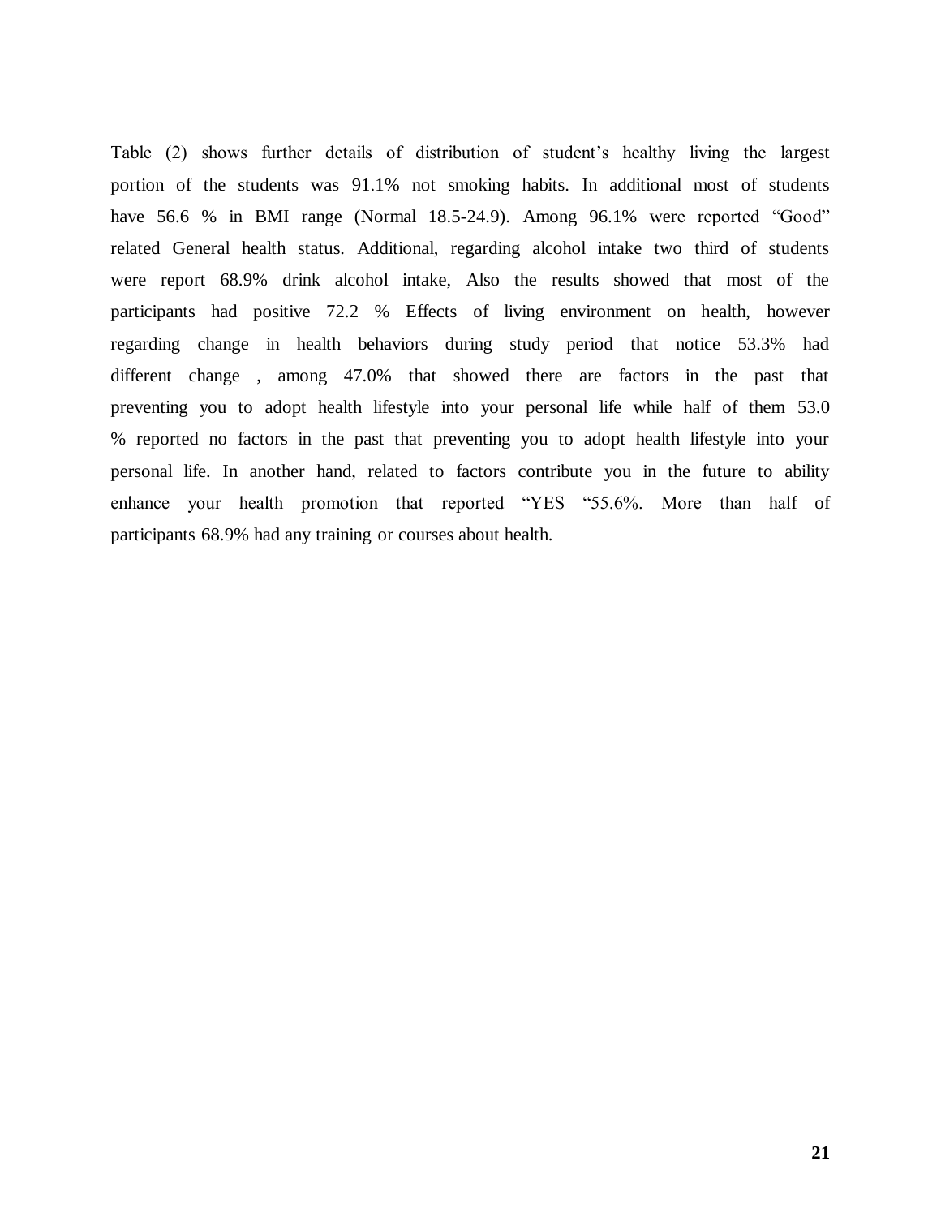Table (2) shows further details of distribution of student's healthy living the largest portion of the students was 91.1% not smoking habits. In additional most of students have 56.6 % in BMI range (Normal 18.5-24.9). Among 96.1% were reported "Good" related General health status. Additional, regarding alcohol intake two third of students were report 68.9% drink alcohol intake, Also the results showed that most of the participants had positive 72.2 % Effects of living environment on health, however regarding change in health behaviors during study period that notice 53.3% had different change , among 47.0% that showed there are factors in the past that preventing you to adopt health lifestyle into your personal life while half of them 53.0 % reported no factors in the past that preventing you to adopt health lifestyle into your personal life. In another hand, related to factors contribute you in the future to ability enhance your health promotion that reported "YES "55.6%. More than half of participants 68.9% had any training or courses about health.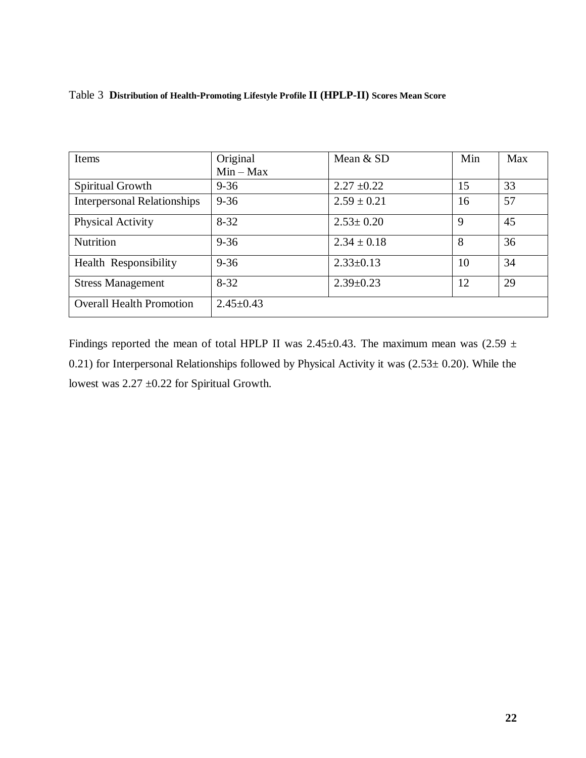Table 3 **Distribution of Health-Promoting Lifestyle Profile II (HPLP-II) Scores Mean Score**

| Items | Original Min – Max | Mean & SD | Min | Max |
|---|---|---|---|---|
| Spiritual Growth | 9-36 | 2.27 ±0.22 | 15 | 33 |
| Interpersonal Relationships | 9-36 | 2.59 ± 0.21 | 16 | 57 |
| Physical Activity | 8-32 | 2.53± 0.20 | 9 | 45 |
| Nutrition | 9-36 | 2.34 ± 0.18 | 8 | 36 |
| Health Responsibility | 9-36 | 2.33±0.13 | 10 | 34 |
| Stress Management | 8-32 | 2.39±0.23 | 12 | 29 |
| Overall Health Promotion | 2.45±0.43 | | | |

Findings reported the mean of total HPLP II was 2.45±0.43. The maximum mean was (2.59 ± 0.21) for Interpersonal Relationships followed by Physical Activity it was (2.53± 0.20). While the lowest was 2.27 ±0.22 for Spiritual Growth.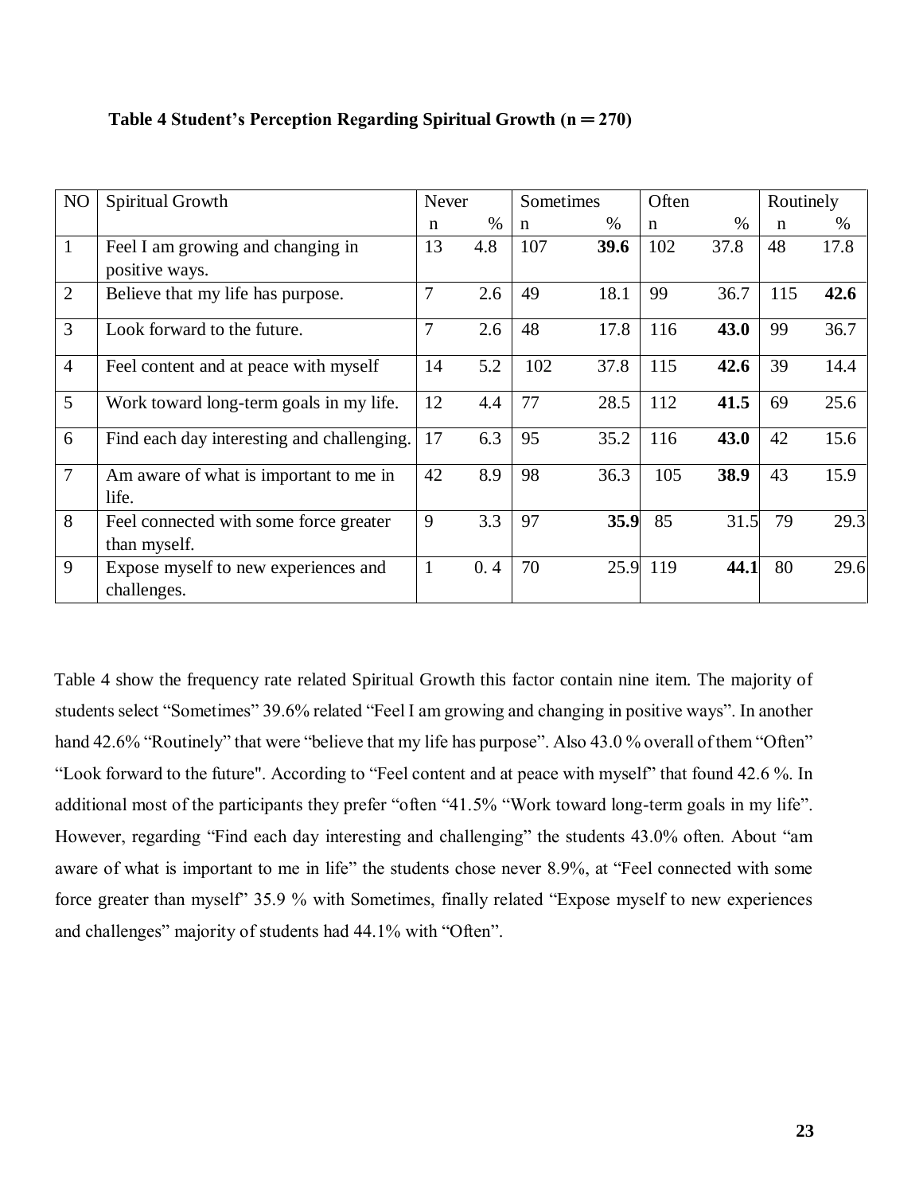**Table 4 Student's Perception Regarding Spiritual Growth (n ═ 270)**

| NO | Spiritual Growth | Never | | Sometimes | | Often | | Routinely | |
|---|---|---|---|---|---|---|---|---|---|
| | | n | % | n | % | n | % | n | % |
| 1 | Feel I am growing and changing in positive ways. | 13 | 4.8 | 107 | **39.6** | 102 | 37.8 | 48 | 17.8 |
| 2 | Believe that my life has purpose. | 7 | 2.6 | 49 | 18.1 | 99 | 36.7 | 115 | **42.6** |
| 3 | Look forward to the future. | 7 | 2.6 | 48 | 17.8 | 116 | **43.0** | 99 | 36.7 |
| 4 | Feel content and at peace with myself | 14 | 5.2 | 102 | 37.8 | 115 | **42.6** | 39 | 14.4 |
| 5 | Work toward long-term goals in my life. | 12 | 4.4 | 77 | 28.5 | 112 | **41.5** | 69 | 25.6 |
| 6 | Find each day interesting and challenging. | 17 | 6.3 | 95 | 35.2 | 116 | **43.0** | 42 | 15.6 |
| 7 | Am aware of what is important to me in life. | 42 | 8.9 | 98 | 36.3 | 105 | **38.9** | 43 | 15.9 |
| 8 | Feel connected with some force greater than myself. | 9 | 3.3 | 97 | **35.9** | 85 | 31.5 | 79 | 29.3 |
| 9 | Expose myself to new experiences and challenges. | 1 | 0. 4 | 70 | 25.9 | 119 | **44.1** | 80 | 29.6 |

Table 4 show the frequency rate related Spiritual Growth this factor contain nine item. The majority of students select "Sometimes" 39.6% related "Feel I am growing and changing in positive ways". In another hand 42.6% "Routinely" that were "believe that my life has purpose". Also 43.0 % overall of them "Often" "Look forward to the future". According to "Feel content and at peace with myself" that found 42.6 %. In additional most of the participants they prefer "often "41.5% "Work toward long-term goals in my life". However, regarding "Find each day interesting and challenging" the students 43.0% often. About "am aware of what is important to me in life" the students chose never 8.9%, at "Feel connected with some force greater than myself" 35.9 % with Sometimes, finally related "Expose myself to new experiences and challenges" majority of students had 44.1% with "Often".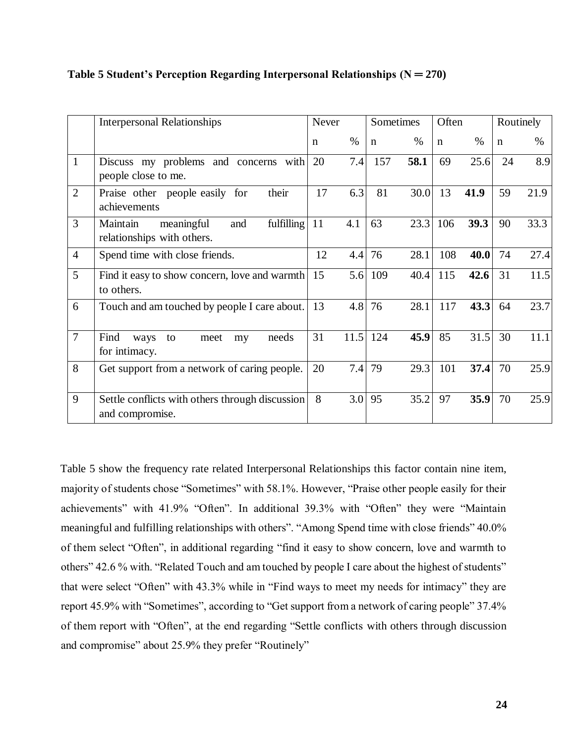**Table 5 Student's Perception Regarding Interpersonal Relationships (N ═ 270)**

| | Interpersonal Relationships | Never | | Sometimes | | Often | | Routinely | |
|---|---|---|---|---|---|---|---|---|---|
| | | n | % | n | % | n | % | n | % |
| 1 | Discuss my problems and concerns with people close to me. | 20 | 7.4 | 157 | **58.1** | 69 | 25.6 | 24 | 8.9 |
| 2 | Praise other people easily for their achievements | 17 | 6.3 | 81 | 30.0 | 13 | **41.9** | 59 | 21.9 |
| 3 | Maintain meaningful and fulfilling relationships with others. | 11 | 4.1 | 63 | 23.3 | 106 | **39.3** | 90 | 33.3 |
| 4 | Spend time with close friends. | 12 | 4.4 | 76 | 28.1 | 108 | **40.0** | 74 | 27.4 |
| 5 | Find it easy to show concern, love and warmth to others. | 15 | 5.6 | 109 | 40.4 | 115 | **42.6** | 31 | 11.5 |
| 6 | Touch and am touched by people I care about. | 13 | 4.8 | 76 | 28.1 | 117 | **43.3** | 64 | 23.7 |
| 7 | Find ways to meet my needs for intimacy. | 31 | 11.5 | 124 | **45.9** | 85 | 31.5 | 30 | 11.1 |
| 8 | Get support from a network of caring people. | 20 | 7.4 | 79 | 29.3 | 101 | **37.4** | 70 | 25.9 |
| 9 | Settle conflicts with others through discussion and compromise. | 8 | 3.0 | 95 | 35.2 | 97 | **35.9** | 70 | 25.9 |

Table 5 show the frequency rate related Interpersonal Relationships this factor contain nine item, majority of students chose "Sometimes" with 58.1%. However, "Praise other people easily for their achievements" with 41.9% "Often". In additional 39.3% with "Often" they were "Maintain meaningful and fulfilling relationships with others". "Among Spend time with close friends" 40.0% of them select "Often", in additional regarding "find it easy to show concern, love and warmth to others" 42.6 % with. "Related Touch and am touched by people I care about the highest of students" that were select "Often" with 43.3% while in "Find ways to meet my needs for intimacy" they are report 45.9% with "Sometimes", according to "Get support from a network of caring people" 37.4% of them report with "Often", at the end regarding "Settle conflicts with others through discussion and compromise" about 25.9% they prefer "Routinely"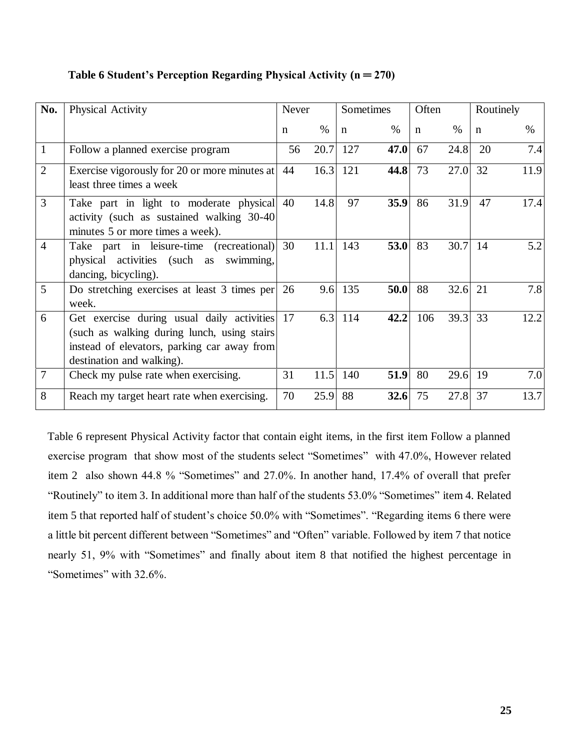**Table 6 Student's Perception Regarding Physical Activity (n ═ 270)**

| No. | Physical Activity | Never | | Sometimes | | Often | | Routinely | |
|---|---|---|---|---|---|---|---|---|---|
| | | n | % | n | % | n | % | n | % |
| 1 | Follow a planned exercise program | 56 | 20.7 | 127 | **47.0** | 67 | 24.8 | 20 | 7.4 |
| 2 | Exercise vigorously for 20 or more minutes at least three times a week | 44 | 16.3 | 121 | **44.8** | 73 | 27.0 | 32 | 11.9 |
| 3 | Take part in light to moderate physical activity (such as sustained walking 30-40 minutes 5 or more times a week). | 40 | 14.8 | 97 | **35.9** | 86 | 31.9 | 47 | 17.4 |
| 4 | Take part in leisure-time (recreational) physical activities (such as swimming, dancing, bicycling). | 30 | 11.1 | 143 | **53.0** | 83 | 30.7 | 14 | 5.2 |
| 5 | Do stretching exercises at least 3 times per week. | 26 | 9.6 | 135 | **50.0** | 88 | 32.6 | 21 | 7.8 |
| 6 | Get exercise during usual daily activities (such as walking during lunch, using stairs instead of elevators, parking car away from destination and walking). | 17 | 6.3 | 114 | **42.2** | 106 | 39.3 | 33 | 12.2 |
| 7 | Check my pulse rate when exercising. | 31 | 11.5 | 140 | **51.9** | 80 | 29.6 | 19 | 7.0 |
| 8 | Reach my target heart rate when exercising. | 70 | 25.9 | 88 | **32.6** | 75 | 27.8 | 37 | 13.7 |

Table 6 represent Physical Activity factor that contain eight items, in the first item Follow a planned exercise program that show most of the students select "Sometimes" with 47.0%, However related item 2 also shown 44.8 % "Sometimes" and 27.0%. In another hand, 17.4% of overall that prefer "Routinely" to item 3. In additional more than half of the students 53.0% "Sometimes" item 4. Related item 5 that reported half of student's choice 50.0% with "Sometimes". "Regarding items 6 there were a little bit percent different between "Sometimes" and "Often" variable. Followed by item 7 that notice nearly 51, 9% with "Sometimes" and finally about item 8 that notified the highest percentage in "Sometimes" with 32.6%.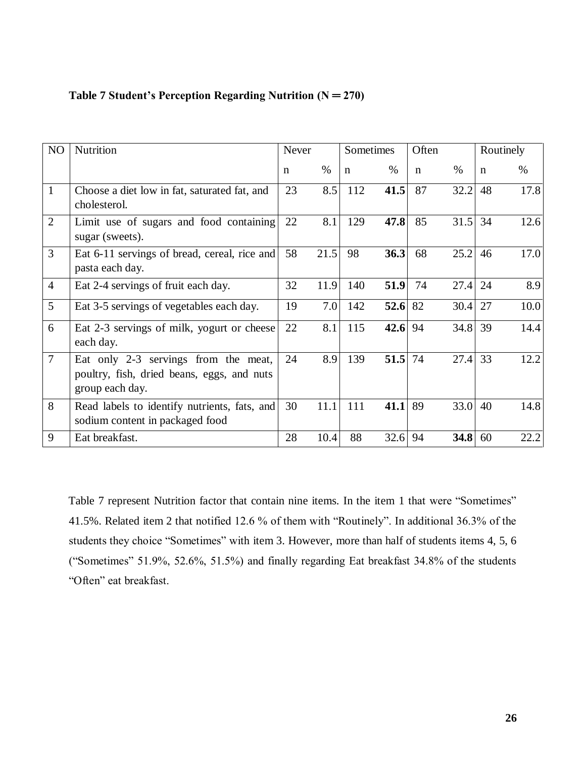**Table 7 Student's Perception Regarding Nutrition (N = 270)**

| NO | Nutrition | Never | | Sometimes | | Often | | Routinely | |
|---|---|---|---|---|---|---|---|---|---|
| | | n | % | n | % | n | % | n | % |
| 1 | Choose a diet low in fat, saturated fat, and cholesterol. | 23 | 8.5 | 112 | **41.5** | 87 | 32.2 | 48 | 17.8 |
| 2 | Limit use of sugars and food containing sugar (sweets). | 22 | 8.1 | 129 | **47.8** | 85 | 31.5 | 34 | 12.6 |
| 3 | Eat 6-11 servings of bread, cereal, rice and pasta each day. | 58 | 21.5 | 98 | **36.3** | 68 | 25.2 | 46 | 17.0 |
| 4 | Eat 2-4 servings of fruit each day. | 32 | 11.9 | 140 | **51.9** | 74 | 27.4 | 24 | 8.9 |
| 5 | Eat 3-5 servings of vegetables each day. | 19 | 7.0 | 142 | **52.6** | 82 | 30.4 | 27 | 10.0 |
| 6 | Eat 2-3 servings of milk, yogurt or cheese each day. | 22 | 8.1 | 115 | **42.6** | 94 | 34.8 | 39 | 14.4 |
| 7 | Eat only 2-3 servings from the meat, poultry, fish, dried beans, eggs, and nuts group each day. | 24 | 8.9 | 139 | **51.5** | 74 | 27.4 | 33 | 12.2 |
| 8 | Read labels to identify nutrients, fats, and sodium content in packaged food | 30 | 11.1 | 111 | **41.1** | 89 | 33.0 | 40 | 14.8 |
| 9 | Eat breakfast. | 28 | 10.4 | 88 | 32.6 | 94 | **34.8** | 60 | 22.2 |

Table 7 represent Nutrition factor that contain nine items. In the item 1 that were "Sometimes" 41.5%. Related item 2 that notified 12.6 % of them with "Routinely". In additional 36.3% of the students they choice "Sometimes" with item 3. However, more than half of students items 4, 5, 6 ("Sometimes" 51.9%, 52.6%, 51.5%) and finally regarding Eat breakfast 34.8% of the students "Often" eat breakfast.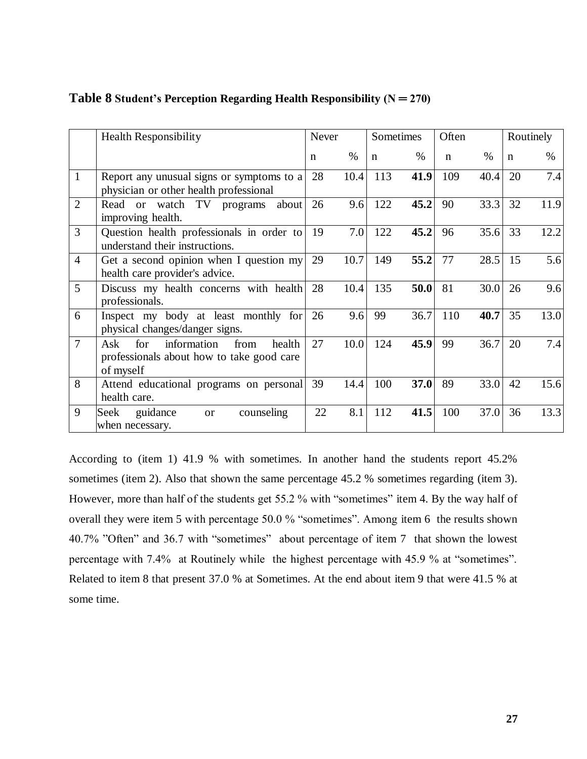**Table 8 Student's Perception Regarding Health Responsibility (N = 270)**

| | Health Responsibility | Never | | Sometimes | | Often | | Routinely | |
|---|---|---|---|---|---|---|---|---|---|
| | | n | % | n | % | n | % | n | % |
| 1 | Report any unusual signs or symptoms to a physician or other health professional | 28 | 10.4 | 113 | **41.9** | 109 | 40.4 | 20 | 7.4 |
| 2 | Read or watch TV programs about improving health. | 26 | 9.6 | 122 | **45.2** | 90 | 33.3 | 32 | 11.9 |
| 3 | Question health professionals in order to understand their instructions. | 19 | 7.0 | 122 | **45.2** | 96 | 35.6 | 33 | 12.2 |
| 4 | Get a second opinion when I question my health care provider's advice. | 29 | 10.7 | 149 | **55.2** | 77 | 28.5 | 15 | 5.6 |
| 5 | Discuss my health concerns with health professionals. | 28 | 10.4 | 135 | **50.0** | 81 | 30.0 | 26 | 9.6 |
| 6 | Inspect my body at least monthly for physical changes/danger signs. | 26 | 9.6 | 99 | 36.7 | 110 | **40.7** | 35 | 13.0 |
| 7 | Ask for information from health professionals about how to take good care of myself | 27 | 10.0 | 124 | **45.9** | 99 | 36.7 | 20 | 7.4 |
| 8 | Attend educational programs on personal health care. | 39 | 14.4 | 100 | **37.0** | 89 | 33.0 | 42 | 15.6 |
| 9 | Seek guidance or counseling when necessary. | 22 | 8.1 | 112 | **41.5** | 100 | 37.0 | 36 | 13.3 |

According to (item 1) 41.9 % with sometimes. In another hand the students report 45.2% sometimes (item 2). Also that shown the same percentage 45.2 % sometimes regarding (item 3). However, more than half of the students get 55.2 % with "sometimes" item 4. By the way half of overall they were item 5 with percentage 50.0 % "sometimes". Among item 6 the results shown 40.7% "Often" and 36.7 with "sometimes" about percentage of item 7 that shown the lowest percentage with 7.4% at Routinely while the highest percentage with 45.9 % at "sometimes". Related to item 8 that present 37.0 % at Sometimes. At the end about item 9 that were 41.5 % at some time.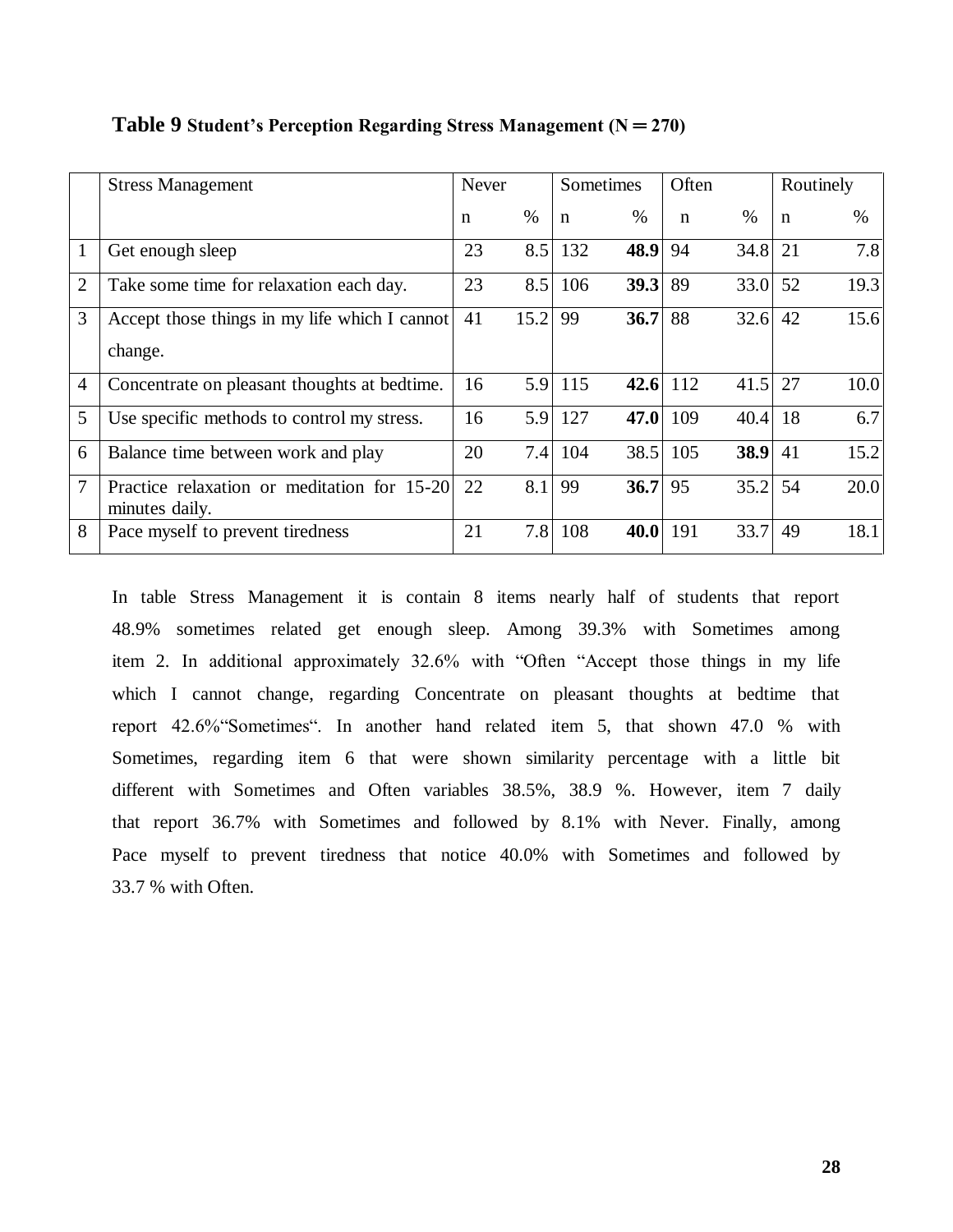**Table 9 Student's Perception Regarding Stress Management (N = 270)**

| | Stress Management | Never | | Sometimes | | Often | | Routinely | |
|---|---|---|---|---|---|---|---|---|---|
| | | n | % | n | % | n | % | n | % |
| 1 | Get enough sleep | 23 | 8.5 | 132 | **48.9** | 94 | 34.8 | 21 | 7.8 |
| 2 | Take some time for relaxation each day. | 23 | 8.5 | 106 | **39.3** | 89 | 33.0 | 52 | 19.3 |
| 3 | Accept those things in my life which I cannot change. | 41 | 15.2 | 99 | **36.7** | 88 | 32.6 | 42 | 15.6 |
| 4 | Concentrate on pleasant thoughts at bedtime. | 16 | 5.9 | 115 | **42.6** | 112 | 41.5 | 27 | 10.0 |
| 5 | Use specific methods to control my stress. | 16 | 5.9 | 127 | **47.0** | 109 | 40.4 | 18 | 6.7 |
| 6 | Balance time between work and play | 20 | 7.4 | 104 | 38.5 | 105 | **38.9** | 41 | 15.2 |
| 7 | Practice relaxation or meditation for 15-20 minutes daily. | 22 | 8.1 | 99 | **36.7** | 95 | 35.2 | 54 | 20.0 |
| 8 | Pace myself to prevent tiredness | 21 | 7.8 | 108 | **40.0** | 191 | 33.7 | 49 | 18.1 |

In table Stress Management it is contain 8 items nearly half of students that report 48.9% sometimes related get enough sleep. Among 39.3% with Sometimes among item 2. In additional approximately 32.6% with "Often "Accept those things in my life which I cannot change, regarding Concentrate on pleasant thoughts at bedtime that report 42.6%"Sometimes". In another hand related item 5, that shown 47.0 % with Sometimes, regarding item 6 that were shown similarity percentage with a little bit different with Sometimes and Often variables 38.5%, 38.9 %. However, item 7 daily that report 36.7% with Sometimes and followed by 8.1% with Never. Finally, among Pace myself to prevent tiredness that notice 40.0% with Sometimes and followed by 33.7 % with Often.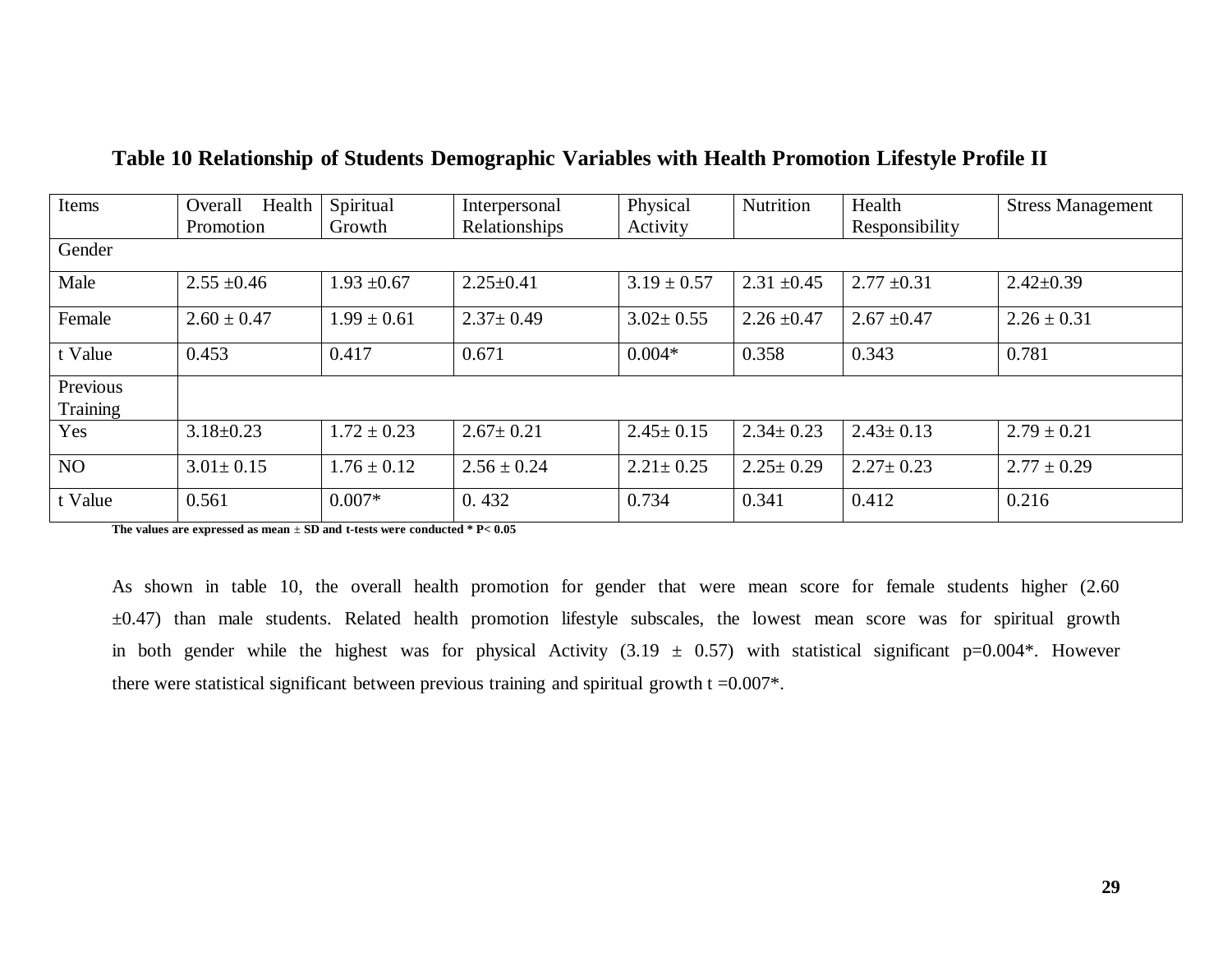**Table 10 Relationship of Students Demographic Variables with Health Promotion Lifestyle Profile II**

| Items | Overall Health Promotion | Spiritual Growth | Interpersonal Relationships | Physical Activity | Nutrition | Health Responsibility | Stress Management |
|---|---|---|---|---|---|---|---|
| Gender | | | | | | | |
| Male | 2.55 ±0.46 | 1.93 ±0.67 | 2.25±0.41 | 3.19 ± 0.57 | 2.31 ±0.45 | 2.77 ±0.31 | 2.42±0.39 |
| Female | 2.60 ± 0.47 | 1.99 ± 0.61 | 2.37± 0.49 | 3.02± 0.55 | 2.26 ±0.47 | 2.67 ±0.47 | 2.26 ± 0.31 |
| t Value | 0.453 | 0.417 | 0.671 | 0.004* | 0.358 | 0.343 | 0.781 |
| Previous Training | | | | | | | |
| Yes | 3.18±0.23 | 1.72 ± 0.23 | 2.67± 0.21 | 2.45± 0.15 | 2.34± 0.23 | 2.43± 0.13 | 2.79 ± 0.21 |
| NO | 3.01± 0.15 | 1.76 ± 0.12 | 2.56 ± 0.24 | 2.21± 0.25 | 2.25± 0.29 | 2.27± 0.23 | 2.77 ± 0.29 |
| t Value | 0.561 | 0.007* | 0. 432 | 0.734 | 0.341 | 0.412 | 0.216 |

**The values are expressed as mean ± SD and t-tests were conducted * P< 0.05**

As shown in table 10, the overall health promotion for gender that were mean score for female students higher (2.60 ±0.47) than male students. Related health promotion lifestyle subscales, the lowest mean score was for spiritual growth in both gender while the highest was for physical Activity (3.19 ± 0.57) with statistical significant p=0.004*. However there were statistical significant between previous training and spiritual growth t =0.007*.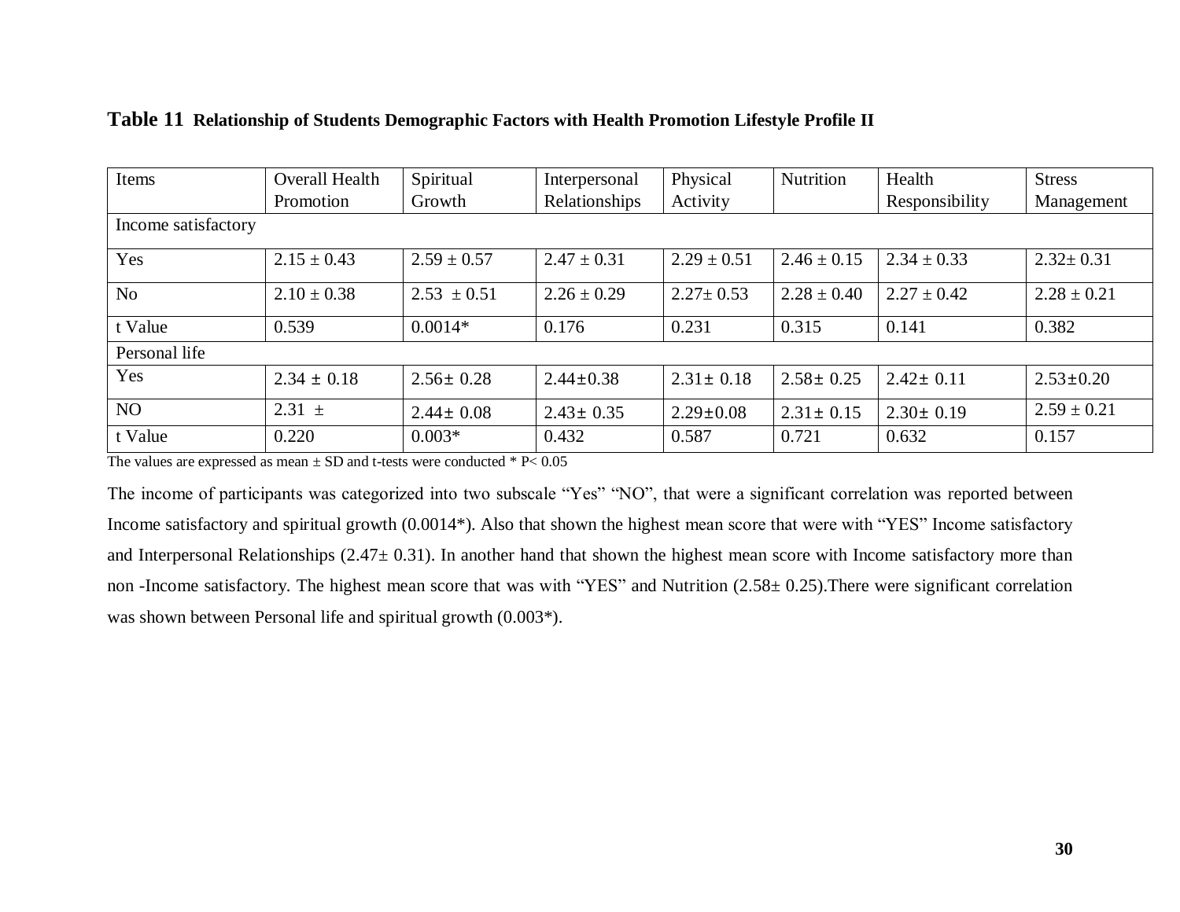**Table 11** **Relationship of Students Demographic Factors with Health Promotion Lifestyle Profile II**

| Items | Overall Health Promotion | Spiritual Growth | Interpersonal Relationships | Physical Activity | Nutrition | Health Responsibility | Stress Management |
|---|---|---|---|---|---|---|---|
| Income satisfactory | | | | | | | |
| Yes | 2.15 ± 0.43 | 2.59 ± 0.57 | 2.47 ± 0.31 | 2.29 ± 0.51 | 2.46 ± 0.15 | 2.34 ± 0.33 | 2.32± 0.31 |
| No | 2.10 ± 0.38 | 2.53 ± 0.51 | 2.26 ± 0.29 | 2.27± 0.53 | 2.28 ± 0.40 | 2.27 ± 0.42 | 2.28 ± 0.21 |
| t Value | 0.539 | 0.0014* | 0.176 | 0.231 | 0.315 | 0.141 | 0.382 |
| Personal life | | | | | | | |
| Yes | 2.34 ± 0.18 | 2.56± 0.28 | 2.44±0.38 | 2.31± 0.18 | 2.58± 0.25 | 2.42± 0.11 | 2.53±0.20 |
| NO | 2.31 ± | 2.44± 0.08 | 2.43± 0.35 | 2.29±0.08 | 2.31± 0.15 | 2.30± 0.19 | 2.59 ± 0.21 |
| t Value | 0.220 | 0.003* | 0.432 | 0.587 | 0.721 | 0.632 | 0.157 |

The values are expressed as mean ± SD and t-tests were conducted * P< 0.05

The income of participants was categorized into two subscale "Yes" "NO", that were a significant correlation was reported between Income satisfactory and spiritual growth (0.0014*). Also that shown the highest mean score that were with "YES" Income satisfactory and Interpersonal Relationships (2.47± 0.31). In another hand that shown the highest mean score with Income satisfactory more than non -Income satisfactory. The highest mean score that was with "YES" and Nutrition (2.58± 0.25).There were significant correlation was shown between Personal life and spiritual growth (0.003*).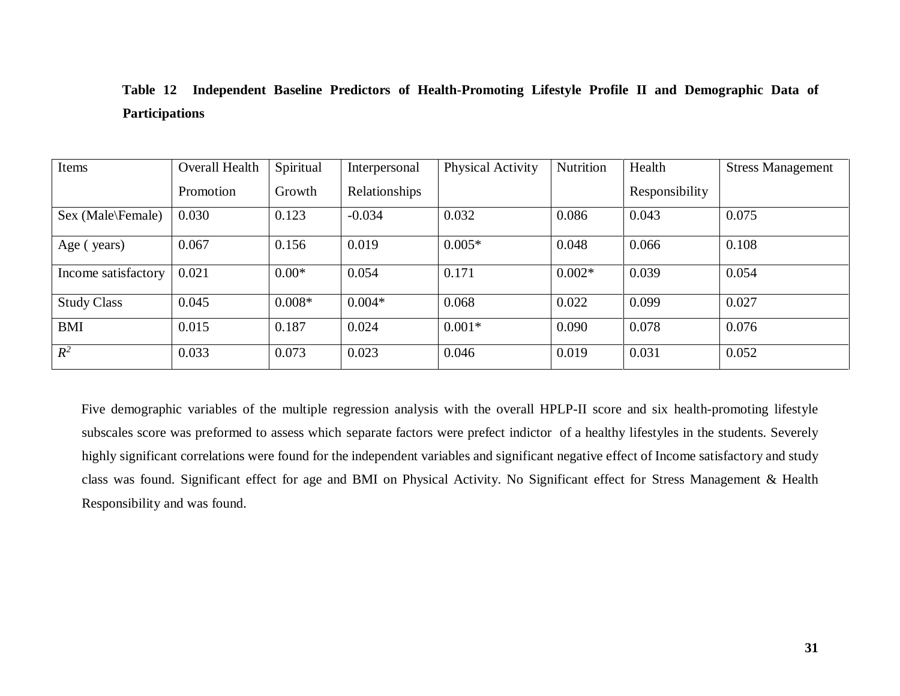**Table 12 Independent Baseline Predictors of Health-Promoting Lifestyle Profile II and Demographic Data of Participations**

| Items | Overall Health Promotion | Spiritual Growth | Interpersonal Relationships | Physical Activity | Nutrition | Health Responsibility | Stress Management |
|---|---|---|---|---|---|---|---|
| Sex (Male\Female) | 0.030 | 0.123 | -0.034 | 0.032 | 0.086 | 0.043 | 0.075 |
| Age ( years) | 0.067 | 0.156 | 0.019 | 0.005* | 0.048 | 0.066 | 0.108 |
| Income satisfactory | 0.021 | 0.00* | 0.054 | 0.171 | 0.002* | 0.039 | 0.054 |
| Study Class | 0.045 | 0.008* | 0.004* | 0.068 | 0.022 | 0.099 | 0.027 |
| BMI | 0.015 | 0.187 | 0.024 | 0.001* | 0.090 | 0.078 | 0.076 |
| $R^2$ | 0.033 | 0.073 | 0.023 | 0.046 | 0.019 | 0.031 | 0.052 |

Five demographic variables of the multiple regression analysis with the overall HPLP-II score and six health-promoting lifestyle subscales score was preformed to assess which separate factors were prefect indictor of a healthy lifestyles in the students. Severely highly significant correlations were found for the independent variables and significant negative effect of Income satisfactory and study class was found. Significant effect for age and BMI on Physical Activity. No Significant effect for Stress Management & Health Responsibility and was found.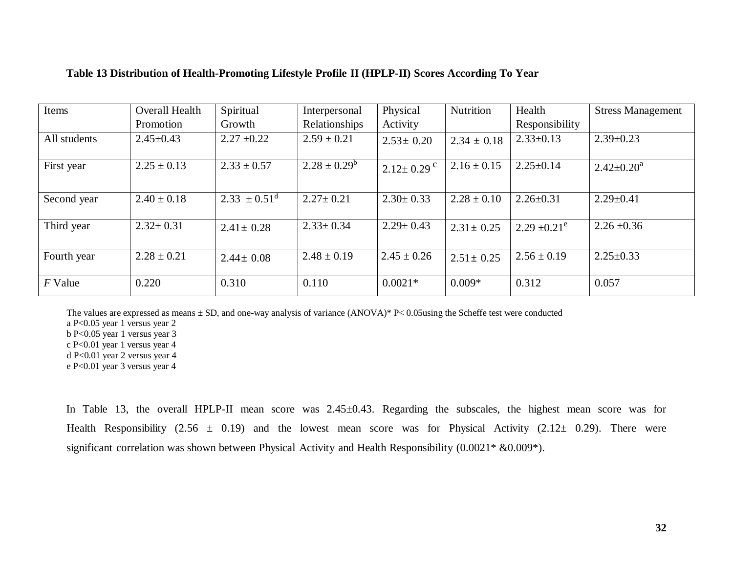**Table 13 Distribution of Health-Promoting Lifestyle Profile II (HPLP-II) Scores According To Year**

| Items | Overall Health Promotion | Spiritual Growth | Interpersonal Relationships | Physical Activity | Nutrition | Health Responsibility | Stress Management |
|---|---|---|---|---|---|---|---|
| All students | 2.45±0.43 | 2.27 ±0.22 | 2.59 ± 0.21 | 2.53± 0.20 | 2.34 ± 0.18 | 2.33±0.13 | 2.39±0.23 |
| First year | 2.25 ± 0.13 | 2.33 ± 0.57 | 2.28 ± 0.29[b] | 2.12± 0.29 [c] | 2.16 ± 0.15 | 2.25±0.14 | 2.42±0.20[a] |
| Second year | 2.40 ± 0.18 | 2.33 ± 0.51[d] | 2.27± 0.21 | 2.30± 0.33 | 2.28 ± 0.10 | 2.26±0.31 | 2.29±0.41 |
| Third year | 2.32± 0.31 | 2.41± 0.28 | 2.33± 0.34 | 2.29± 0.43 | 2.31± 0.25 | 2.29 ±0.21[e] | 2.26 ±0.36 |
| Fourth year | 2.28 ± 0.21 | 2.44± 0.08 | 2.48 ± 0.19 | 2.45 ± 0.26 | 2.51± 0.25 | 2.56 ± 0.19 | 2.25±0.33 |
| *F* Value | 0.220 | 0.310 | 0.110 | 0.0021* | 0.009* | 0.312 | 0.057 |

The values are expressed as means ± SD, and one-way analysis of variance (ANOVA)* $P < 0.05$using the Scheffe test were conducted

a $P<0.05$ year 1 versus year 2
b $P<0.05$ year 1 versus year 3
c $P<0.01$ year 1 versus year 4
d $P<0.01$ year 2 versus year 4
e $P<0.01$ year 3 versus year 4

In Table 13, the overall HPLP-II mean score was 2.45±0.43. Regarding the subscales, the highest mean score was for Health Responsibility (2.56 ± 0.19) and the lowest mean score was for Physical Activity (2.12± 0.29). There were significant correlation was shown between Physical Activity and Health Responsibility (0.0021* &0.009*).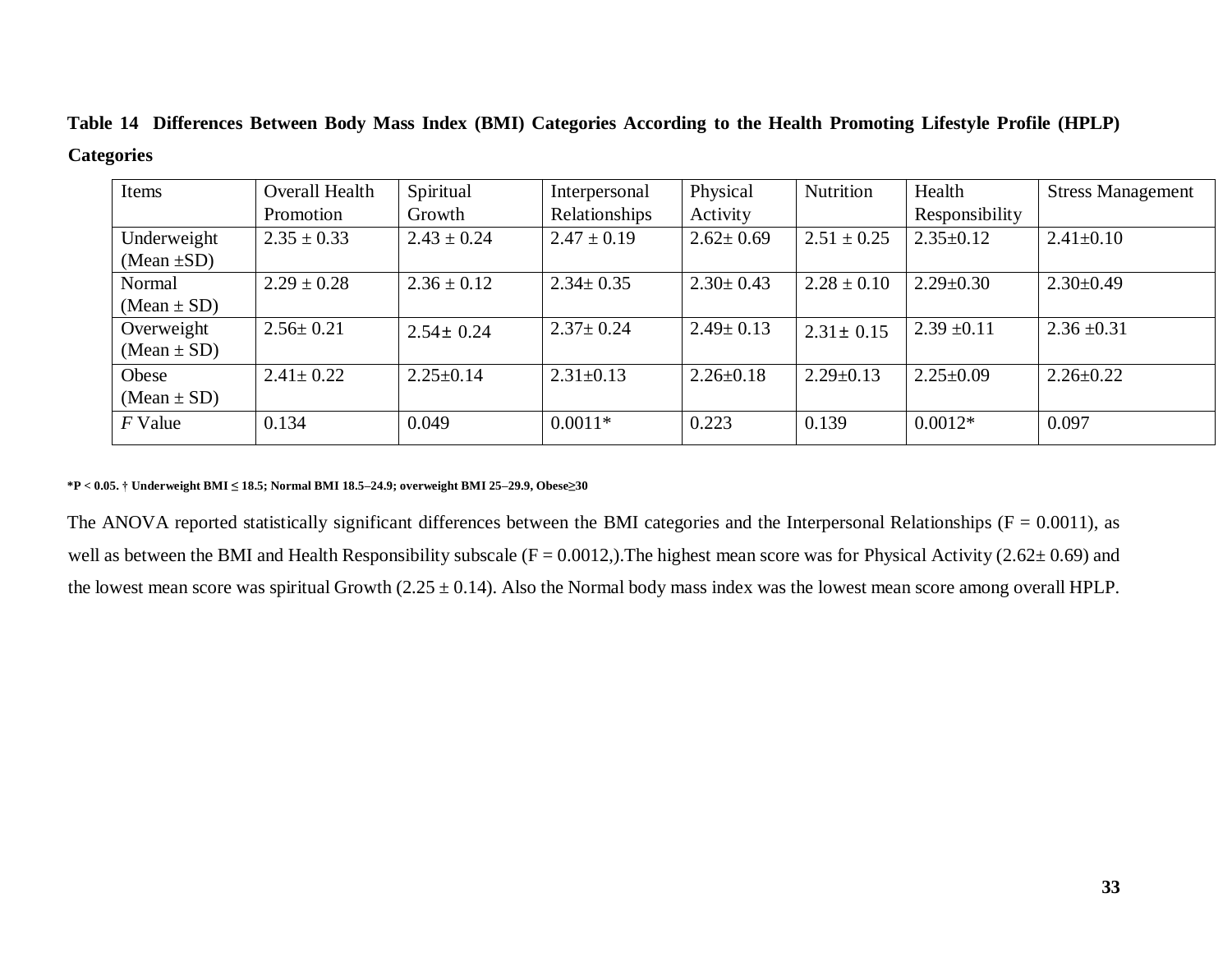**Table 14 Differences Between Body Mass Index (BMI) Categories According to the Health Promoting Lifestyle Profile (HPLP) Categories**

| Items | Overall Health Promotion | Spiritual Growth | Interpersonal Relationships | Physical Activity | Nutrition | Health Responsibility | Stress Management |
|---|---|---|---|---|---|---|---|
| Underweight (Mean ±SD) | 2.35 ± 0.33 | 2.43 ± 0.24 | 2.47 ± 0.19 | 2.62± 0.69 | 2.51 ± 0.25 | 2.35±0.12 | 2.41±0.10 |
| Normal (Mean ± SD) | 2.29 ± 0.28 | 2.36 ± 0.12 | 2.34± 0.35 | 2.30± 0.43 | 2.28 ± 0.10 | 2.29±0.30 | 2.30±0.49 |
| Overweight (Mean ± SD) | 2.56± 0.21 | 2.54± 0.24 | 2.37± 0.24 | 2.49± 0.13 | 2.31± 0.15 | 2.39 ±0.11 | 2.36 ±0.31 |
| Obese (Mean ± SD) | 2.41± 0.22 | 2.25±0.14 | 2.31±0.13 | 2.26±0.18 | 2.29±0.13 | 2.25±0.09 | 2.26±0.22 |
| *F* Value | 0.134 | 0.049 | 0.0011* | 0.223 | 0.139 | 0.0012* | 0.097 |

**\*P < 0.05. † Underweight BMI ≤ 18.5; Normal BMI 18.5–24.9; overweight BMI 25–29.9, Obese≥30**

The ANOVA reported statistically significant differences between the BMI categories and the Interpersonal Relationships ($F = 0.0011$), as well as between the BMI and Health Responsibility subscale ($F = 0.0012$,).The highest mean score was for Physical Activity (2.62± 0.69) and the lowest mean score was spiritual Growth (2.25 ± 0.14). Also the Normal body mass index was the lowest mean score among overall HPLP.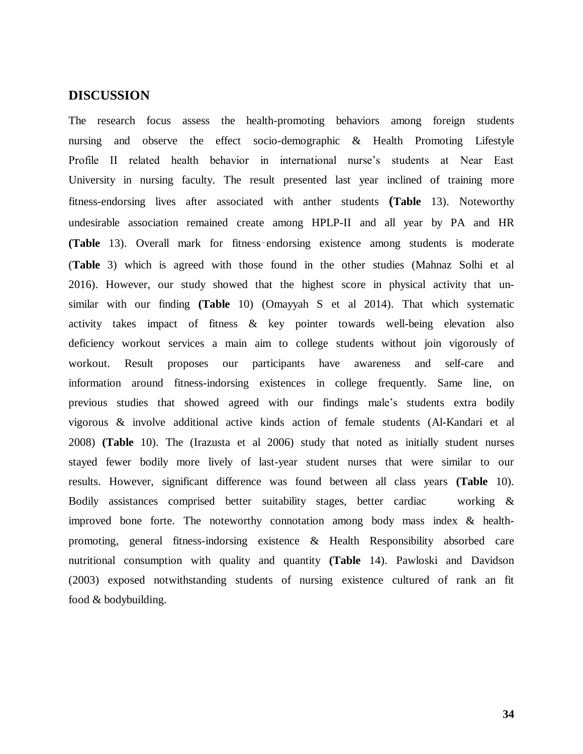## DISCUSSION

The research focus assess the health-promoting behaviors among foreign students nursing and observe the effect socio-demographic & Health Promoting Lifestyle Profile II related health behavior in international nurse's students at Near East University in nursing faculty. The result presented last year inclined of training more fitness-endorsing lives after associated with anther students **(Table** 13). Noteworthy undesirable association remained create among HPLP-II and all year by PA and HR **(Table** 13). Overall mark for fitness-endorsing existence among students is moderate (**Table** 3) which is agreed with those found in the other studies (Mahnaz Solhi et al 2016). However, our study showed that the highest score in physical activity that un-similar with our finding **(Table** 10) (Omayyah S et al 2014). That which systematic activity takes impact of fitness & key pointer towards well-being elevation also deficiency workout services a main aim to college students without join vigorously of workout. Result proposes our participants have awareness and self-care and information around fitness-indorsing existences in college frequently. Same line, on previous studies that showed agreed with our findings male's students extra bodily vigorous & involve additional active kinds action of female students (Al-Kandari et al 2008) **(Table** 10). The (Irazusta et al 2006) study that noted as initially student nurses stayed fewer bodily more lively of last-year student nurses that were similar to our results. However, significant difference was found between all class years **(Table** 10). Bodily assistances comprised better suitability stages, better cardiac working & improved bone forte. The noteworthy connotation among body mass index & health-promoting, general fitness-indorsing existence & Health Responsibility absorbed care nutritional consumption with quality and quantity **(Table** 14). Pawloski and Davidson (2003) exposed notwithstanding students of nursing existence cultured of rank an fit food & bodybuilding.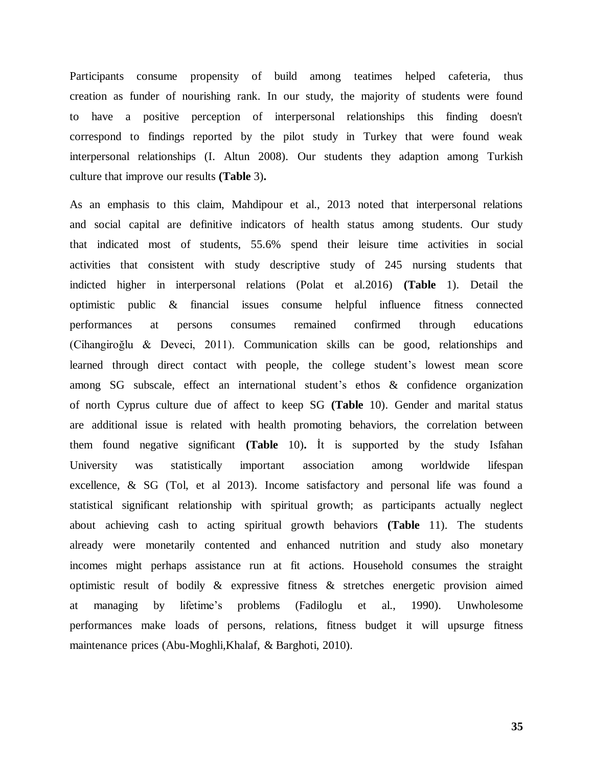Participants consume propensity of build among teatimes helped cafeteria, thus creation as funder of nourishing rank. In our study, the majority of students were found to have a positive perception of interpersonal relationships this finding doesn't correspond to findings reported by the pilot study in Turkey that were found weak interpersonal relationships (I. Altun 2008). Our students they adaption among Turkish culture that improve our results **(Table** 3)**.**

As an emphasis to this claim, Mahdipour et al., 2013 noted that interpersonal relations and social capital are definitive indicators of health status among students. Our study that indicated most of students, 55.6% spend their leisure time activities in social activities that consistent with study descriptive study of 245 nursing students that indicted higher in interpersonal relations (Polat et al.2016) **(Table** 1). Detail the optimistic public & financial issues consume helpful influence fitness connected performances at persons consumes remained confirmed through educations (Cihangiroğlu & Deveci, 2011). Communication skills can be good, relationships and learned through direct contact with people, the college student's lowest mean score among SG subscale, effect an international student's ethos & confidence organization of north Cyprus culture due of affect to keep SG **(Table** 10). Gender and marital status are additional issue is related with health promoting behaviors, the correlation between them found negative significant **(Table** 10)**.** İt is supported by the study Isfahan University was statistically important association among worldwide lifespan excellence, & SG (Tol, et al 2013). Income satisfactory and personal life was found a statistical significant relationship with spiritual growth; as participants actually neglect about achieving cash to acting spiritual growth behaviors **(Table** 11). The students already were monetarily contented and enhanced nutrition and study also monetary incomes might perhaps assistance run at fit actions. Household consumes the straight optimistic result of bodily & expressive fitness & stretches energetic provision aimed at managing by lifetime's problems (Fadiloglu et al., 1990). Unwholesome performances make loads of persons, relations, fitness budget it will upsurge fitness maintenance prices (Abu-Moghli,Khalaf, & Barghoti, 2010).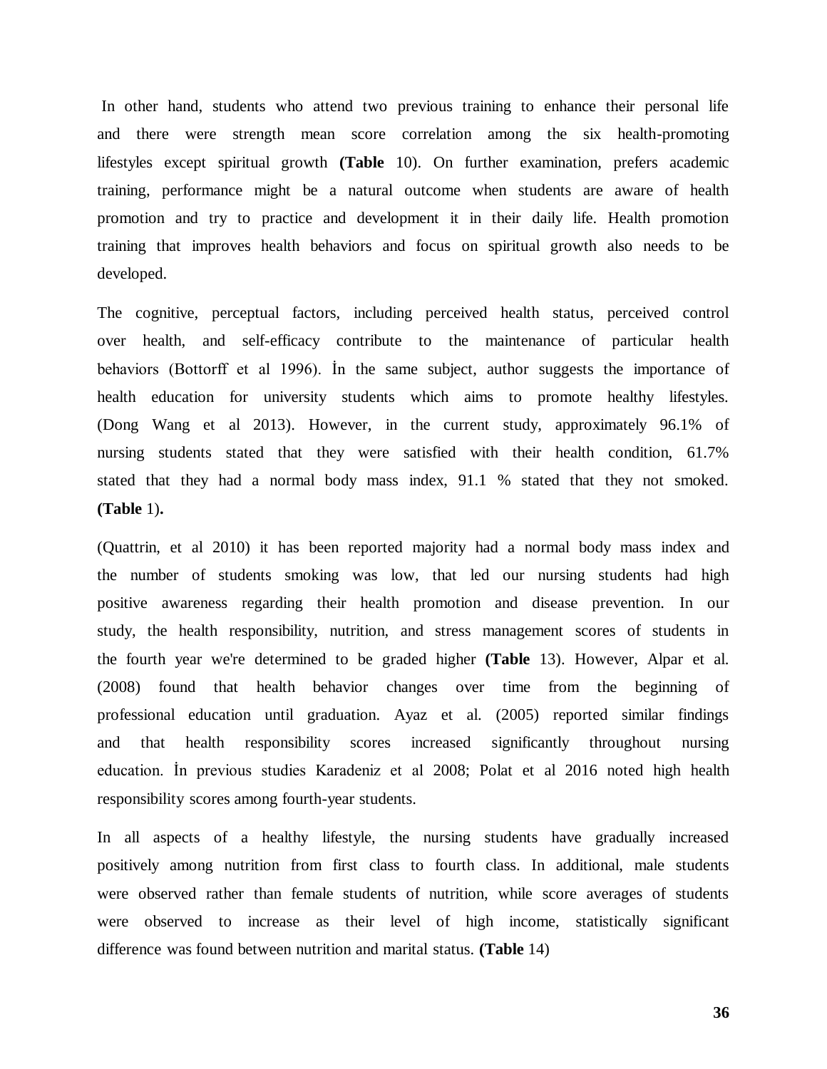In other hand, students who attend two previous training to enhance their personal life and there were strength mean score correlation among the six health-promoting lifestyles except spiritual growth **(Table** 10). On further examination, prefers academic training, performance might be a natural outcome when students are aware of health promotion and try to practice and development it in their daily life. Health promotion training that improves health behaviors and focus on spiritual growth also needs to be developed.

The cognitive, perceptual factors, including perceived health status, perceived control over health, and self-efficacy contribute to the maintenance of particular health behaviors (Bottorff et al 1996). İn the same subject, author suggests the importance of health education for university students which aims to promote healthy lifestyles. (Dong Wang et al 2013). However, in the current study, approximately 96.1% of nursing students stated that they were satisfied with their health condition, 61.7% stated that they had a normal body mass index, 91.1 % stated that they not smoked. **(Table** 1)**.**

(Quattrin, et al 2010) it has been reported majority had a normal body mass index and the number of students smoking was low, that led our nursing students had high positive awareness regarding their health promotion and disease prevention. In our study, the health responsibility, nutrition, and stress management scores of students in the fourth year we're determined to be graded higher **(Table** 13). However, Alpar et al. (2008) found that health behavior changes over time from the beginning of professional education until graduation. Ayaz et al. (2005) reported similar findings and that health responsibility scores increased significantly throughout nursing education. İn previous studies Karadeniz et al 2008; Polat et al 2016 noted high health responsibility scores among fourth-year students.

In all aspects of a healthy lifestyle, the nursing students have gradually increased positively among nutrition from first class to fourth class. In additional, male students were observed rather than female students of nutrition, while score averages of students were observed to increase as their level of high income, statistically significant difference was found between nutrition and marital status. **(Table** 14)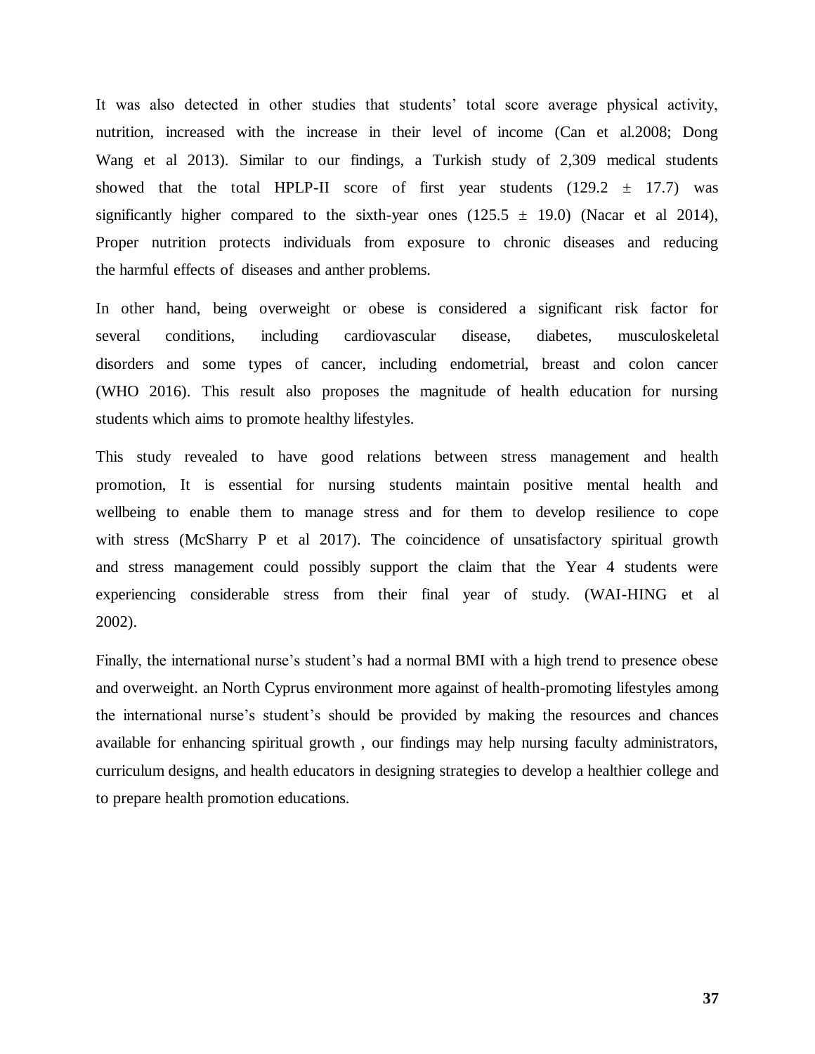It was also detected in other studies that students' total score average physical activity, nutrition, increased with the increase in their level of income (Can et al.2008; Dong Wang et al 2013). Similar to our findings, a Turkish study of 2,309 medical students showed that the total HPLP-II score of first year students (129.2 ± 17.7) was significantly higher compared to the sixth-year ones (125.5 ± 19.0) (Nacar et al 2014), Proper nutrition protects individuals from exposure to chronic diseases and reducing the harmful effects of diseases and anther problems.

In other hand, being overweight or obese is considered a significant risk factor for several conditions, including cardiovascular disease, diabetes, musculoskeletal disorders and some types of cancer, including endometrial, breast and colon cancer (WHO 2016). This result also proposes the magnitude of health education for nursing students which aims to promote healthy lifestyles.

This study revealed to have good relations between stress management and health promotion, It is essential for nursing students maintain positive mental health and wellbeing to enable them to manage stress and for them to develop resilience to cope with stress (McSharry P et al 2017). The coincidence of unsatisfactory spiritual growth and stress management could possibly support the claim that the Year 4 students were experiencing considerable stress from their final year of study. (WAI-HING et al 2002).

Finally, the international nurse's student's had a normal BMI with a high trend to presence obese and overweight. an North Cyprus environment more against of health-promoting lifestyles among the international nurse's student's should be provided by making the resources and chances available for enhancing spiritual growth , our findings may help nursing faculty administrators, curriculum designs, and health educators in designing strategies to develop a healthier college and to prepare health promotion educations.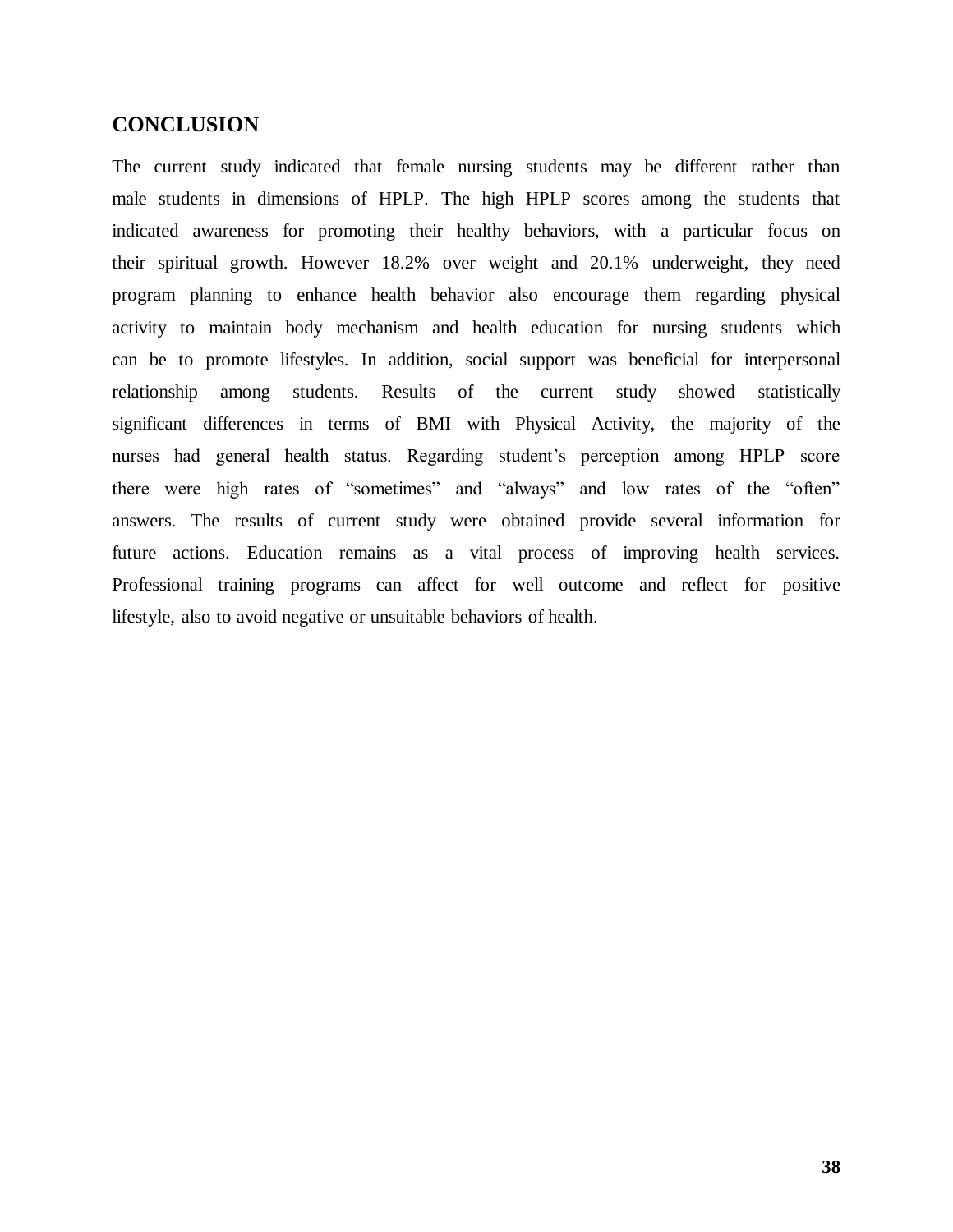## CONCLUSION

The current study indicated that female nursing students may be different rather than male students in dimensions of HPLP. The high HPLP scores among the students that indicated awareness for promoting their healthy behaviors, with a particular focus on their spiritual growth. However 18.2% over weight and 20.1% underweight, they need program planning to enhance health behavior also encourage them regarding physical activity to maintain body mechanism and health education for nursing students which can be to promote lifestyles. In addition, social support was beneficial for interpersonal relationship among students. Results of the current study showed statistically significant differences in terms of BMI with Physical Activity, the majority of the nurses had general health status. Regarding student's perception among HPLP score there were high rates of "sometimes" and "always" and low rates of the "often" answers. The results of current study were obtained provide several information for future actions. Education remains as a vital process of improving health services. Professional training programs can affect for well outcome and reflect for positive lifestyle, also to avoid negative or unsuitable behaviors of health.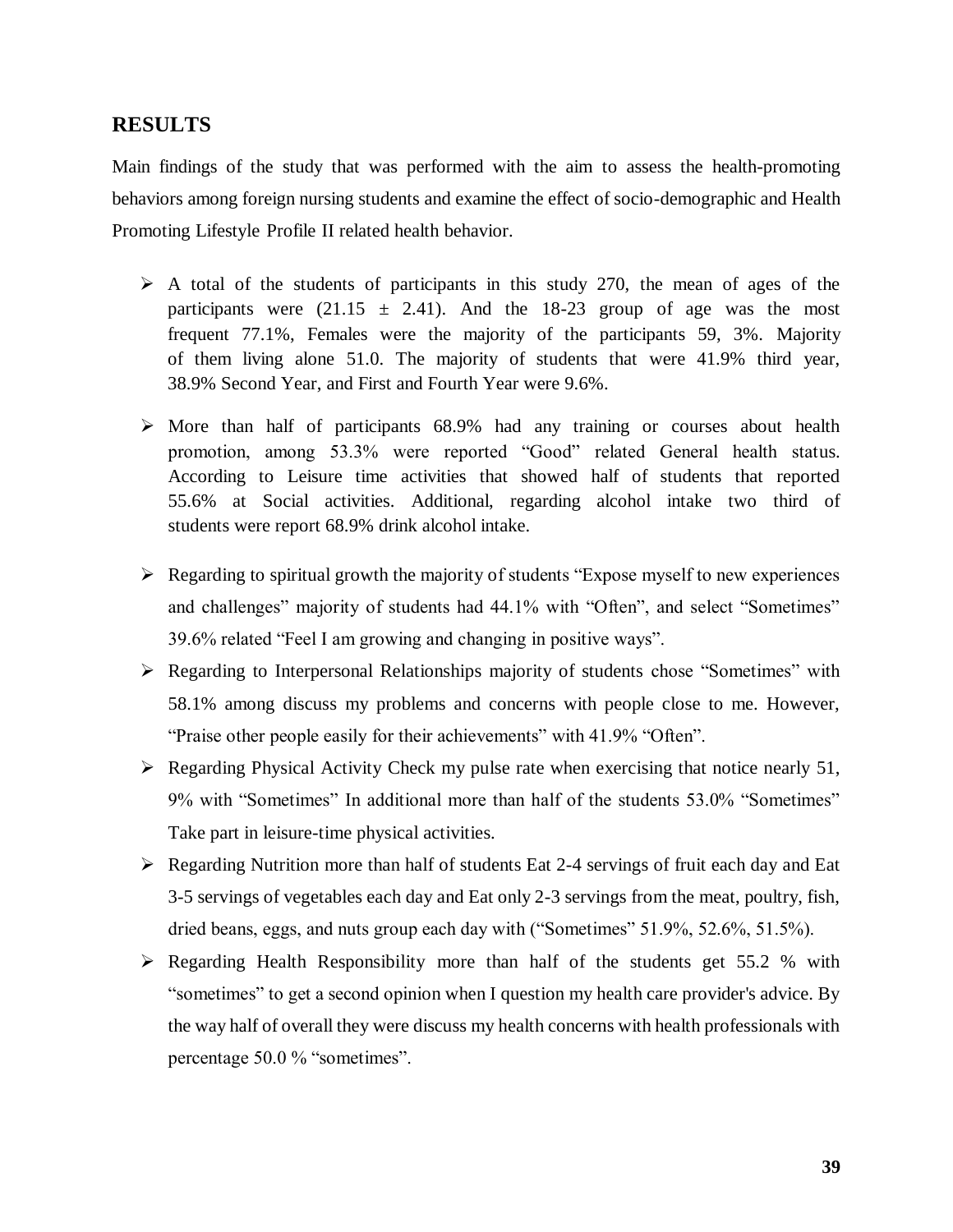## RESULTS

Main findings of the study that was performed with the aim to assess the health-promoting behaviors among foreign nursing students and examine the effect of socio-demographic and Health Promoting Lifestyle Profile II related health behavior.

- A total of the students of participants in this study 270, the mean of ages of the participants were (21.15 ± 2.41). And the 18-23 group of age was the most frequent 77.1%, Females were the majority of the participants 59, 3%. Majority of them living alone 51.0. The majority of students that were 41.9% third year, 38.9% Second Year, and First and Fourth Year were 9.6%.
- More than half of participants 68.9% had any training or courses about health promotion, among 53.3% were reported "Good" related General health status. According to Leisure time activities that showed half of students that reported 55.6% at Social activities. Additional, regarding alcohol intake two third of students were report 68.9% drink alcohol intake.
- Regarding to spiritual growth the majority of students "Expose myself to new experiences and challenges" majority of students had 44.1% with "Often", and select "Sometimes" 39.6% related "Feel I am growing and changing in positive ways".
- Regarding to Interpersonal Relationships majority of students chose "Sometimes" with 58.1% among discuss my problems and concerns with people close to me. However, "Praise other people easily for their achievements" with 41.9% "Often".
- Regarding Physical Activity Check my pulse rate when exercising that notice nearly 51, 9% with "Sometimes" In additional more than half of the students 53.0% "Sometimes" Take part in leisure-time physical activities.
- Regarding Nutrition more than half of students Eat 2-4 servings of fruit each day and Eat 3-5 servings of vegetables each day and Eat only 2-3 servings from the meat, poultry, fish, dried beans, eggs, and nuts group each day with ("Sometimes" 51.9%, 52.6%, 51.5%).
- Regarding Health Responsibility more than half of the students get 55.2 % with "sometimes" to get a second opinion when I question my health care provider's advice. By the way half of overall they were discuss my health concerns with health professionals with percentage 50.0 % "sometimes".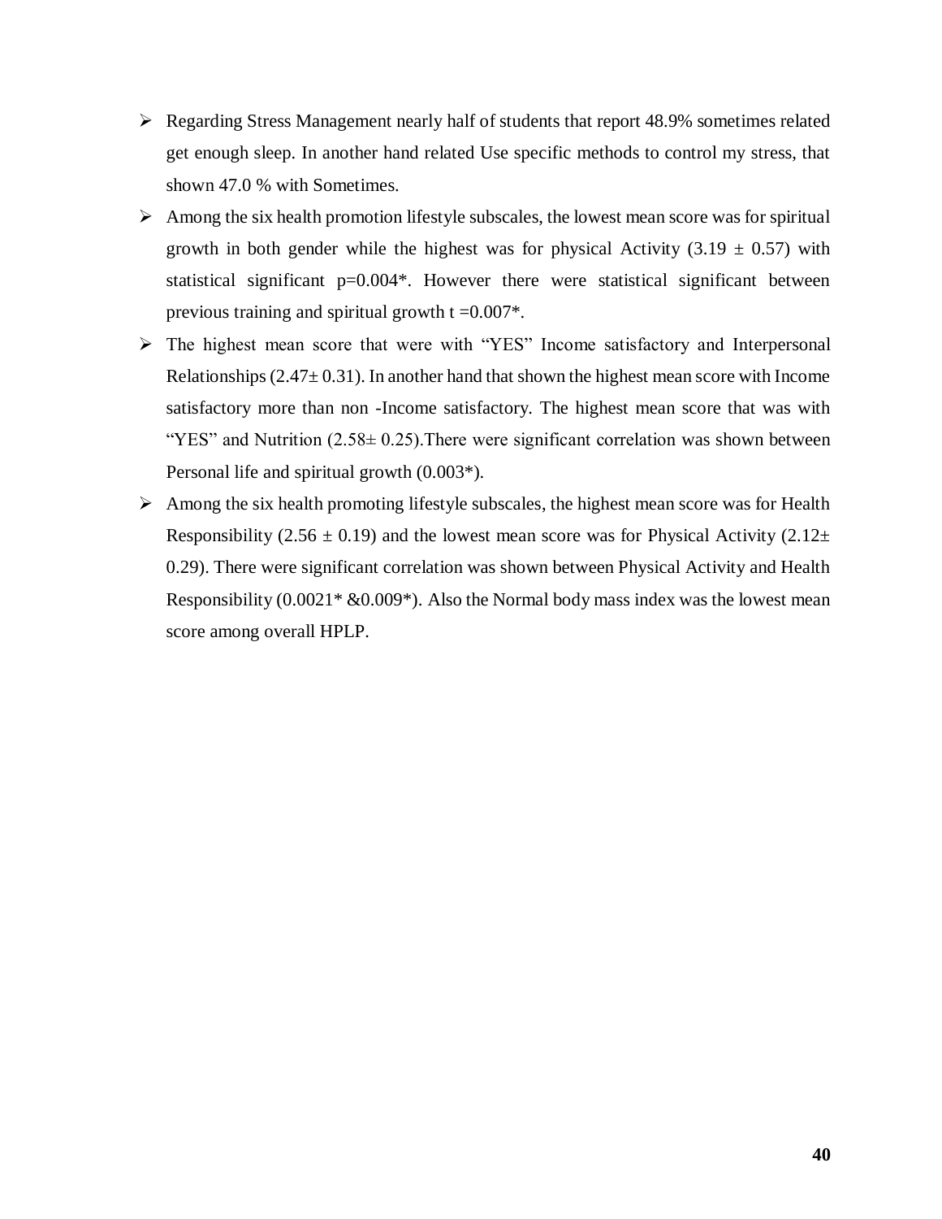- Regarding Stress Management nearly half of students that report 48.9% sometimes related get enough sleep. In another hand related Use specific methods to control my stress, that shown 47.0 % with Sometimes.
- Among the six health promotion lifestyle subscales, the lowest mean score was for spiritual growth in both gender while the highest was for physical Activity ($3.19 \pm 0.57$) with statistical significant $p=0.004$*. However there were statistical significant between previous training and spiritual growth $t = 0.007$*.
- The highest mean score that were with "YES" Income satisfactory and Interpersonal Relationships ($2.47 \pm 0.31$). In another hand that shown the highest mean score with Income satisfactory more than non -Income satisfactory. The highest mean score that was with "YES" and Nutrition ($2.58 \pm 0.25$).There were significant correlation was shown between Personal life and spiritual growth (0.003*).
- Among the six health promoting lifestyle subscales, the highest mean score was for Health Responsibility ($2.56 \pm 0.19$) and the lowest mean score was for Physical Activity ($2.12 \pm 0.29$). There were significant correlation was shown between Physical Activity and Health Responsibility (0.0021* &0.009*). Also the Normal body mass index was the lowest mean score among overall HPLP.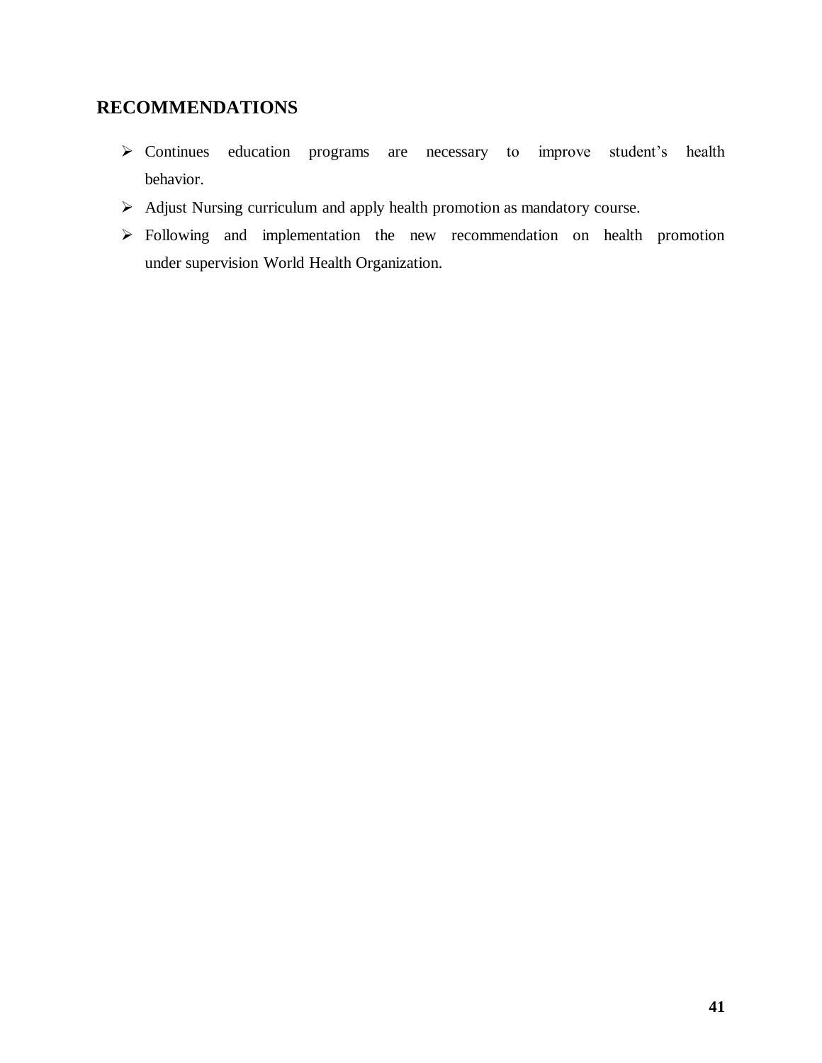## RECOMMENDATIONS

- Continues education programs are necessary to improve student's health behavior.
- Adjust Nursing curriculum and apply health promotion as mandatory course.
- Following and implementation the new recommendation on health promotion under supervision World Health Organization.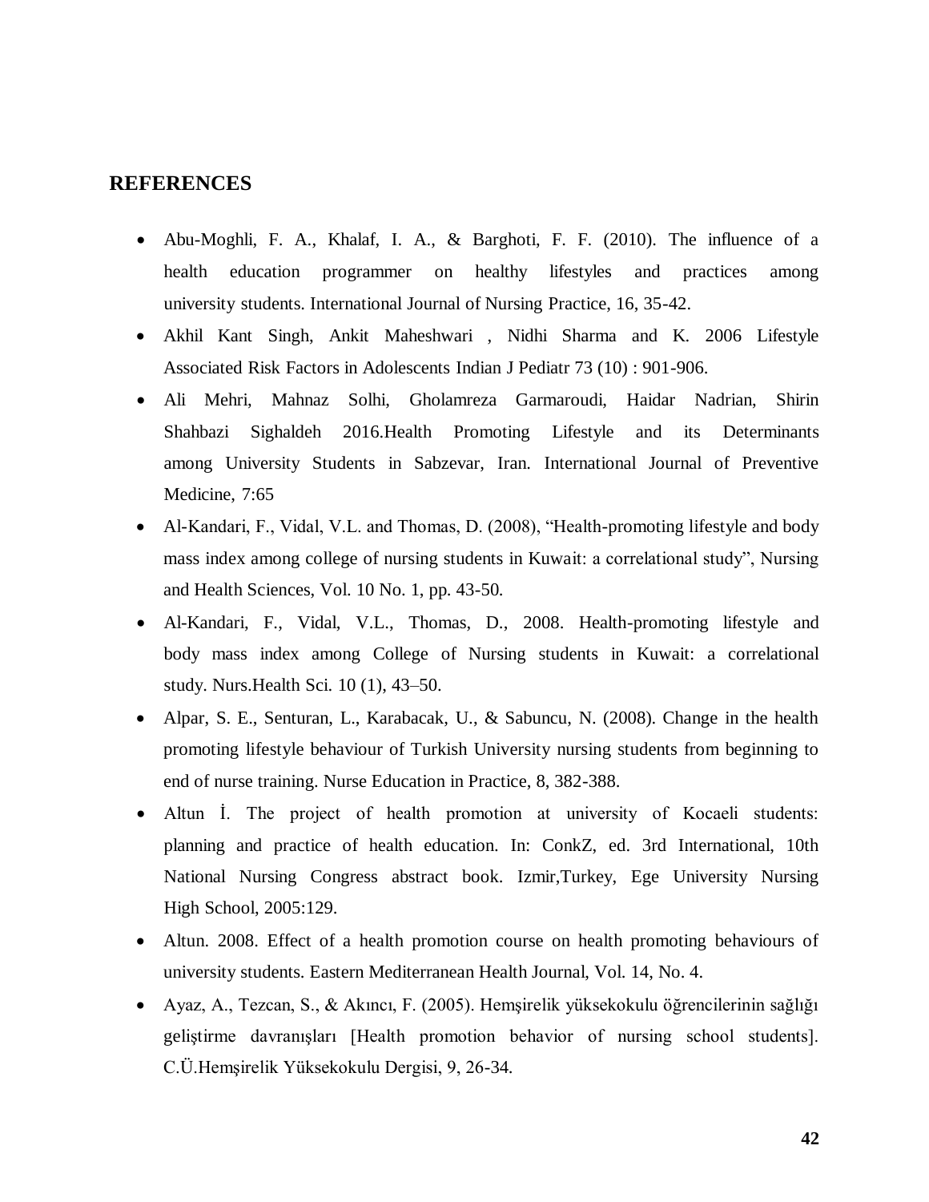## REFERENCES

- Abu-Moghli, F. A., Khalaf, I. A., & Barghoti, F. F. (2010). The influence of a health education programmer on healthy lifestyles and practices among university students. International Journal of Nursing Practice, 16, 35-42.
- Akhil Kant Singh, Ankit Maheshwari , Nidhi Sharma and K. 2006 Lifestyle Associated Risk Factors in Adolescents Indian J Pediatr 73 (10) : 901-906.
- Ali Mehri, Mahnaz Solhi, Gholamreza Garmaroudi, Haidar Nadrian, Shirin Shahbazi Sighaldeh 2016.Health Promoting Lifestyle and its Determinants among University Students in Sabzevar, Iran. International Journal of Preventive Medicine, 7:65
- Al-Kandari, F., Vidal, V.L. and Thomas, D. (2008), "Health-promoting lifestyle and body mass index among college of nursing students in Kuwait: a correlational study", Nursing and Health Sciences, Vol. 10 No. 1, pp. 43-50.
- Al-Kandari, F., Vidal, V.L., Thomas, D., 2008. Health-promoting lifestyle and body mass index among College of Nursing students in Kuwait: a correlational study. Nurs.Health Sci. 10 (1), 43–50.
- Alpar, S. E., Senturan, L., Karabacak, U., & Sabuncu, N. (2008). Change in the health promoting lifestyle behaviour of Turkish University nursing students from beginning to end of nurse training. Nurse Education in Practice, 8, 382-388.
- Altun İ. The project of health promotion at university of Kocaeli students: planning and practice of health education. In: ConkZ, ed. 3rd International, 10th National Nursing Congress abstract book. Izmir,Turkey, Ege University Nursing High School, 2005:129.
- Altun. 2008. Effect of a health promotion course on health promoting behaviours of university students. Eastern Mediterranean Health Journal, Vol. 14, No. 4.
- Ayaz, A., Tezcan, S., & Akıncı, F. (2005). Hemşirelik yüksekokulu öğrencilerinin sağlığı geliştirme davranışları [Health promotion behavior of nursing school students]. C.Ü.Hemşirelik Yüksekokulu Dergisi, 9, 26-34.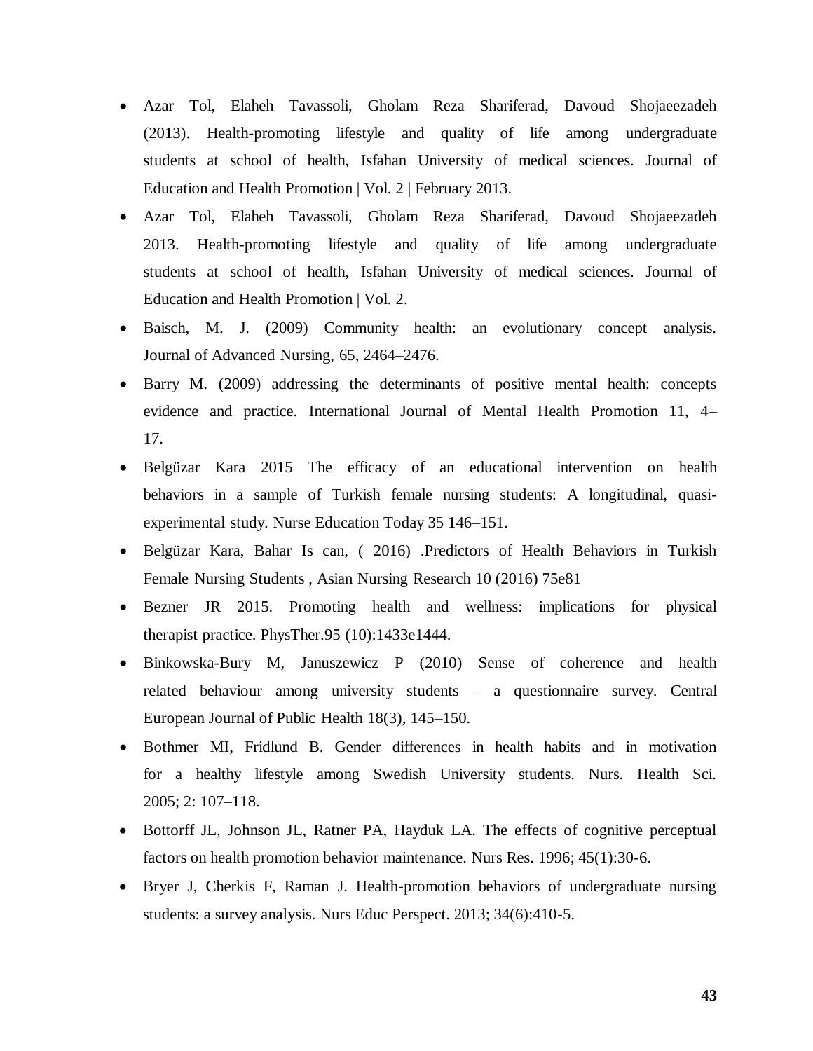- Azar Tol, Elaheh Tavassoli, Gholam Reza Shariferad, Davoud Shojaeezadeh (2013). Health-promoting lifestyle and quality of life among undergraduate students at school of health, Isfahan University of medical sciences. Journal of Education and Health Promotion | Vol. 2 | February 2013.
- Azar Tol, Elaheh Tavassoli, Gholam Reza Shariferad, Davoud Shojaeezadeh 2013. Health-promoting lifestyle and quality of life among undergraduate students at school of health, Isfahan University of medical sciences. Journal of Education and Health Promotion | Vol. 2.
- Baisch, M. J. (2009) Community health: an evolutionary concept analysis. Journal of Advanced Nursing, 65, 2464–2476.
- Barry M. (2009) addressing the determinants of positive mental health: concepts evidence and practice. International Journal of Mental Health Promotion 11, 4–17.
- Belgüzar Kara 2015 The efficacy of an educational intervention on health behaviors in a sample of Turkish female nursing students: A longitudinal, quasi-experimental study. Nurse Education Today 35 146–151.
- Belgüzar Kara, Bahar Is can, ( 2016) .Predictors of Health Behaviors in Turkish Female Nursing Students , Asian Nursing Research 10 (2016) 75e81
- Bezner JR 2015. Promoting health and wellness: implications for physical therapist practice. PhysTher.95 (10):1433e1444.
- Binkowska-Bury M, Januszewicz P (2010) Sense of coherence and health related behaviour among university students – a questionnaire survey. Central European Journal of Public Health 18(3), 145–150.
- Bothmer MI, Fridlund B. Gender differences in health habits and in motivation for a healthy lifestyle among Swedish University students. Nurs. Health Sci. 2005; 2: 107–118.
- Bottorff JL, Johnson JL, Ratner PA, Hayduk LA. The effects of cognitive perceptual factors on health promotion behavior maintenance. Nurs Res. 1996; 45(1):30-6.
- Bryer J, Cherkis F, Raman J. Health-promotion behaviors of undergraduate nursing students: a survey analysis. Nurs Educ Perspect. 2013; 34(6):410-5.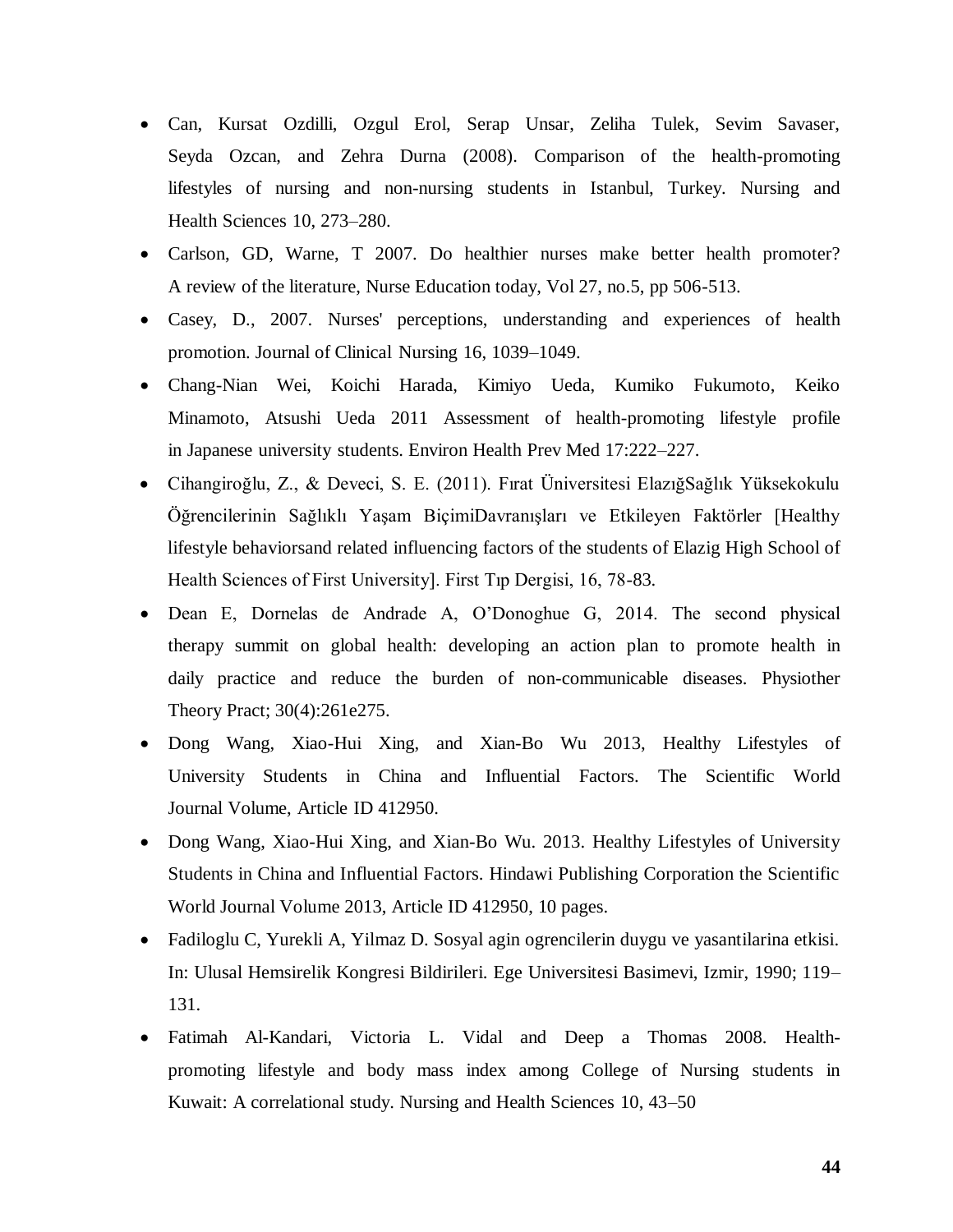- Can, Kursat Ozdilli, Ozgul Erol, Serap Unsar, Zeliha Tulek, Sevim Savaser, Seyda Ozcan, and Zehra Durna (2008). Comparison of the health-promoting lifestyles of nursing and non-nursing students in Istanbul, Turkey. Nursing and Health Sciences 10, 273–280.
- Carlson, GD, Warne, T 2007. Do healthier nurses make better health promoter? A review of the literature, Nurse Education today, Vol 27, no.5, pp 506-513.
- Casey, D., 2007. Nurses' perceptions, understanding and experiences of health promotion. Journal of Clinical Nursing 16, 1039–1049.
- Chang-Nian Wei, Koichi Harada, Kimiyo Ueda, Kumiko Fukumoto, Keiko Minamoto, Atsushi Ueda 2011 Assessment of health-promoting lifestyle profile in Japanese university students. Environ Health Prev Med 17:222–227.
- Cihangiroğlu, Z., & Deveci, S. E. (2011). Fırat Üniversitesi ElazığSağlık Yüksekokulu Öğrencilerinin Sağlıklı Yaşam BiçimiDavranışları ve Etkileyen Faktörler [Healthy lifestyle behaviorsand related influencing factors of the students of Elazig High School of Health Sciences of First University]. First Tıp Dergisi, 16, 78-83.
- Dean E, Dornelas de Andrade A, O'Donoghue G, 2014. The second physical therapy summit on global health: developing an action plan to promote health in daily practice and reduce the burden of non-communicable diseases. Physiother Theory Pract; 30(4):261e275.
- Dong Wang, Xiao-Hui Xing, and Xian-Bo Wu 2013, Healthy Lifestyles of University Students in China and Influential Factors. The Scientific World Journal Volume, Article ID 412950.
- Dong Wang, Xiao-Hui Xing, and Xian-Bo Wu. 2013. Healthy Lifestyles of University Students in China and Influential Factors. Hindawi Publishing Corporation the Scientific World Journal Volume 2013, Article ID 412950, 10 pages.
- Fadiloglu C, Yurekli A, Yilmaz D. Sosyal agin ogrencilerin duygu ve yasantilarina etkisi. In: Ulusal Hemsirelik Kongresi Bildirileri. Ege Universitesi Basimevi, Izmir, 1990; 119–131.
- Fatimah Al-Kandari, Victoria L. Vidal and Deep a Thomas 2008. Health-promoting lifestyle and body mass index among College of Nursing students in Kuwait: A correlational study. Nursing and Health Sciences 10, 43–50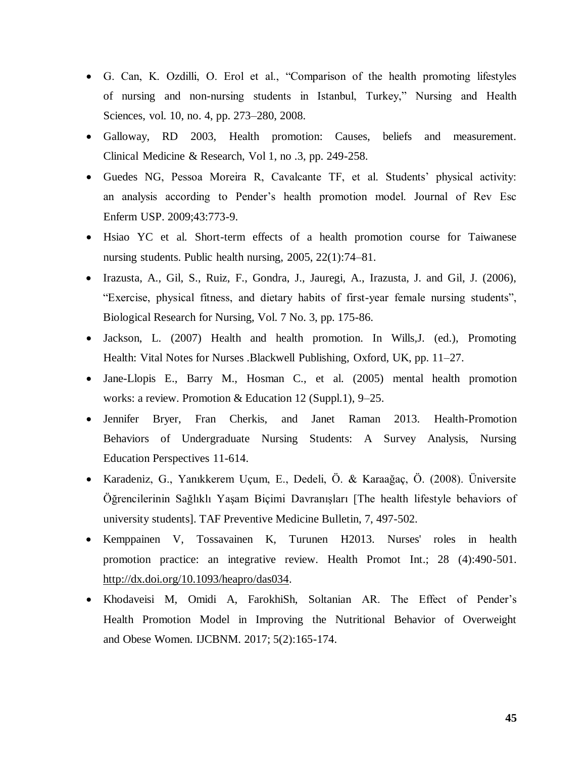- G. Can, K. Ozdilli, O. Erol et al., "Comparison of the health promoting lifestyles of nursing and non-nursing students in Istanbul, Turkey," Nursing and Health Sciences, vol. 10, no. 4, pp. 273–280, 2008.
- Galloway, RD 2003, Health promotion: Causes, beliefs and measurement. Clinical Medicine & Research, Vol 1, no .3, pp. 249-258.
- Guedes NG, Pessoa Moreira R, Cavalcante TF, et al. Students' physical activity: an analysis according to Pender's health promotion model. Journal of Rev Esc Enferm USP. 2009;43:773-9.
- Hsiao YC et al. Short-term effects of a health promotion course for Taiwanese nursing students. Public health nursing, 2005, 22(1):74–81.
- Irazusta, A., Gil, S., Ruiz, F., Gondra, J., Jauregi, A., Irazusta, J. and Gil, J. (2006), "Exercise, physical fitness, and dietary habits of first-year female nursing students", Biological Research for Nursing, Vol. 7 No. 3, pp. 175-86.
- Jackson, L. (2007) Health and health promotion. In Wills,J. (ed.), Promoting Health: Vital Notes for Nurses .Blackwell Publishing, Oxford, UK, pp. 11–27.
- Jane-Llopis E., Barry M., Hosman C., et al. (2005) mental health promotion works: a review. Promotion & Education 12 (Suppl.1), 9–25.
- Jennifer Bryer, Fran Cherkis, and Janet Raman 2013. Health-Promotion Behaviors of Undergraduate Nursing Students: A Survey Analysis, Nursing Education Perspectives 11-614.
- Karadeniz, G., Yanıkkerem Uçum, E., Dedeli, Ö. & Karaağaç, Ö. (2008). Üniversite Öğrencilerinin Sağlıklı Yaşam Biçimi Davranışları [The health lifestyle behaviors of university students]. TAF Preventive Medicine Bulletin, 7, 497-502.
- Kemppainen V, Tossavainen K, Turunen H2013. Nurses' roles in health promotion practice: an integrative review. Health Promot Int.; 28 (4):490-501. http://dx.doi.org/10.1093/heapro/das034.
- Khodaveisi M, Omidi A, FarokhiSh, Soltanian AR. The Effect of Pender's Health Promotion Model in Improving the Nutritional Behavior of Overweight and Obese Women. IJCBNM. 2017; 5(2):165-174.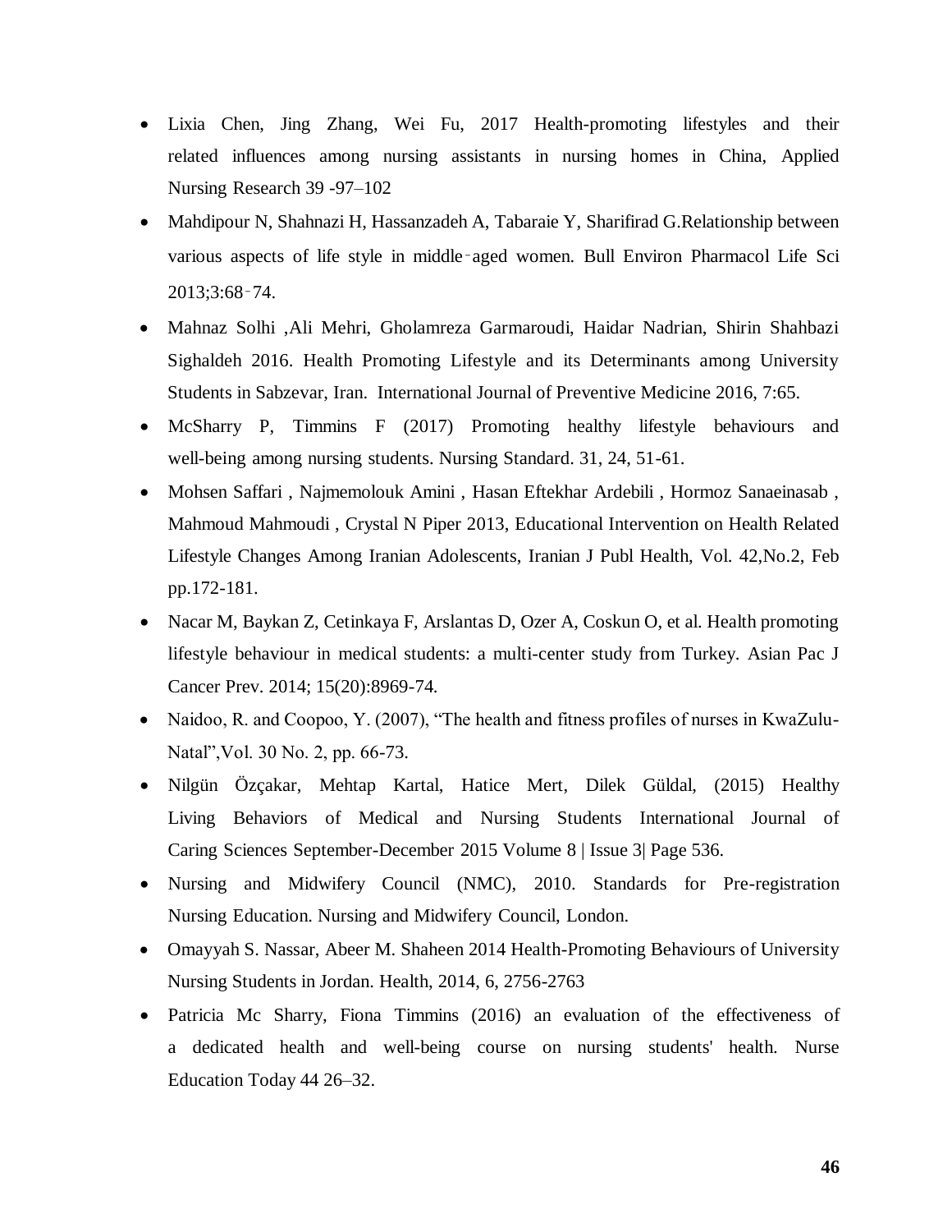- Lixia Chen, Jing Zhang, Wei Fu, 2017 Health-promoting lifestyles and their related influences among nursing assistants in nursing homes in China, Applied Nursing Research 39 -97–102
- Mahdipour N, Shahnazi H, Hassanzadeh A, Tabaraie Y, Sharifirad G.Relationship between various aspects of life style in middle‑aged women. Bull Environ Pharmacol Life Sci 2013;3:68‑74.
- Mahnaz Solhi ,Ali Mehri, Gholamreza Garmaroudi, Haidar Nadrian, Shirin Shahbazi Sighaldeh 2016. Health Promoting Lifestyle and its Determinants among University Students in Sabzevar, Iran. International Journal of Preventive Medicine 2016, 7:65.
- McSharry P, Timmins F (2017) Promoting healthy lifestyle behaviours and well-being among nursing students. Nursing Standard. 31, 24, 51-61.
- Mohsen Saffari , Najmemolouk Amini , Hasan Eftekhar Ardebili , Hormoz Sanaeinasab , Mahmoud Mahmoudi , Crystal N Piper 2013, Educational Intervention on Health Related Lifestyle Changes Among Iranian Adolescents, Iranian J Publ Health, Vol. 42,No.2, Feb pp.172-181.
- Nacar M, Baykan Z, Cetinkaya F, Arslantas D, Ozer A, Coskun O, et al. Health promoting lifestyle behaviour in medical students: a multi-center study from Turkey. Asian Pac J Cancer Prev. 2014; 15(20):8969-74.
- Naidoo, R. and Coopoo, Y. (2007), "The health and fitness profiles of nurses in KwaZulu-Natal",Vol. 30 No. 2, pp. 66-73.
- Nilgün Özçakar, Mehtap Kartal, Hatice Mert, Dilek Güldal, (2015) Healthy Living Behaviors of Medical and Nursing Students International Journal of Caring Sciences September-December 2015 Volume 8 | Issue 3| Page 536.
- Nursing and Midwifery Council (NMC), 2010. Standards for Pre-registration Nursing Education. Nursing and Midwifery Council, London.
- Omayyah S. Nassar, Abeer M. Shaheen 2014 Health-Promoting Behaviours of University Nursing Students in Jordan. Health, 2014, 6, 2756-2763
- Patricia Mc Sharry, Fiona Timmins (2016) an evaluation of the effectiveness of a dedicated health and well-being course on nursing students' health. Nurse Education Today 44 26–32.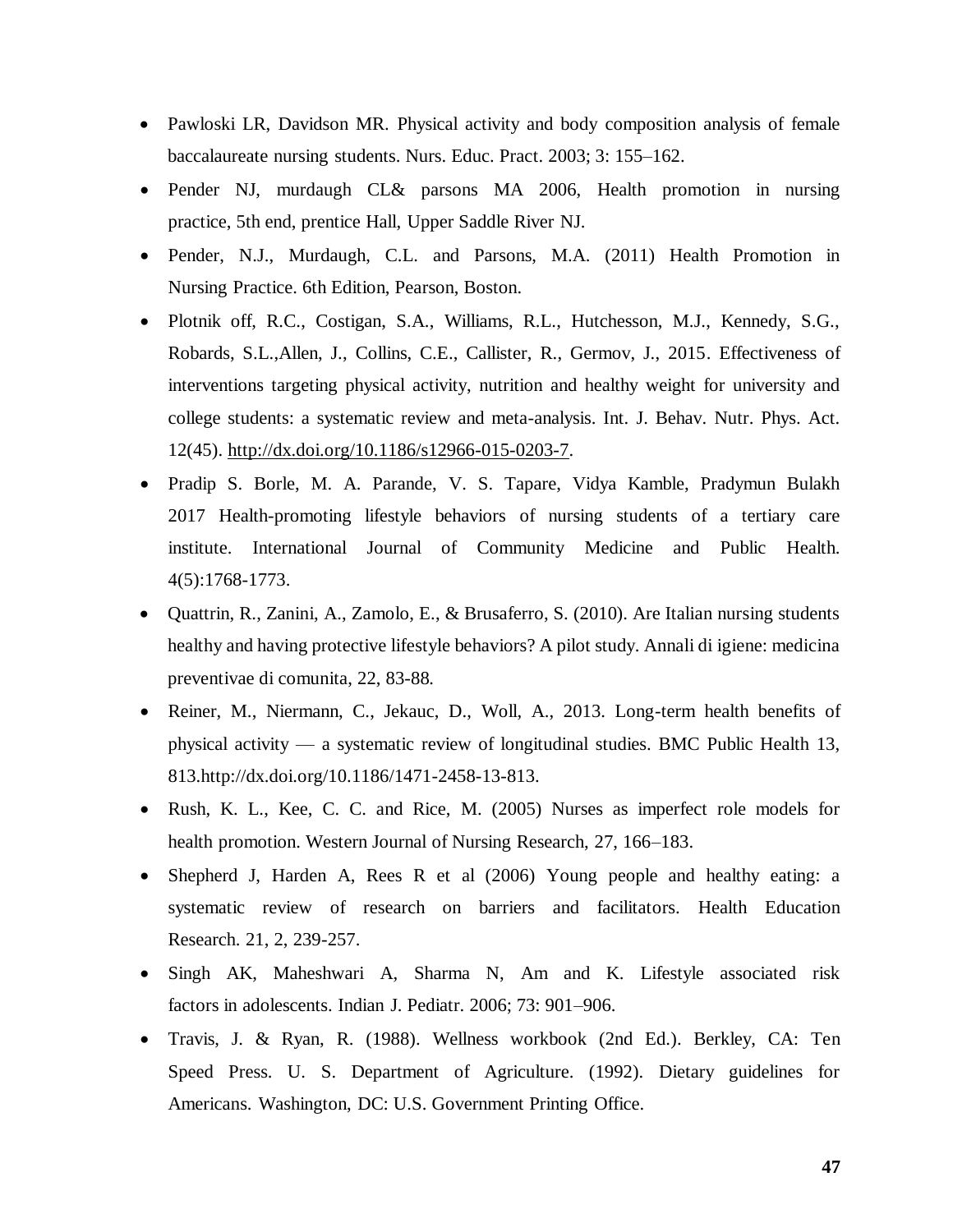- Pawloski LR, Davidson MR. Physical activity and body composition analysis of female baccalaureate nursing students. Nurs. Educ. Pract. 2003; 3: 155–162.
- Pender NJ, murdaugh CL& parsons MA 2006, Health promotion in nursing practice, 5th end, prentice Hall, Upper Saddle River NJ.
- Pender, N.J., Murdaugh, C.L. and Parsons, M.A. (2011) Health Promotion in Nursing Practice. 6th Edition, Pearson, Boston.
- Plotnik off, R.C., Costigan, S.A., Williams, R.L., Hutchesson, M.J., Kennedy, S.G., Robards, S.L.,Allen, J., Collins, C.E., Callister, R., Germov, J., 2015. Effectiveness of interventions targeting physical activity, nutrition and healthy weight for university and college students: a systematic review and meta-analysis. Int. J. Behav. Nutr. Phys. Act. 12(45). http://dx.doi.org/10.1186/s12966-015-0203-7.
- Pradip S. Borle, M. A. Parande, V. S. Tapare, Vidya Kamble, Pradymun Bulakh 2017 Health-promoting lifestyle behaviors of nursing students of a tertiary care institute. International Journal of Community Medicine and Public Health. 4(5):1768-1773.
- Quattrin, R., Zanini, A., Zamolo, E., & Brusaferro, S. (2010). Are Italian nursing students healthy and having protective lifestyle behaviors? A pilot study. Annali di igiene: medicina preventivae di comunita, 22, 83-88.
- Reiner, M., Niermann, C., Jekauc, D., Woll, A., 2013. Long-term health benefits of physical activity — a systematic review of longitudinal studies. BMC Public Health 13, 813.http://dx.doi.org/10.1186/1471-2458-13-813.
- Rush, K. L., Kee, C. C. and Rice, M. (2005) Nurses as imperfect role models for health promotion. Western Journal of Nursing Research, 27, 166–183.
- Shepherd J, Harden A, Rees R et al (2006) Young people and healthy eating: a systematic review of research on barriers and facilitators. Health Education Research. 21, 2, 239-257.
- Singh AK, Maheshwari A, Sharma N, Am and K. Lifestyle associated risk factors in adolescents. Indian J. Pediatr. 2006; 73: 901–906.
- Travis, J. & Ryan, R. (1988). Wellness workbook (2nd Ed.). Berkley, CA: Ten Speed Press. U. S. Department of Agriculture. (1992). Dietary guidelines for Americans. Washington, DC: U.S. Government Printing Office.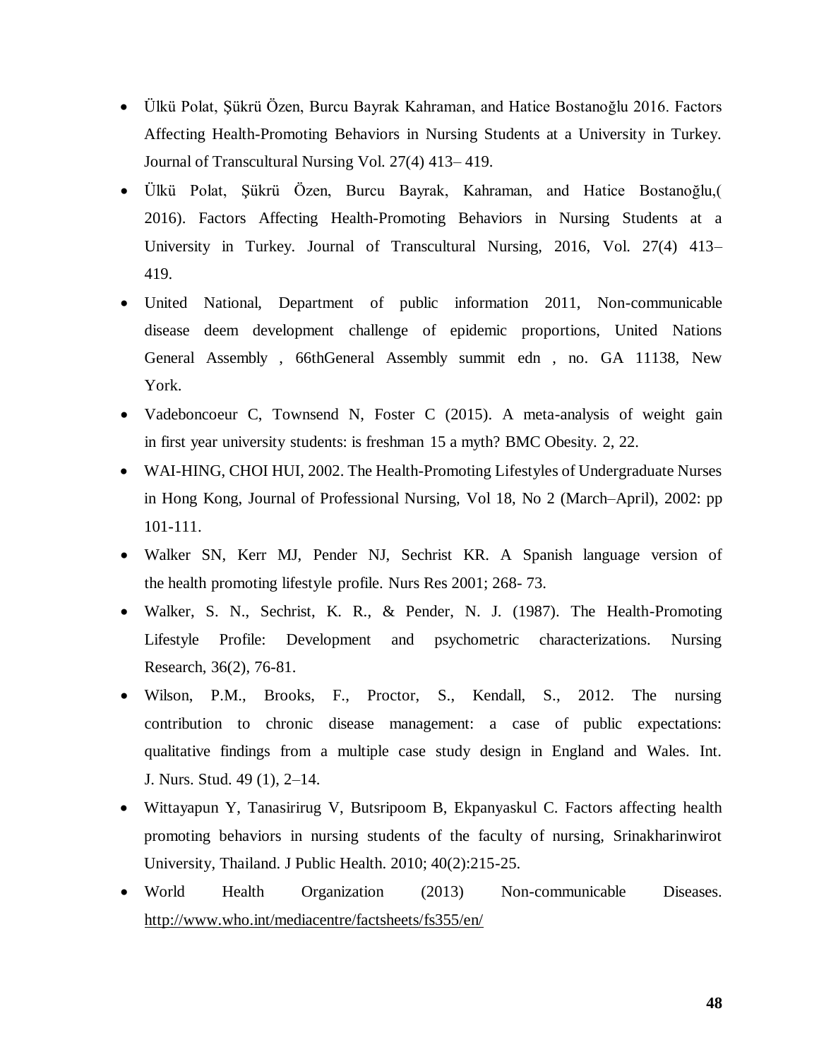- Ülkü Polat, Şükrü Özen, Burcu Bayrak Kahraman, and Hatice Bostanoğlu 2016. Factors Affecting Health-Promoting Behaviors in Nursing Students at a University in Turkey. Journal of Transcultural Nursing Vol. 27(4) 413– 419.
- Ülkü Polat, Şükrü Özen, Burcu Bayrak, Kahraman, and Hatice Bostanoğlu,( 2016). Factors Affecting Health-Promoting Behaviors in Nursing Students at a University in Turkey. Journal of Transcultural Nursing, 2016, Vol. 27(4) 413–419.
- United National, Department of public information 2011, Non-communicable disease deem development challenge of epidemic proportions, United Nations General Assembly , 66thGeneral Assembly summit edn , no. GA 11138, New York.
- Vadeboncoeur C, Townsend N, Foster C (2015). A meta-analysis of weight gain in first year university students: is freshman 15 a myth? BMC Obesity. 2, 22.
- WAI-HING, CHOI HUI, 2002. The Health-Promoting Lifestyles of Undergraduate Nurses in Hong Kong, Journal of Professional Nursing, Vol 18, No 2 (March–April), 2002: pp 101-111.
- Walker SN, Kerr MJ, Pender NJ, Sechrist KR. A Spanish language version of the health promoting lifestyle profile. Nurs Res 2001; 268- 73.
- Walker, S. N., Sechrist, K. R., & Pender, N. J. (1987). The Health-Promoting Lifestyle Profile: Development and psychometric characterizations. Nursing Research, 36(2), 76-81.
- Wilson, P.M., Brooks, F., Proctor, S., Kendall, S., 2012. The nursing contribution to chronic disease management: a case of public expectations: qualitative findings from a multiple case study design in England and Wales. Int. J. Nurs. Stud. 49 (1), 2–14.
- Wittayapun Y, Tanasirirug V, Butsripoom B, Ekpanyaskul C. Factors affecting health promoting behaviors in nursing students of the faculty of nursing, Srinakharinwirot University, Thailand. J Public Health. 2010; 40(2):215-25.
- World Health Organization (2013) Non-communicable Diseases. http://www.who.int/mediacentre/factsheets/fs355/en/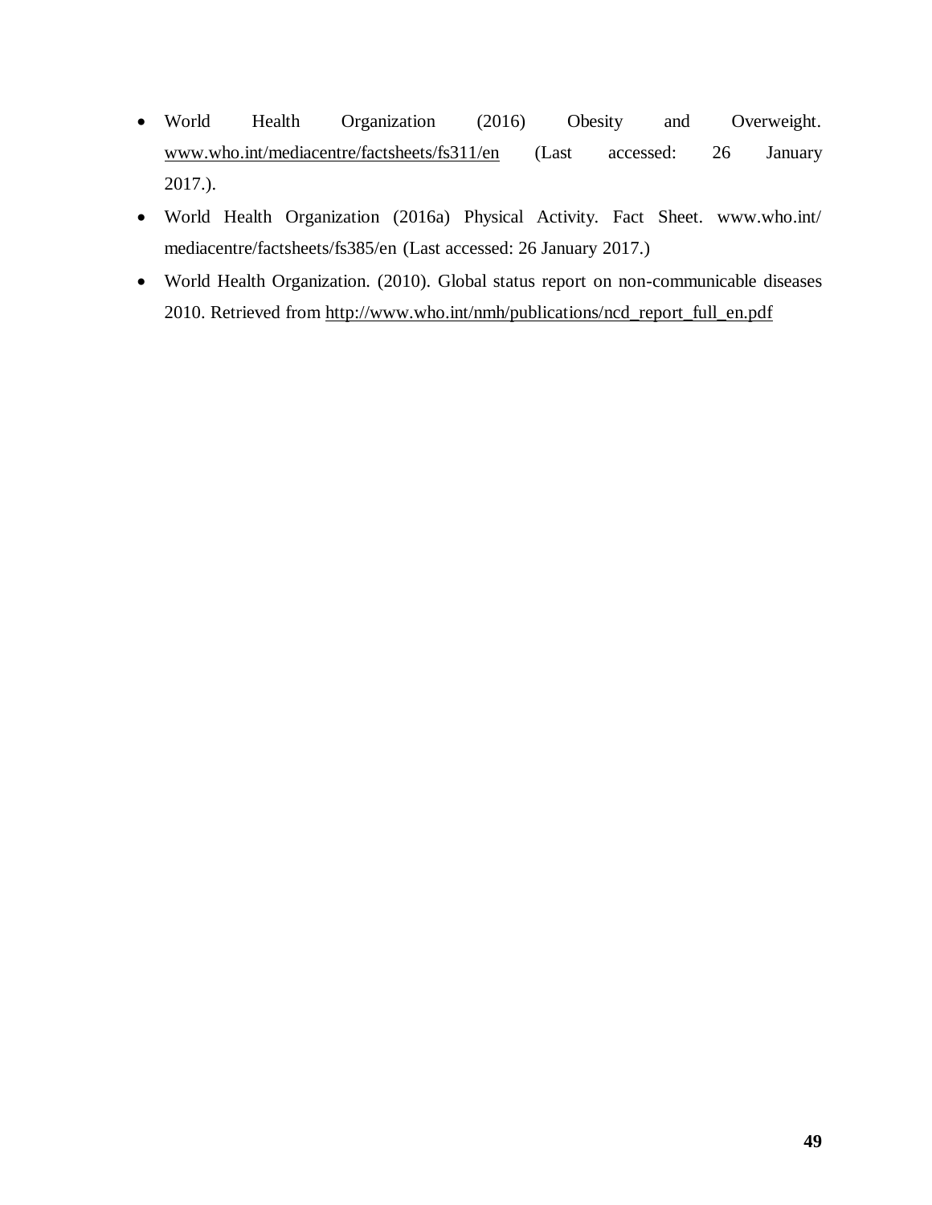- World Health Organization (2016) Obesity and Overweight. www.who.int/mediacentre/factsheets/fs311/en (Last accessed: 26 January 2017.).
- World Health Organization (2016a) Physical Activity. Fact Sheet. www.who.int/ mediacentre/factsheets/fs385/en (Last accessed: 26 January 2017.)
- World Health Organization. (2010). Global status report on non-communicable diseases 2010. Retrieved from http://www.who.int/nmh/publications/ncd_report_full_en.pdf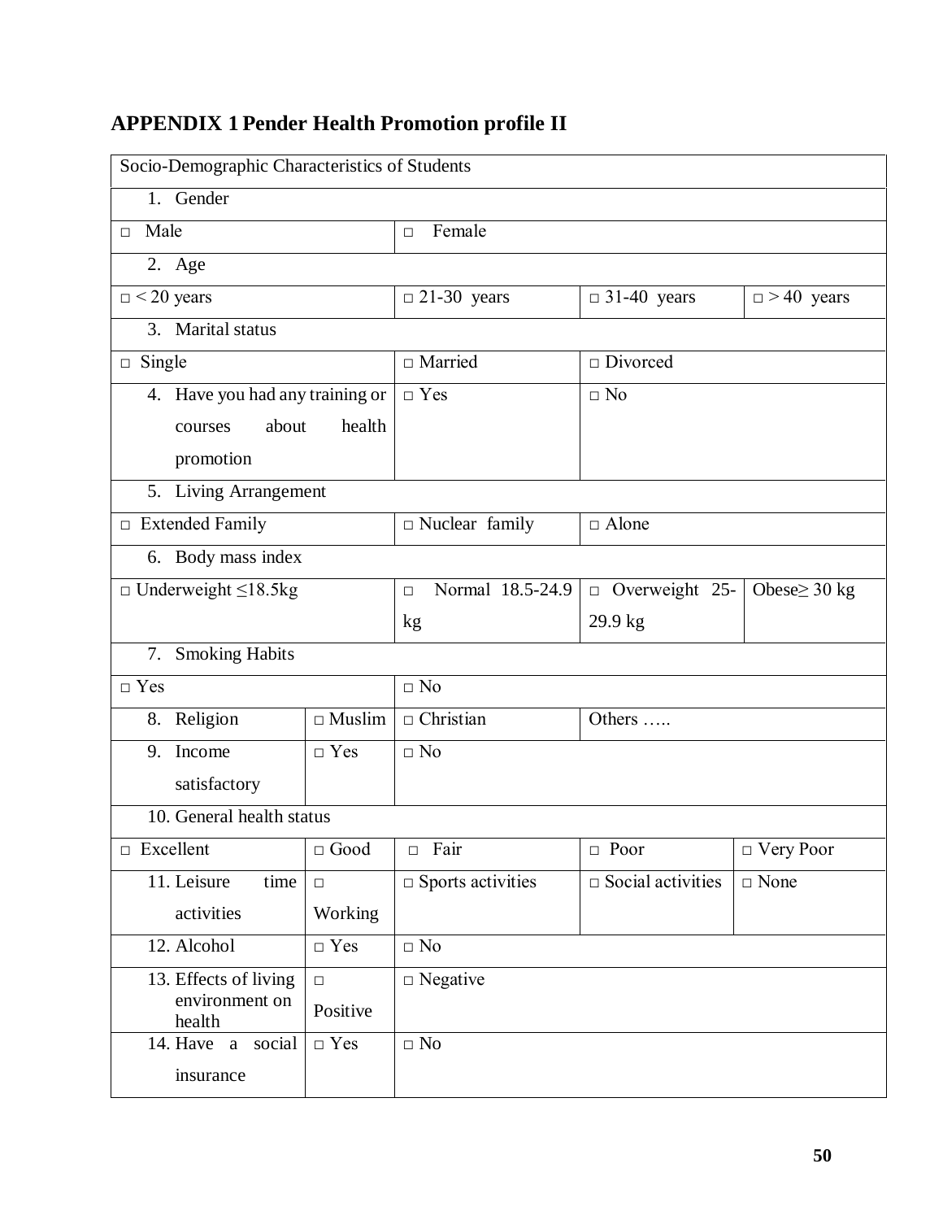## APPENDIX 1 Pender Health Promotion profile II

| Socio-Demographic Characteristics of Students | | | | |
|---|---|---|---|---|
| 1. Gender | | | | |
| □ Male | | □ Female | | |
| 2. Age | | | | |
| □ < 20 years | | □ 21-30 years | □ 31-40 years | □ > 40 years |
| 3. Marital status | | | | |
| □ Single | | □ Married | □ Divorced | |
| 4. Have you had any training or courses about health promotion | | □ Yes | □ No | |
| 5. Living Arrangement | | | | |
| □ Extended Family | | □ Nuclear family | □ Alone | |
| 6. Body mass index | | | | |
| □ Underweight ≤18.5kg | | □ Normal 18.5-24.9 kg | □ Overweight 25-29.9 kg | Obese≥ 30 kg |
| 7. Smoking Habits | | | | |
| □ Yes | | □ No | | |
| 8. Religion | □ Muslim | □ Christian | Others ….. | |
| 9. Income satisfactory | □ Yes | □ No | | |
| 10. General health status | | | | |
| □ Excellent | □ Good | □ Fair | □ Poor | □ Very Poor |
| 11. Leisure time activities | □ Working | □ Sports activities | □ Social activities | □ None |
| 12. Alcohol | □ Yes | □ No | | |
| 13. Effects of living environment on health | □ Positive | □ Negative | | |
| 14. Have a social insurance | □ Yes | □ No | | |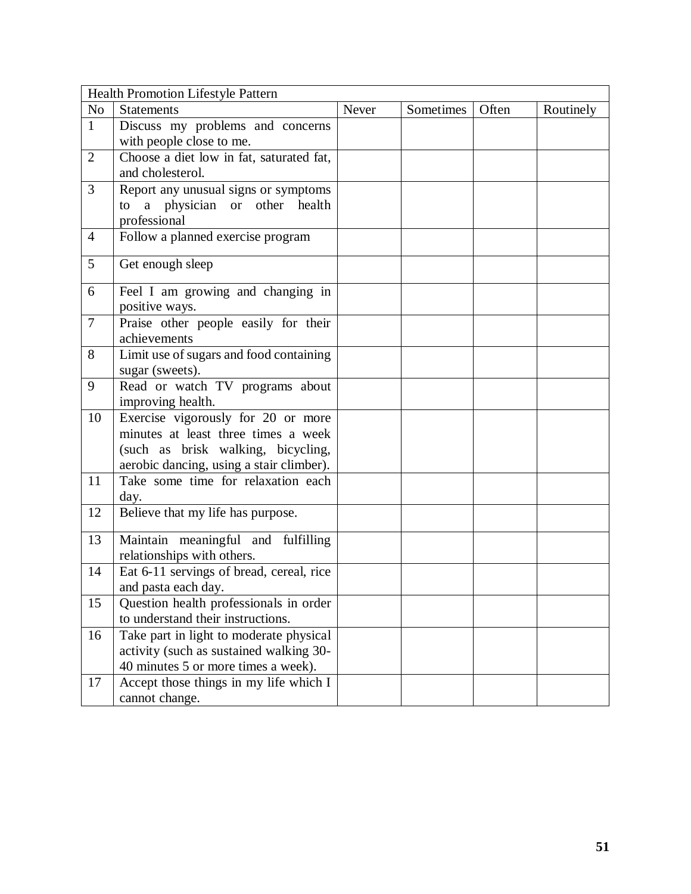| Health Promotion Lifestyle Pattern | | | | | |
|---|---|---|---|---|---|
| No | Statements | Never | Sometimes | Often | Routinely |
| 1 | Discuss my problems and concerns with people close to me. | | | | |
| 2 | Choose a diet low in fat, saturated fat, and cholesterol. | | | | |
| 3 | Report any unusual signs or symptoms to a physician or other health professional | | | | |
| 4 | Follow a planned exercise program | | | | |
| 5 | Get enough sleep | | | | |
| 6 | Feel I am growing and changing in positive ways. | | | | |
| 7 | Praise other people easily for their achievements | | | | |
| 8 | Limit use of sugars and food containing sugar (sweets). | | | | |
| 9 | Read or watch TV programs about improving health. | | | | |
| 10 | Exercise vigorously for 20 or more minutes at least three times a week (such as brisk walking, bicycling, aerobic dancing, using a stair climber). | | | | |
| 11 | Take some time for relaxation each day. | | | | |
| 12 | Believe that my life has purpose. | | | | |
| 13 | Maintain meaningful and fulfilling relationships with others. | | | | |
| 14 | Eat 6-11 servings of bread, cereal, rice and pasta each day. | | | | |
| 15 | Question health professionals in order to understand their instructions. | | | | |
| 16 | Take part in light to moderate physical activity (such as sustained walking 30-40 minutes 5 or more times a week). | | | | |
| 17 | Accept those things in my life which I cannot change. | | | | |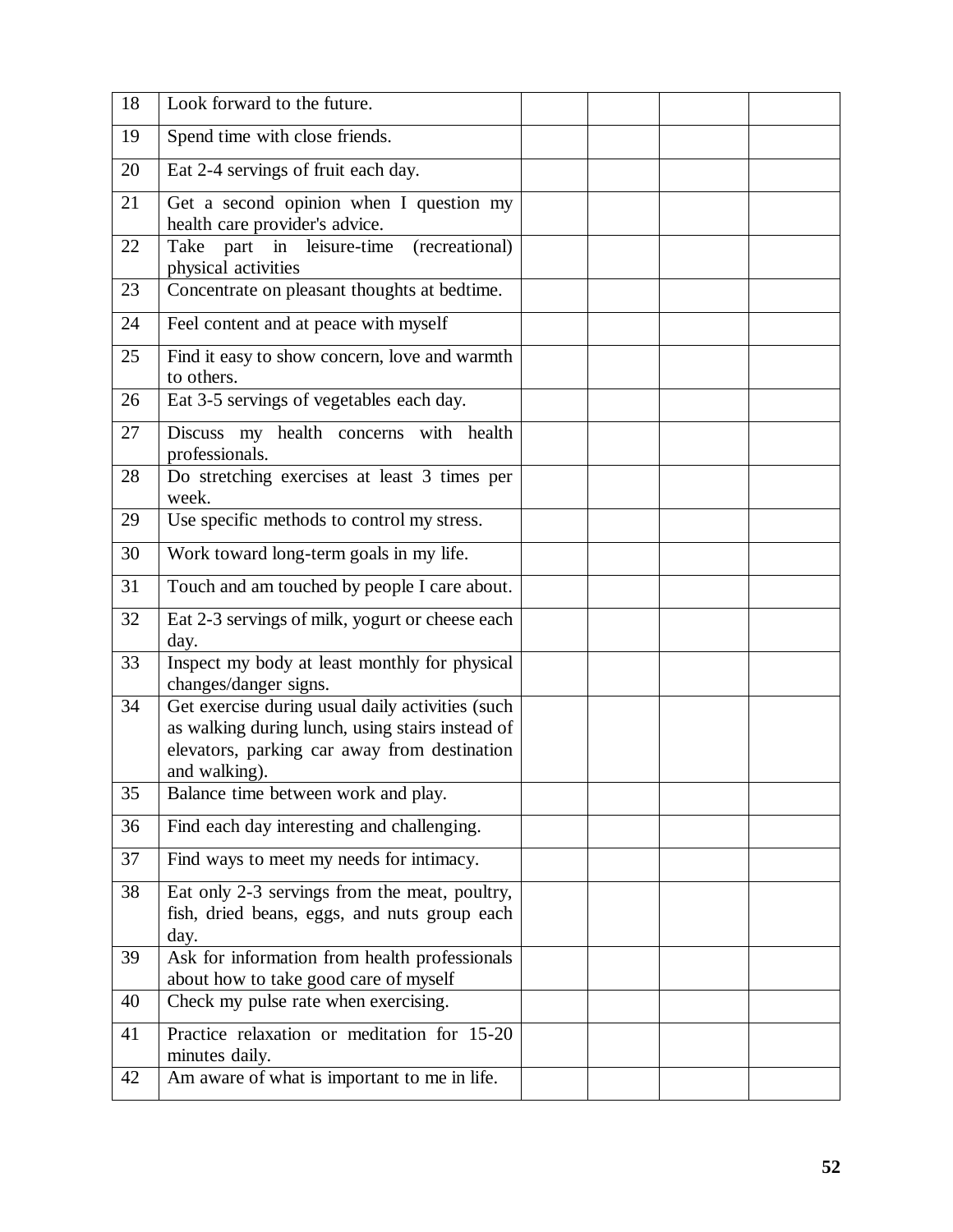| | | | | | |
|---|---|---|---|---|---|
| 18 | Look forward to the future. | | | | |
| 19 | Spend time with close friends. | | | | |
| 20 | Eat 2-4 servings of fruit each day. | | | | |
| 21 | Get a second opinion when I question my health care provider's advice. | | | | |
| 22 | Take part in leisure-time (recreational) physical activities | | | | |
| 23 | Concentrate on pleasant thoughts at bedtime. | | | | |
| 24 | Feel content and at peace with myself | | | | |
| 25 | Find it easy to show concern, love and warmth to others. | | | | |
| 26 | Eat 3-5 servings of vegetables each day. | | | | |
| 27 | Discuss my health concerns with health professionals. | | | | |
| 28 | Do stretching exercises at least 3 times per week. | | | | |
| 29 | Use specific methods to control my stress. | | | | |
| 30 | Work toward long-term goals in my life. | | | | |
| 31 | Touch and am touched by people I care about. | | | | |
| 32 | Eat 2-3 servings of milk, yogurt or cheese each day. | | | | |
| 33 | Inspect my body at least monthly for physical changes/danger signs. | | | | |
| 34 | Get exercise during usual daily activities (such as walking during lunch, using stairs instead of elevators, parking car away from destination and walking). | | | | |
| 35 | Balance time between work and play. | | | | |
| 36 | Find each day interesting and challenging. | | | | |
| 37 | Find ways to meet my needs for intimacy. | | | | |
| 38 | Eat only 2-3 servings from the meat, poultry, fish, dried beans, eggs, and nuts group each day. | | | | |
| 39 | Ask for information from health professionals about how to take good care of myself | | | | |
| 40 | Check my pulse rate when exercising. | | | | |
| 41 | Practice relaxation or meditation for 15-20 minutes daily. | | | | |
| 42 | Am aware of what is important to me in life. | | | | |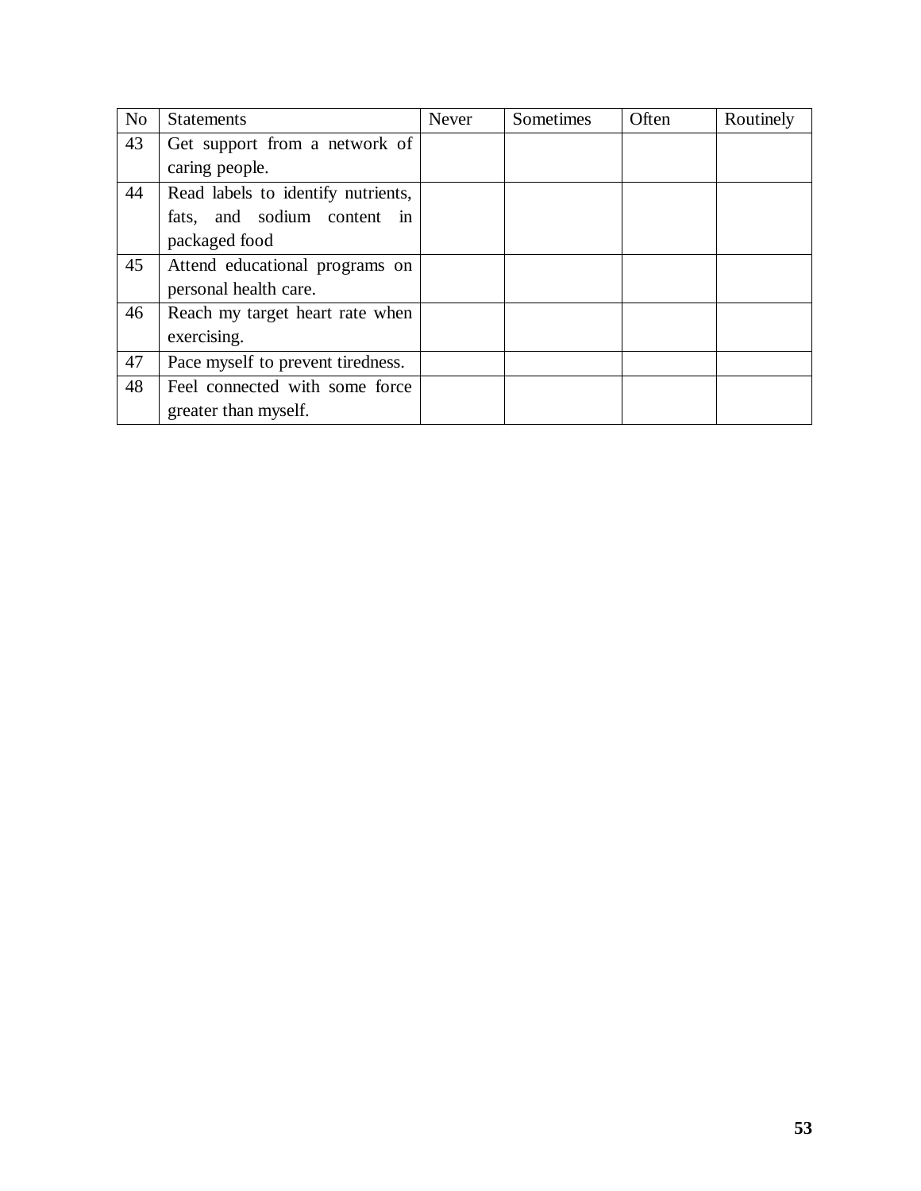| No | Statements | Never | Sometimes | Often | Routinely |
|---|---|---|---|---|---|
| 43 | Get support from a network of caring people. | | | | |
| 44 | Read labels to identify nutrients, fats, and sodium content in packaged food | | | | |
| 45 | Attend educational programs on personal health care. | | | | |
| 46 | Reach my target heart rate when exercising. | | | | |
| 47 | Pace myself to prevent tiredness. | | | | |
| 48 | Feel connected with some force greater than myself. | | | | |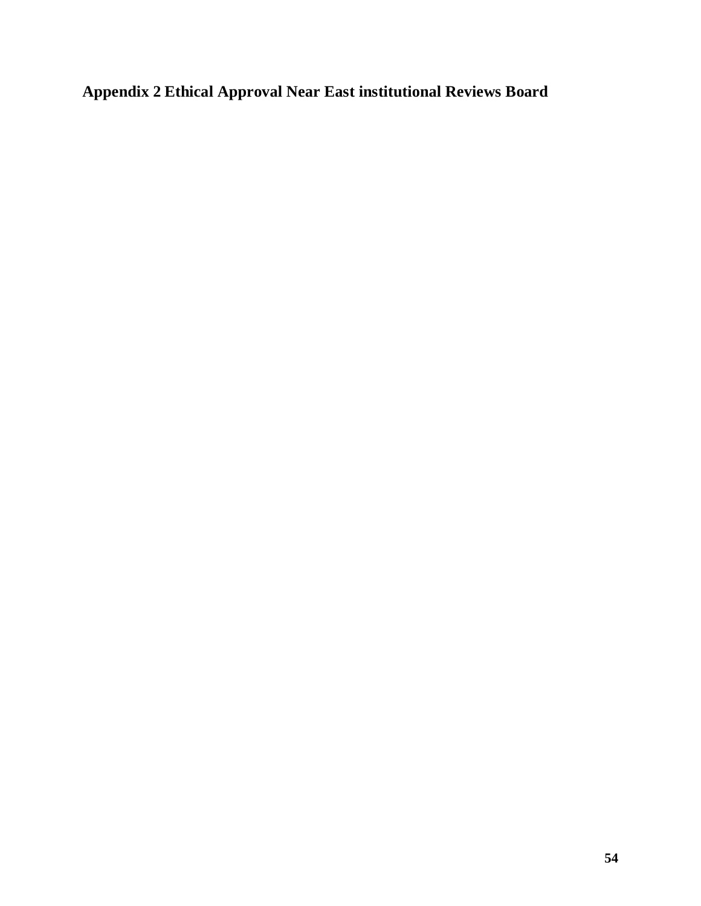## Appendix 2 Ethical Approval Near East institutional Reviews Board